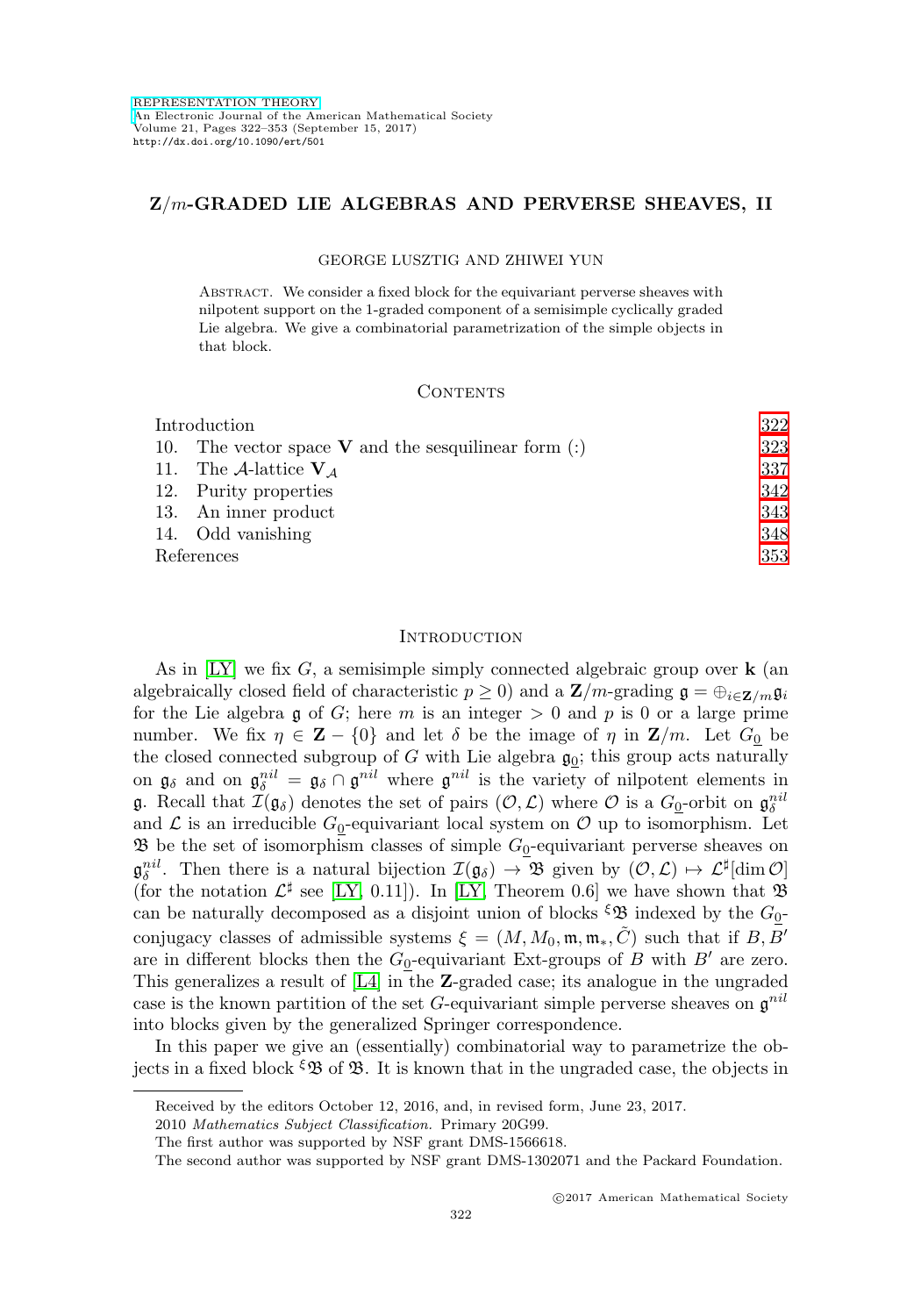# $\mathbf{Z}/m$-GRADED LIE ALGEBRAS AND PERVERSE SHEAVES, II

GEORGE LUSZTIG AND ZHIWEI YUN

ABSTRACT. We consider a fixed block for the equivariant perverse sheaves with nilpotent support on the 1-graded component of a semisimple cyclically graded Lie algebra. We give a combinatorial parametrization of the simple objects in that block.

## CONTENTS

| | |
|---|---|
| Introduction | 322 |
| 10. The vector space $\mathbf{V}$ and the sesquilinear form (:) | 323 |
| 11. The $\mathcal{A}$-lattice $\mathbf{V}_{\mathcal{A}}$ | 337 |
| 12. Purity properties | 342 |
| 13. An inner product | 343 |
| 14. Odd vanishing | 348 |
| References | 353 |

## INTRODUCTION

As in [LY] we fix $G$, a semisimple simply connected algebraic group over $\mathbf{k}$ (an algebraically closed field of characteristic $p \geq 0$) and a $\mathbf{Z}/m$-grading $\mathfrak{g} = \oplus_{i \in \mathbf{Z}/m} \mathfrak{g}_i$ for the Lie algebra $\mathfrak{g}$ of $G$; here $m$ is an integer $> 0$ and $p$ is 0 or a large prime number. We fix $\eta \in \mathbf{Z} - \{0\}$ and let $\delta$ be the image of $\eta$ in $\mathbf{Z}/m$. Let $G_{\underline{0}}$ be the closed connected subgroup of $G$ with Lie algebra $\mathfrak{g}_{\underline{0}}$; this group acts naturally on $\mathfrak{g}_\delta$ and on $\mathfrak{g}_\delta^{nil} = \mathfrak{g}_\delta \cap \mathfrak{g}^{nil}$ where $\mathfrak{g}^{nil}$ is the variety of nilpotent elements in $\mathfrak{g}$. Recall that $\mathcal{I}(\mathfrak{g}_\delta)$ denotes the set of pairs $(\mathcal{O}, \mathcal{L})$ where $\mathcal{O}$ is a $G_{\underline{0}}$-orbit on $\mathfrak{g}_\delta^{nil}$ and $\mathcal{L}$ is an irreducible $G_{\underline{0}}$-equivariant local system on $\mathcal{O}$ up to isomorphism. Let $\mathfrak{B}$ be the set of isomorphism classes of simple $G_{\underline{0}}$-equivariant perverse sheaves on $\mathfrak{g}_\delta^{nil}$. Then there is a natural bijection $\mathcal{I}(\mathfrak{g}_\delta) \to \mathfrak{B}$ given by $(\mathcal{O}, \mathcal{L}) \mapsto \mathcal{L}^\sharp[\dim \mathcal{O}]$ (for the notation $\mathcal{L}^\sharp$ see [LY, 0.11]). In [LY, Theorem 0.6] we have shown that $\mathfrak{B}$ can be naturally decomposed as a disjoint union of blocks ${}^\xi\mathfrak{B}$ indexed by the $G_{\underline{0}}$-conjugacy classes of admissible systems $\xi = (M, M_0, \mathfrak{m}, \mathfrak{m}_*, \tilde{C})$ such that if $B, B'$ are in different blocks then the $G_{\underline{0}}$-equivariant Ext-groups of $B$ with $B'$ are zero. This generalizes a result of [L4] in the $\mathbf{Z}$-graded case; its analogue in the ungraded case is the known partition of the set $G$-equivariant simple perverse sheaves on $\mathfrak{g}^{nil}$ into blocks given by the generalized Springer correspondence.

In this paper we give an (essentially) combinatorial way to parametrize the objects in a fixed block ${}^\xi\mathfrak{B}$ of $\mathfrak{B}$. It is known that in the ungraded case, the objects in

Received by the editors October 12, 2016, and, in revised form, June 23, 2017.

2010 *Mathematics Subject Classification.* Primary 20G99.

The first author was supported by NSF grant DMS-1566618.

The second author was supported by NSF grant DMS-1302071 and the Packard Foundation.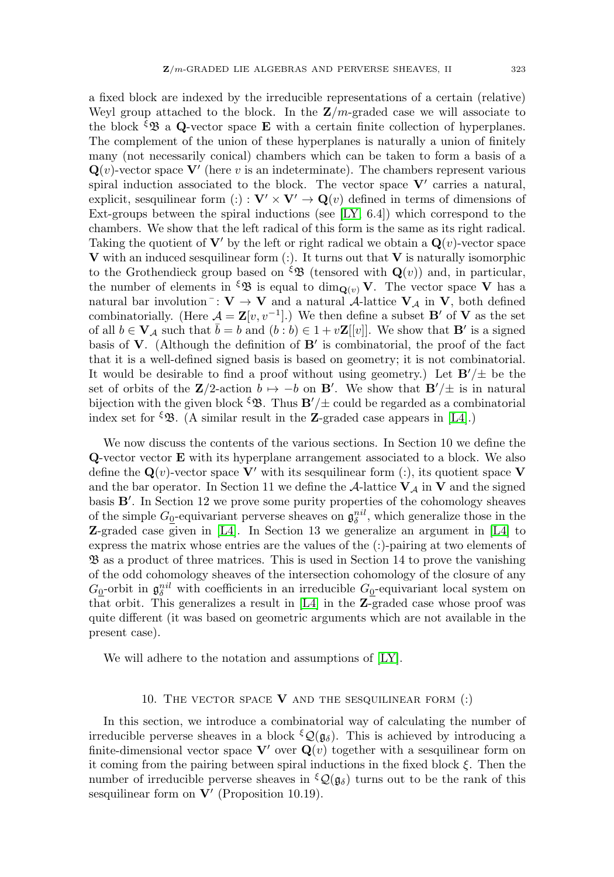a fixed block are indexed by the irreducible representations of a certain (relative) Weyl group attached to the block. In the $\mathbf{Z}/m$-graded case we will associate to the block ${}^\xi\mathfrak{B}$ a $\mathbf{Q}$-vector space $\mathbf{E}$ with a certain finite collection of hyperplanes. The complement of the union of these hyperplanes is naturally a union of finitely many (not necessarily conical) chambers which can be taken to form a basis of a $\mathbf{Q}(v)$-vector space $\mathbf{V}'$ (here $v$ is an indeterminate). The chambers represent various spiral induction associated to the block. The vector space $\mathbf{V}'$ carries a natural, explicit, sesquilinear form $(:) : \mathbf{V}' \times \mathbf{V}' \to \mathbf{Q}(v)$ defined in terms of dimensions of Ext-groups between the spiral inductions (see [LY, 6.4]) which correspond to the chambers. We show that the left radical of this form is the same as its right radical. Taking the quotient of $\mathbf{V}'$ by the left or right radical we obtain a $\mathbf{Q}(v)$-vector space $\mathbf{V}$ with an induced sesquilinear form $(:)$. It turns out that $\mathbf{V}$ is naturally isomorphic to the Grothendieck group based on ${}^\xi\mathfrak{B}$ (tensored with $\mathbf{Q}(v)$) and, in particular, the number of elements in ${}^\xi\mathfrak{B}$ is equal to $\dim_{\mathbf{Q}(v)} \mathbf{V}$. The vector space $\mathbf{V}$ has a natural bar involution $^- : \mathbf{V} \to \mathbf{V}$ and a natural $\mathcal{A}$-lattice $\mathbf{V}_\mathcal{A}$ in $\mathbf{V}$, both defined combinatorially. (Here $\mathcal{A} = \mathbf{Z}[v, v^{-1}]$.) We then define a subset $\mathbf{B}'$ of $\mathbf{V}$ as the set of all $b \in \mathbf{V}_\mathcal{A}$ such that $\bar{b} = b$ and $(b : b) \in 1 + v\mathbf{Z}[[v]]$. We show that $\mathbf{B}'$ is a signed basis of $\mathbf{V}$. (Although the definition of $\mathbf{B}'$ is combinatorial, the proof of the fact that it is a well-defined signed basis is based on geometry; it is not combinatorial. It would be desirable to find a proof without using geometry.) Let $\mathbf{B}'/\pm$ be the set of orbits of the $\mathbf{Z}/2$-action $b \mapsto -b$ on $\mathbf{B}'$. We show that $\mathbf{B}'/\pm$ is in natural bijection with the given block ${}^\xi\mathfrak{B}$. Thus $\mathbf{B}'/\pm$ could be regarded as a combinatorial index set for ${}^\xi\mathfrak{B}$. (A similar result in the $\mathbf{Z}$-graded case appears in [L4].)

We now discuss the contents of the various sections. In Section 10 we define the $\mathbf{Q}$-vector vector $\mathbf{E}$ with its hyperplane arrangement associated to a block. We also define the $\mathbf{Q}(v)$-vector space $\mathbf{V}'$ with its sesquilinear form $(:)$, its quotient space $\mathbf{V}$ and the bar operator. In Section 11 we define the $\mathcal{A}$-lattice $\mathbf{V}_\mathcal{A}$ in $\mathbf{V}$ and the signed basis $\mathbf{B}'$. In Section 12 we prove some purity properties of the cohomology sheaves of the simple $G_{\underline{0}}$-equivariant perverse sheaves on $\mathfrak{g}_\delta^{nil}$, which generalize those in the $\mathbf{Z}$-graded case given in [L4]. In Section 13 we generalize an argument in [L4] to express the matrix whose entries are the values of the $(:)$-pairing at two elements of $\mathfrak{B}$ as a product of three matrices. This is used in Section 14 to prove the vanishing of the odd cohomology sheaves of the intersection cohomology of the closure of any $G_{\underline{0}}$-orbit in $\mathfrak{g}_\delta^{nil}$ with coefficients in an irreducible $G_{\underline{0}}$-equivariant local system on that orbit. This generalizes a result in [L4] in the $\mathbf{Z}$-graded case whose proof was quite different (it was based on geometric arguments which are not available in the present case).

We will adhere to the notation and assumptions of [LY].

## 10. The vector space $\mathbf{V}$ and the sesquilinear form $(:)$

In this section, we introduce a combinatorial way of calculating the number of irreducible perverse sheaves in a block ${}^\xi\mathcal{Q}(\mathfrak{g}_\delta)$. This is achieved by introducing a finite-dimensional vector space $\mathbf{V}'$ over $\mathbf{Q}(v)$ together with a sesquilinear form on it coming from the pairing between spiral inductions in the fixed block $\xi$. Then the number of irreducible perverse sheaves in ${}^\xi\mathcal{Q}(\mathfrak{g}_\delta)$ turns out to be the rank of this sesquilinear form on $\mathbf{V}'$ (Proposition 10.19).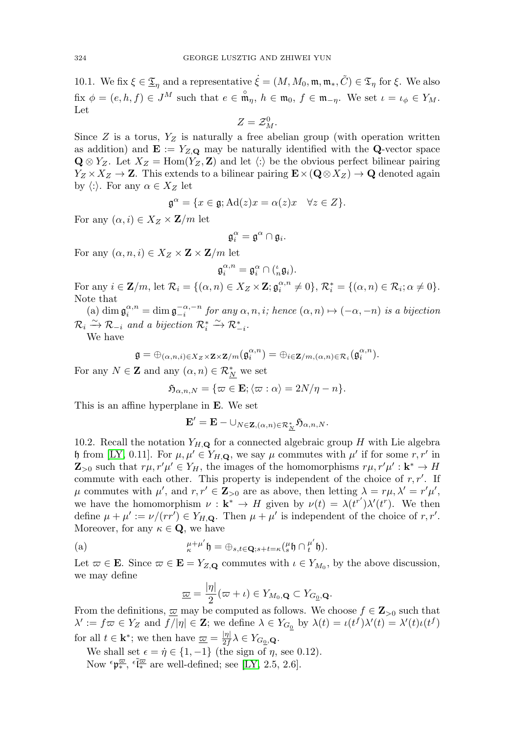10.1. We fix $\xi \in \underline{\mathfrak{T}}_\eta$ and a representative $\dot{\xi} = (M, M_0, \mathfrak{m}, \mathfrak{m}_*, \tilde{C}) \in \mathfrak{T}_\eta$ for $\xi$. We also fix $\phi = (e, h, f) \in J^M$ such that $e \in \overset{\circ}{\mathfrak{m}}_\eta$, $h \in \mathfrak{m}_0$, $f \in \mathfrak{m}_{-\eta}$. We set $\iota = \iota_\phi \in Y_M$. Let

$$Z = \mathcal{Z}_M^0.$$

Since $Z$ is a torus, $Y_Z$ is naturally a free abelian group (with operation written as addition) and $\mathbf{E} := Y_{Z,\mathbf{Q}}$ may be naturally identified with the $\mathbf{Q}$-vector space $\mathbf{Q} \otimes Y_Z$. Let $X_Z = \mathrm{Hom}(Y_Z, \mathbf{Z})$ and let $\langle : \rangle$ be the obvious perfect bilinear pairing $Y_Z \times X_Z \to \mathbf{Z}$. This extends to a bilinear pairing $\mathbf{E} \times (\mathbf{Q} \otimes X_Z) \to \mathbf{Q}$ denoted again by $\langle : \rangle$. For any $\alpha \in X_Z$ let

$$\mathfrak{g}^\alpha = \{x \in \mathfrak{g}; \mathrm{Ad}(z)x = \alpha(z)x \quad \forall z \in Z\}.$$

For any $(\alpha, i) \in X_Z \times \mathbf{Z}/m$ let

$$\mathfrak{g}_i^\alpha = \mathfrak{g}^\alpha \cap \mathfrak{g}_i.$$

For any $(\alpha, n, i) \in X_Z \times \mathbf{Z} \times \mathbf{Z}/m$ let

$$\mathfrak{g}_i^{\alpha,n} = \mathfrak{g}_i^\alpha \cap ({}^\iota_n\mathfrak{g}_i).$$

For any $i \in \mathbf{Z}/m$, let $\mathcal{R}_i = \{(\alpha, n) \in X_Z \times \mathbf{Z}; \mathfrak{g}_i^{\alpha,n} \neq 0\}$, $\mathcal{R}_i^* = \{(\alpha, n) \in \mathcal{R}_i; \alpha \neq 0\}$. Note that

(a) $\dim \mathfrak{g}_i^{\alpha,n} = \dim \mathfrak{g}_{-i}^{-\alpha,-n}$ *for any* $\alpha, n, i$*; hence* $(\alpha, n) \mapsto (-\alpha, -n)$ *is a bijection* $\mathcal{R}_i \xrightarrow{\sim} \mathcal{R}_{-i}$ *and a bijection* $\mathcal{R}_i^* \xrightarrow{\sim} \mathcal{R}_{-i}^*$.

We have

$$\mathfrak{g} = \oplus_{(\alpha,n,i) \in X_Z \times \mathbf{Z} \times \mathbf{Z}/m}(\mathfrak{g}_i^{\alpha,n}) = \oplus_{i \in \mathbf{Z}/m, (\alpha,n) \in \mathcal{R}_i}(\mathfrak{g}_i^{\alpha,n}).$$

For any $N \in \mathbf{Z}$ and any $(\alpha, n) \in \mathcal{R}_{\underline{N}}^*$ we set

$$\mathfrak{H}_{\alpha,n,N} = \{\varpi \in \mathbf{E}; \langle \varpi : \alpha \rangle = 2N/\eta - n\}.$$

This is an affine hyperplane in $\mathbf{E}$. We set

$$\mathbf{E}' = \mathbf{E} - \cup_{N \in \mathbf{Z}, (\alpha,n) \in \mathcal{R}_{\underline{N}}^*} \mathfrak{H}_{\alpha,n,N}.$$

10.2. Recall the notation $Y_{H,\mathbf{Q}}$ for a connected algebraic group $H$ with Lie algebra $\mathfrak{h}$ from [LY, 0.11]. For $\mu, \mu' \in Y_{H,\mathbf{Q}}$, we say $\mu$ commutes with $\mu'$ if for some $r, r'$ in $\mathbf{Z}_{>0}$ such that $r\mu, r'\mu' \in Y_H$, the images of the homomorphisms $r\mu, r'\mu' : \mathbf{k}^* \to H$ commute with each other. This property is independent of the choice of $r, r'$. If $\mu$ commutes with $\mu'$, and $r, r' \in \mathbf{Z}_{>0}$ are as above, then letting $\lambda = r\mu, \lambda' = r'\mu'$, we have the homomorphism $\nu : \mathbf{k}^* \to H$ given by $\nu(t) = \lambda(t^{r'})\lambda'(t^r)$. We then define $\mu + \mu' := \nu/(rr') \in Y_{H,\mathbf{Q}}$. Then $\mu + \mu'$ is independent of the choice of $r, r'$. Moreover, for any $\kappa \in \mathbf{Q}$, we have

(a)
$$ {}^{\mu+\mu'}_{\kappa}\mathfrak{h} = \oplus_{s,t \in \mathbf{Q}; s+t=\kappa}({}^{\mu}_{s}\mathfrak{h} \cap {}^{\mu'}_{t}\mathfrak{h}).$$

Let $\varpi \in \mathbf{E}$. Since $\varpi \in \mathbf{E} = Y_{Z,\mathbf{Q}}$ commutes with $\iota \in Y_{M_0}$, by the above discussion, we may define

$$\underline{\varpi} = \frac{|\eta|}{2}(\varpi + \iota) \in Y_{M_0,\mathbf{Q}} \subset Y_{G_{\underline{0}},\mathbf{Q}}.$$

From the definitions, $\underline{\varpi}$ may be computed as follows. We choose $f \in \mathbf{Z}_{>0}$ such that $\lambda' := f\varpi \in Y_Z$ and $f/|\eta| \in \mathbf{Z}$; we define $\lambda \in Y_{G_{\underline{0}}}$ by $\lambda(t) = \iota(t^f)\lambda'(t) = \lambda'(t)\iota(t^f)$ for all $t \in \mathbf{k}^*$; we then have $\underline{\varpi} = \frac{|\eta|}{2f}\lambda \in Y_{G_{\underline{0}},\mathbf{Q}}$.

We shall set $\epsilon = \dot{\eta} \in \{1, -1\}$ (the sign of $\eta$, see 0.12).

Now ${}^\epsilon\mathfrak{p}_*^{\underline{\varpi}}$, ${}^\epsilon\tilde{\mathfrak{l}}_*^{\underline{\varpi}}$ are well-defined; see [LY, 2.5, 2.6].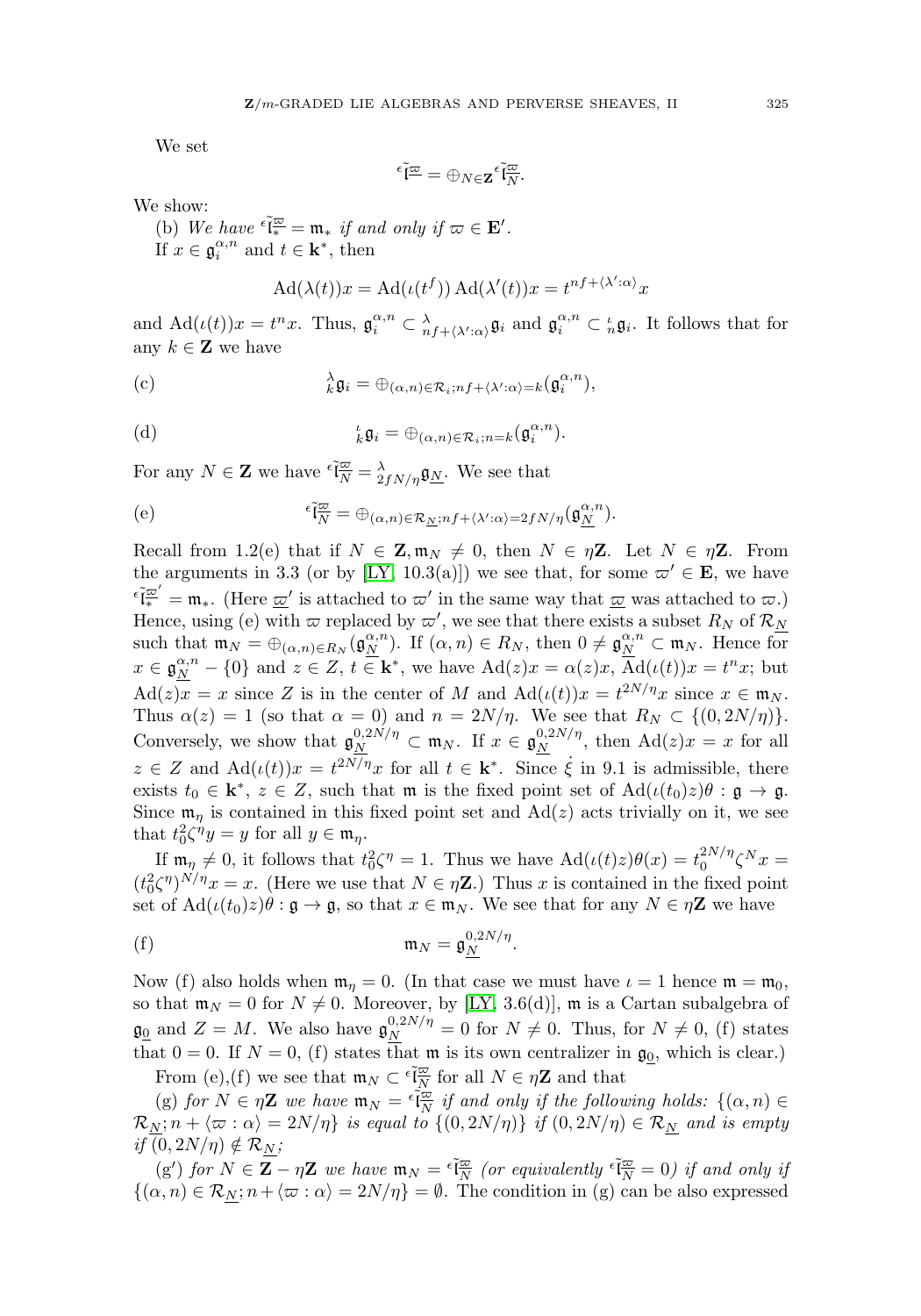We set

$$ {}^\epsilon\tilde{\mathfrak{l}}^{\underline{\varpi}} = \oplus_{N\in\mathbf{Z}} {}^\epsilon\tilde{\mathfrak{l}}^{\underline{\varpi}}_N. $$

We show:

(b) *We have* ${}^\epsilon\tilde{\mathfrak{l}}^{\underline{\varpi}}_* = \mathfrak{m}_*$ *if and only if* $\varpi \in \mathbf{E}'$.

If $x \in \mathfrak{g}_i^{\alpha,n}$ and $t \in \mathbf{k}^*$, then

$$ \mathrm{Ad}(\lambda(t))x = \mathrm{Ad}(\iota(t^f))\,\mathrm{Ad}(\lambda'(t))x = t^{nf+\langle\lambda':\alpha\rangle}x $$

and $\mathrm{Ad}(\iota(t))x = t^n x$. Thus, $\mathfrak{g}_i^{\alpha,n} \subset {}^\lambda_{nf+\langle\lambda':\alpha\rangle}\mathfrak{g}_i$ and $\mathfrak{g}_i^{\alpha,n} \subset {}^\iota_n\mathfrak{g}_i$. It follows that for any $k \in \mathbf{Z}$ we have

$$ {}^\lambda_k\mathfrak{g}_i = \oplus_{(\alpha,n)\in\mathcal{R}_i;nf+\langle\lambda':\alpha\rangle=k}(\mathfrak{g}_i^{\alpha,n}), \tag{c} $$

$$ {}^\iota_k\mathfrak{g}_i = \oplus_{(\alpha,n)\in\mathcal{R}_i;n=k}(\mathfrak{g}_i^{\alpha,n}). \tag{d} $$

For any $N \in \mathbf{Z}$ we have ${}^\epsilon\tilde{\mathfrak{l}}^{\underline{\varpi}}_N = {}^\lambda_{2fN/\eta}\mathfrak{g}_{\underline{N}}$. We see that

$$ {}^\epsilon\tilde{\mathfrak{l}}^{\underline{\varpi}}_N = \oplus_{(\alpha,n)\in\mathcal{R}_{\underline{N}};nf+\langle\lambda':\alpha\rangle=2fN/\eta}(\mathfrak{g}_{\underline{N}}^{\alpha,n}). \tag{e} $$

Recall from 1.2(e) that if $N \in \mathbf{Z}, \mathfrak{m}_N \neq 0$, then $N \in \eta\mathbf{Z}$. Let $N \in \eta\mathbf{Z}$. From the arguments in 3.3 (or by [LY, 10.3(a)]) we see that, for some $\varpi' \in \mathbf{E}$, we have ${}^\epsilon\tilde{\mathfrak{l}}^{\underline{\varpi}'}_* = \mathfrak{m}_*$. (Here $\underline{\varpi}'$ is attached to $\varpi'$ in the same way that $\underline{\varpi}$ was attached to $\varpi$.) Hence, using (e) with $\varpi$ replaced by $\varpi'$, we see that there exists a subset $R_N$ of $\mathcal{R}_{\underline{N}}$ such that $\mathfrak{m}_N = \oplus_{(\alpha,n)\in R_N}(\mathfrak{g}_{\underline{N}}^{\alpha,n})$. If $(\alpha,n) \in R_N$, then $0 \neq \mathfrak{g}_{\underline{N}}^{\alpha,n} \subset \mathfrak{m}_N$. Hence for $x \in \mathfrak{g}_{\underline{N}}^{\alpha,n} - \{0\}$ and $z \in Z$, $t \in \mathbf{k}^*$, we have $\mathrm{Ad}(z)x = \alpha(z)x$, $\mathrm{Ad}(\iota(t))x = t^n x$; but $\mathrm{Ad}(z)x = x$ since $z$ is in the center of $M$ and $\mathrm{Ad}(\iota(t))x = t^{2N/\eta}x$ since $x \in \mathfrak{m}_N$. Thus $\alpha(z) = 1$ (so that $\alpha = 0$) and $n = 2N/\eta$. We see that $R_N \subset \{(0, 2N/\eta)\}$. Conversely, we show that $\mathfrak{g}_{\underline{N}}^{0,2N/\eta} \subset \mathfrak{m}_N$. If $x \in \mathfrak{g}_{\underline{N}}^{0,2N/\eta}$, then $\mathrm{Ad}(z)x = x$ for all $z \in Z$ and $\mathrm{Ad}(\iota(t))x = t^{2N/\eta}x$ for all $t \in \mathbf{k}^*$. Since $\dot\xi$ in 9.1 is admissible, there exists $t_0 \in \mathbf{k}^*$, $z \in Z$, such that $\mathfrak{m}$ is the fixed point set of $\mathrm{Ad}(\iota(t_0)z)\theta : \mathfrak{g} \to \mathfrak{g}$. Since $\mathfrak{m}_\eta$ is contained in this fixed point set and $\mathrm{Ad}(z)$ acts trivially on it, we see that $t_0^2\zeta^\eta y = y$ for all $y \in \mathfrak{m}_\eta$.

If $\mathfrak{m}_\eta \neq 0$, it follows that $t_0^2\zeta^\eta = 1$. Thus we have $\mathrm{Ad}(\iota(t)z)\theta(x) = t_0^{2N/\eta}\zeta^N x = (t_0^2\zeta^\eta)^{N/\eta}x = x$. (Here we use that $N \in \eta\mathbf{Z}$.) Thus $x$ is contained in the fixed point set of $\mathrm{Ad}(\iota(t_0)z)\theta : \mathfrak{g} \to \mathfrak{g}$, so that $x \in \mathfrak{m}_N$. We see that for any $N \in \eta\mathbf{Z}$ we have

$$ \mathfrak{m}_N = \mathfrak{g}_{\underline{N}}^{0,2N/\eta}. \tag{f} $$

Now (f) also holds when $\mathfrak{m}_\eta = 0$. (In that case we must have $\iota = 1$ hence $\mathfrak{m} = \mathfrak{m}_0$, so that $\mathfrak{m}_N = 0$ for $N \neq 0$. Moreover, by [LY, 3.6(d)], $\mathfrak{m}$ is a Cartan subalgebra of $\mathfrak{g}_{\underline{0}}$ and $Z = M$. We also have $\mathfrak{g}_{\underline{N}}^{0,2N/\eta} = 0$ for $N \neq 0$. Thus, for $N \neq 0$, (f) states that $0 = 0$. If $N = 0$, (f) states that $\mathfrak{m}$ is its own centralizer in $\mathfrak{g}_{\underline{0}}$, which is clear.)

From (e),(f) we see that $\mathfrak{m}_N \subset {}^\epsilon\tilde{\mathfrak{l}}^{\underline{\varpi}}_N$ for all $N \in \eta\mathbf{Z}$ and that

(g) *for* $N \in \eta\mathbf{Z}$ *we have* $\mathfrak{m}_N = {}^\epsilon\tilde{\mathfrak{l}}^{\underline{\varpi}}_N$ *if and only if the following holds:* $\{(\alpha,n) \in \mathcal{R}_{\underline{N}}; n + \langle\varpi : \alpha\rangle = 2N/\eta\}$ *is equal to* $\{(0, 2N/\eta)\}$ *if* $(0, 2N/\eta) \in \mathcal{R}_{\underline{N}}$ *and is empty if* $(0, 2N/\eta) \notin \mathcal{R}_{\underline{N}}$;

(g′) *for* $N \in \mathbf{Z} - \eta\mathbf{Z}$ *we have* $\mathfrak{m}_N = {}^\epsilon\tilde{\mathfrak{l}}^{\underline{\varpi}}_N$ *(or equivalently* ${}^\epsilon\tilde{\mathfrak{l}}^{\underline{\varpi}}_N = 0$*) if and only if* $\{(\alpha,n) \in \mathcal{R}_{\underline{N}}; n + \langle\varpi : \alpha\rangle = 2N/\eta\} = \emptyset$. The condition in (g) can be also expressed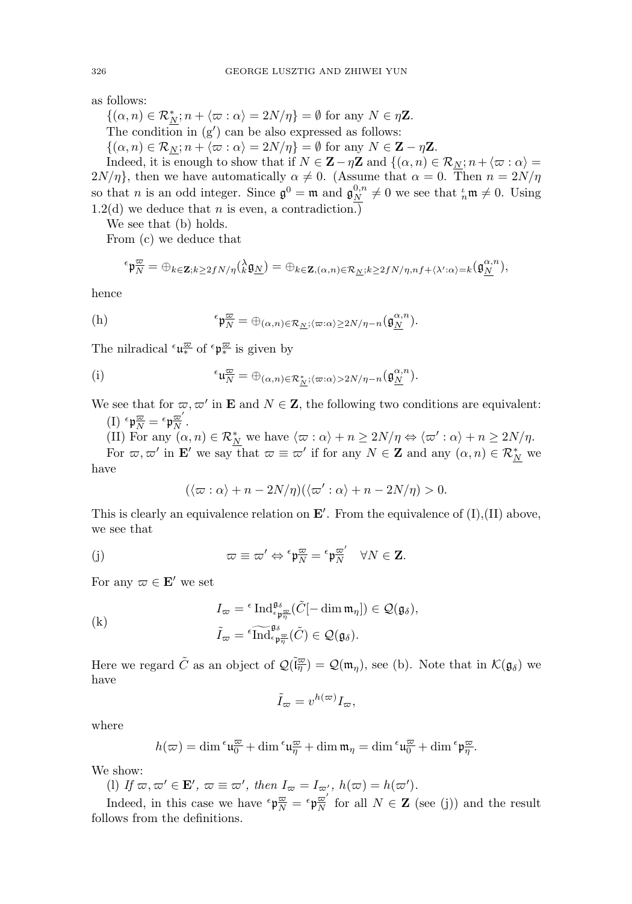as follows:

$\{(\alpha, n) \in \mathcal{R}^*_{\underline{N}}; n + \langle \varpi : \alpha \rangle = 2N/\eta\} = \emptyset$ for any $N \in \eta\mathbf{Z}$.

The condition in (g′) can be also expressed as follows:

$\{(\alpha, n) \in \mathcal{R}_{\underline{N}}; n + \langle \varpi : \alpha \rangle = 2N/\eta\} = \emptyset$ for any $N \in \mathbf{Z} - \eta\mathbf{Z}$.

Indeed, it is enough to show that if $N \in \mathbf{Z} - \eta\mathbf{Z}$ and $\{(\alpha, n) \in \mathcal{R}_{\underline{N}}; n + \langle \varpi : \alpha \rangle = 2N/\eta\}$, then we have automatically $\alpha \neq 0$. (Assume that $\alpha = 0$. Then $n = 2N/\eta$ so that $n$ is an odd integer. Since $\mathfrak{g}^0 = \mathfrak{m}$ and $\mathfrak{g}^{0,n}_{\underline{N}} \neq 0$ we see that ${}^{\iota}_{n}\mathfrak{m} \neq 0$. Using 1.2(d) we deduce that $n$ is even, a contradiction.)

We see that (b) holds.

From (c) we deduce that

$$
{}^{\epsilon}\mathfrak{p}^{\varpi}_{N} = \oplus_{k \in \mathbf{Z}; k \geq 2fN/\eta}({}^{\lambda}_{k}\mathfrak{g}_{\underline{N}}) = \oplus_{k \in \mathbf{Z}, (\alpha,n) \in \mathcal{R}_{\underline{N}}; k \geq 2fN/\eta, nf + \langle \lambda' : \alpha \rangle = k}(\mathfrak{g}^{\alpha,n}_{\underline{N}}),
$$

hence

$$
\text{(h)} \qquad {}^{\epsilon}\mathfrak{p}^{\varpi}_{N} = \oplus_{(\alpha,n) \in \mathcal{R}_{\underline{N}}; \langle \varpi : \alpha \rangle \geq 2N/\eta - n}(\mathfrak{g}^{\alpha,n}_{\underline{N}}).
$$

The nilradical ${}^{\epsilon}\mathfrak{u}^{\varpi}_{*}$ of ${}^{\epsilon}\mathfrak{p}^{\varpi}_{*}$ is given by

$$
\text{(i)} \qquad {}^{\epsilon}\mathfrak{u}^{\varpi}_{N} = \oplus_{(\alpha,n) \in \mathcal{R}^*_{\underline{N}}; \langle \varpi : \alpha \rangle > 2N/\eta - n}(\mathfrak{g}^{\alpha,n}_{\underline{N}}).
$$

We see that for $\varpi, \varpi'$ in $\mathbf{E}$ and $N \in \mathbf{Z}$, the following two conditions are equivalent:

(I) ${}^{\epsilon}\mathfrak{p}^{\varpi}_{N} = {}^{\epsilon}\mathfrak{p}^{\varpi'}_{N}$.

(II) For any $(\alpha, n) \in \mathcal{R}^*_{\underline{N}}$ we have $\langle \varpi : \alpha \rangle + n \geq 2N/\eta \Leftrightarrow \langle \varpi' : \alpha \rangle + n \geq 2N/\eta$.

For $\varpi, \varpi'$ in $\mathbf{E}'$ we say that $\varpi \equiv \varpi'$ if for any $N \in \mathbf{Z}$ and any $(\alpha, n) \in \mathcal{R}^*_{\underline{N}}$ we have

$$
(\langle \varpi : \alpha \rangle + n - 2N/\eta)(\langle \varpi' : \alpha \rangle + n - 2N/\eta) > 0.
$$

This is clearly an equivalence relation on $\mathbf{E}'$. From the equivalence of (I),(II) above, we see that

$$
\text{(j)} \qquad \varpi \equiv \varpi' \Leftrightarrow {}^{\epsilon}\mathfrak{p}^{\varpi}_{N} = {}^{\epsilon}\mathfrak{p}^{\varpi'}_{N} \quad \forall N \in \mathbf{Z}.
$$

For any $\varpi \in \mathbf{E}'$ we set

$$
\text{(k)} \qquad
\begin{aligned}
I_{\varpi} &= {}^{\epsilon}\operatorname{Ind}^{\mathfrak{g}_{\delta}}_{{}^{\epsilon}\mathfrak{p}^{\varpi}_{\eta}}(\tilde{C}[-\dim \mathfrak{m}_{\eta}]) \in \mathcal{Q}(\mathfrak{g}_{\delta}), \\
\tilde{I}_{\varpi} &= {}^{\epsilon}\widetilde{\operatorname{Ind}}^{\mathfrak{g}_{\delta}}_{{}^{\epsilon}\mathfrak{p}^{\varpi}_{\eta}}(\tilde{C}) \in \mathcal{Q}(\mathfrak{g}_{\delta}).
\end{aligned}
$$

Here we regard $\tilde{C}$ as an object of $\mathcal{Q}(\tilde{\mathfrak{l}}^{\varpi}_{\eta}) = \mathcal{Q}(\mathfrak{m}_{\eta})$, see (b). Note that in $\mathcal{K}(\mathfrak{g}_{\delta})$ we have

$$
\tilde{I}_{\varpi} = v^{h(\varpi)} I_{\varpi},
$$

where

$$
h(\varpi) = \dim {}^{\epsilon}\mathfrak{u}^{\varpi}_{0} + \dim {}^{\epsilon}\mathfrak{u}^{\varpi}_{\eta} + \dim \mathfrak{m}_{\eta} = \dim {}^{\epsilon}\mathfrak{u}^{\varpi}_{0} + \dim {}^{\epsilon}\mathfrak{p}^{\varpi}_{\eta}.
$$

We show:

(l) *If $\varpi, \varpi' \in \mathbf{E}'$, $\varpi \equiv \varpi'$, then $I_{\varpi} = I_{\varpi'}$, $h(\varpi) = h(\varpi')$.*

Indeed, in this case we have ${}^{\epsilon}\mathfrak{p}^{\varpi}_{N} = {}^{\epsilon}\mathfrak{p}^{\varpi'}_{N}$ for all $N \in \mathbf{Z}$ (see (j)) and the result follows from the definitions.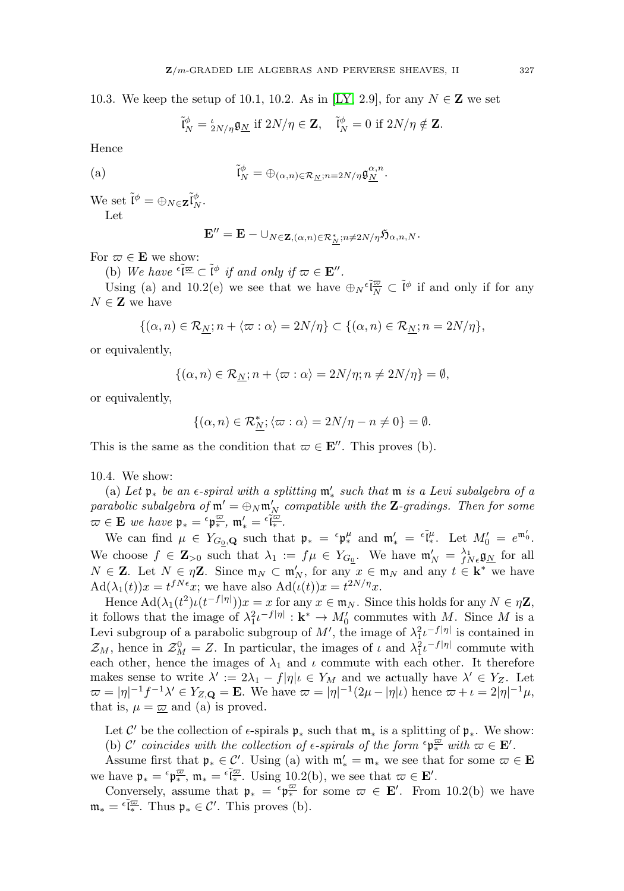10.3. We keep the setup of 10.1, 10.2. As in [LY, 2.9], for any $N \in \mathbf{Z}$ we set

$$\tilde{\mathfrak{l}}^{\phi}_N = {}_{2N/\eta}^{\iota}\mathfrak{g}_{\underline{N}} \text{ if } 2N/\eta \in \mathbf{Z}, \quad \tilde{\mathfrak{l}}^{\phi}_N = 0 \text{ if } 2N/\eta \notin \mathbf{Z}.$$

Hence

(a) $$\tilde{\mathfrak{l}}^{\phi}_N = \oplus_{(\alpha,n)\in\mathcal{R}_{\underline{N}};n=2N/\eta}\mathfrak{g}^{\alpha,n}_{\underline{N}}.$$

We set $\tilde{\mathfrak{l}}^{\phi} = \oplus_{N\in\mathbf{Z}}\tilde{\mathfrak{l}}^{\phi}_N$.

Let

$$\mathbf{E}'' = \mathbf{E} - \cup_{N\in\mathbf{Z},(\alpha,n)\in\mathcal{R}^*_{\underline{N}};n\neq 2N/\eta}\mathfrak{H}_{\alpha,n,N}.$$

For $\varpi \in \mathbf{E}$ we show:

(b) *We have* ${}^{\epsilon}\tilde{\mathfrak{l}}^{\underline{\varpi}}_{*} \subset \tilde{\mathfrak{l}}^{\phi}$ *if and only if* $\varpi \in \mathbf{E}''$.

Using (a) and 10.2(e) we see that we have $\oplus_N{}^{\epsilon}\tilde{\mathfrak{l}}^{\underline{\varpi}}_N \subset \tilde{\mathfrak{l}}^{\phi}$ if and only if for any $N \in \mathbf{Z}$ we have

$$\{(\alpha,n)\in\mathcal{R}_{\underline{N}}; n + \langle\varpi:\alpha\rangle = 2N/\eta\} \subset \{(\alpha,n)\in\mathcal{R}_{\underline{N}}; n = 2N/\eta\},$$

or equivalently,

$$\{(\alpha,n)\in\mathcal{R}_{\underline{N}}; n + \langle\varpi:\alpha\rangle = 2N/\eta; n \neq 2N/\eta\} = \emptyset,$$

or equivalently,

$$\{(\alpha,n)\in\mathcal{R}^*_{\underline{N}}; \langle\varpi:\alpha\rangle = 2N/\eta - n \neq 0\} = \emptyset.$$

This is the same as the condition that $\varpi \in \mathbf{E}''$. This proves (b).

10.4. We show:

(a) *Let* $\mathfrak{p}_*$ *be an* $\epsilon$*-spiral with a splitting* $\mathfrak{m}'_*$ *such that* $\mathfrak{m}$ *is a Levi subalgebra of a parabolic subalgebra of* $\mathfrak{m}' = \oplus_N\mathfrak{m}'_N$ *compatible with the* $\mathbf{Z}$*-gradings. Then for some* $\varpi \in \mathbf{E}$ *we have* $\mathfrak{p}_* = {}^{\epsilon}\mathfrak{p}^{\underline{\varpi}}_*$, $\mathfrak{m}'_* = {}^{\epsilon}\tilde{\mathfrak{l}}^{\underline{\varpi}}_*$.

We can find $\mu \in Y_{G_{\underline{0}},\mathbf{Q}}$ such that $\mathfrak{p}_* = {}^{\epsilon}\mathfrak{p}^{\mu}_*$ and $\mathfrak{m}'_* = {}^{\epsilon}\tilde{\mathfrak{l}}^{\mu}_*$. Let $M'_0 = e^{\mathfrak{m}'_0}$. We choose $f \in \mathbf{Z}_{>0}$ such that $\lambda_1 := f\mu \in Y_{G_{\underline{0}}}$. We have $\mathfrak{m}'_N = {}^{\lambda_1}_{fN\epsilon}\mathfrak{g}_{\underline{N}}$ for all $N \in \mathbf{Z}$. Let $N \in \eta\mathbf{Z}$. Since $\mathfrak{m}_N \subset \mathfrak{m}'_N$, for any $x \in \mathfrak{m}_N$ and any $t \in \mathbf{k}^*$ we have $\mathrm{Ad}(\lambda_1(t))x = t^{fN\epsilon}x$; we have also $\mathrm{Ad}(\iota(t))x = t^{2N/\eta}x$.

Hence $\mathrm{Ad}(\lambda_1(t^2)\iota(t^{-f|\eta|}))x = x$ for any $x \in \mathfrak{m}_N$. Since this holds for any $N \in \eta\mathbf{Z}$, it follows that the image of $\lambda_1^2\iota^{-f|\eta|} : \mathbf{k}^* \to M'_0$ commutes with $M$. Since $M$ is a Levi subgroup of a parabolic subgroup of $M'$, the image of $\lambda_1^2\iota^{-f|\eta|}$ is contained in $\mathcal{Z}_M$, hence in $\mathcal{Z}^0_M = Z$. In particular, the images of $\iota$ and $\lambda_1^2\iota^{-f|\eta|}$ commute with each other, hence the images of $\lambda_1$ and $\iota$ commute with each other. It therefore makes sense to write $\lambda' := 2\lambda_1 - f|\eta|\iota \in Y_M$ and we actually have $\lambda' \in Y_Z$. Let $\varpi = |\eta|^{-1}f^{-1}\lambda' \in Y_{Z,\mathbf{Q}} = \mathbf{E}$. We have $\varpi = |\eta|^{-1}(2\mu - |\eta|\iota)$ hence $\varpi + \iota = 2|\eta|^{-1}\mu$, that is, $\mu = \underline{\varpi}$ and (a) is proved.

Let $\mathcal{C}'$ be the collection of $\epsilon$-spirals $\mathfrak{p}_*$ such that $\mathfrak{m}_*$ is a splitting of $\mathfrak{p}_*$. We show:

(b) $\mathcal{C}'$ *coincides with the collection of* $\epsilon$*-spirals of the form* ${}^{\epsilon}\mathfrak{p}^{\underline{\varpi}}_*$ *with* $\varpi \in \mathbf{E}'$.

Assume first that $\mathfrak{p}_* \in \mathcal{C}'$. Using (a) with $\mathfrak{m}'_* = \mathfrak{m}_*$ we see that for some $\varpi \in \mathbf{E}$ we have $\mathfrak{p}_* = {}^{\epsilon}\mathfrak{p}^{\underline{\varpi}}_*$, $\mathfrak{m}_* = {}^{\epsilon}\tilde{\mathfrak{l}}^{\underline{\varpi}}_*$. Using 10.2(b), we see that $\varpi \in \mathbf{E}'$.

Conversely, assume that $\mathfrak{p}_* = {}^{\epsilon}\mathfrak{p}^{\underline{\varpi}}_*$ for some $\varpi \in \mathbf{E}'$. From 10.2(b) we have $\mathfrak{m}_* = {}^{\epsilon}\tilde{\mathfrak{l}}^{\underline{\varpi}}_*$. Thus $\mathfrak{p}_* \in \mathcal{C}'$. This proves (b).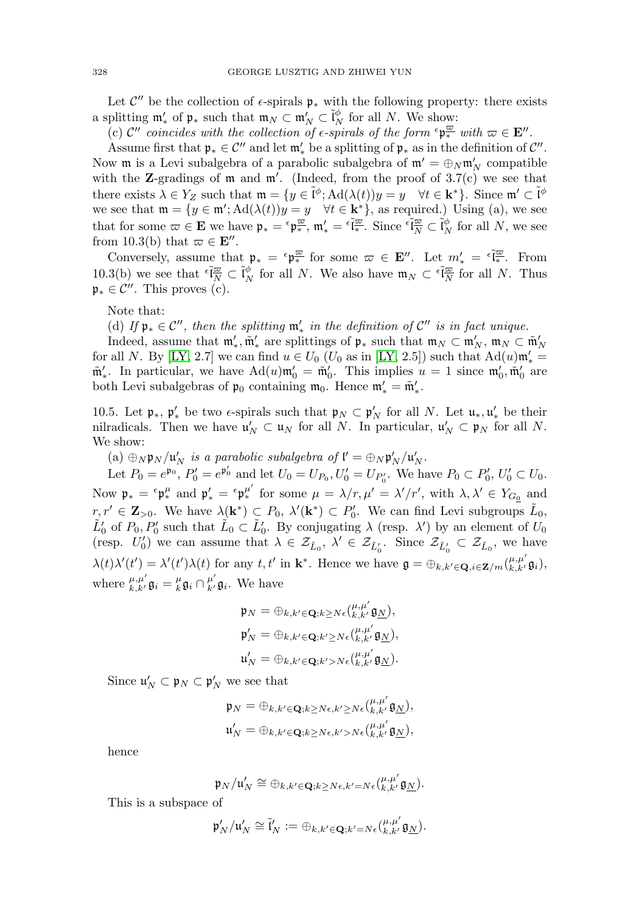Let $\mathcal{C}''$ be the collection of $\epsilon$-spirals $\mathfrak{p}_*$ with the following property: there exists a splitting $\mathfrak{m}'_*$ of $\mathfrak{p}_*$ such that $\mathfrak{m}_N \subset \mathfrak{m}'_N \subset \tilde{\mathfrak{l}}^\phi_N$ for all $N$. We show:

(c) *$\mathcal{C}''$ coincides with the collection of $\epsilon$-spirals of the form ${}^\epsilon\mathfrak{p}^{\varpi}_*$ with $\varpi \in \mathbf{E}''$.*

Assume first that $\mathfrak{p}_* \in \mathcal{C}''$ and let $\mathfrak{m}'_*$ be a splitting of $\mathfrak{p}_*$ as in the definition of $\mathcal{C}''$. Now $\mathfrak{m}$ is a Levi subalgebra of a parabolic subalgebra of $\mathfrak{m}' = \oplus_N \mathfrak{m}'_N$ compatible with the $\mathbf{Z}$-gradings of $\mathfrak{m}$ and $\mathfrak{m}'$. (Indeed, from the proof of 3.7(c) we see that there exists $\lambda \in Y_Z$ such that $\mathfrak{m} = \{y \in \tilde{\mathfrak{l}}^\phi; \mathrm{Ad}(\lambda(t))y = y \quad \forall t \in \mathbf{k}^*\}$. Since $\mathfrak{m}' \subset \tilde{\mathfrak{l}}^\phi$ we see that $\mathfrak{m} = \{y \in \mathfrak{m}'; \mathrm{Ad}(\lambda(t))y = y \quad \forall t \in \mathbf{k}^*\}$, as required.) Using (a), we see that for some $\varpi \in \mathbf{E}$ we have $\mathfrak{p}_* = {}^\epsilon\mathfrak{p}^{\varpi}_*$, $\mathfrak{m}'_* = {}^\epsilon\tilde{\mathfrak{l}}^{\varpi}_*$. Since ${}^\epsilon\tilde{\mathfrak{l}}^{\varpi}_N \subset \tilde{\mathfrak{l}}^\phi_N$ for all $N$, we see from 10.3(b) that $\varpi \in \mathbf{E}''$.

Conversely, assume that $\mathfrak{p}_* = {}^\epsilon\mathfrak{p}^{\varpi}_*$ for some $\varpi \in \mathbf{E}''$. Let $m'_* = {}^\epsilon\tilde{\mathfrak{l}}^{\varpi}_*$. From 10.3(b) we see that ${}^\epsilon\tilde{\mathfrak{l}}^{\varpi}_N \subset \tilde{\mathfrak{l}}^\phi_N$ for all $N$. We also have $\mathfrak{m}_N \subset {}^\epsilon\tilde{\mathfrak{l}}^{\varpi}_N$ for all $N$. Thus $\mathfrak{p}_* \in \mathcal{C}''$. This proves (c).

Note that:

(d) *If $\mathfrak{p}_* \in \mathcal{C}''$, then the splitting $\mathfrak{m}'_*$ in the definition of $\mathcal{C}''$ is in fact unique.*

Indeed, assume that $\mathfrak{m}'_*, \tilde{\mathfrak{m}}'_*$ are splittings of $\mathfrak{p}_*$ such that $\mathfrak{m}_N \subset \mathfrak{m}'_N$, $\mathfrak{m}_N \subset \tilde{\mathfrak{m}}'_N$ for all $N$. By [LY, 2.7] we can find $u \in U_0$ ($U_0$ as in [LY, 2.5]) such that $\mathrm{Ad}(u)\mathfrak{m}'_* = \tilde{\mathfrak{m}}'_*$. In particular, we have $\mathrm{Ad}(u)\mathfrak{m}'_0 = \tilde{\mathfrak{m}}'_0$. This implies $u = 1$ since $\mathfrak{m}'_0, \tilde{\mathfrak{m}}'_0$ are both Levi subalgebras of $\mathfrak{p}_0$ containing $\mathfrak{m}_0$. Hence $\mathfrak{m}'_* = \tilde{\mathfrak{m}}'_*$.

10.5. Let $\mathfrak{p}_*, \mathfrak{p}'_*$ be two $\epsilon$-spirals such that $\mathfrak{p}_N \subset \mathfrak{p}'_N$ for all $N$. Let $\mathfrak{u}_*, \mathfrak{u}'_*$ be their nilradicals. Then we have $\mathfrak{u}'_N \subset \mathfrak{u}_N$ for all $N$. In particular, $\mathfrak{u}'_N \subset \mathfrak{p}_N$ for all $N$. We show:

(a) *$\oplus_N \mathfrak{p}_N/\mathfrak{u}'_N$ is a parabolic subalgebra of $\mathfrak{l}' = \oplus_N \mathfrak{p}'_N/\mathfrak{u}'_N$.*

Let $P_0 = e^{\mathfrak{p}_0}, P'_0 = e^{\mathfrak{p}'_0}$ and let $U_0 = U_{P_0}, U'_0 = U_{P'_0}$. We have $P_0 \subset P'_0$, $U'_0 \subset U_0$. Now $\mathfrak{p}_* = {}^\epsilon\mathfrak{p}^{\mu}_*$ and $\mathfrak{p}'_* = {}^\epsilon\mathfrak{p}^{\mu'}_*$ for some $\mu = \lambda/r, \mu' = \lambda'/r'$, with $\lambda, \lambda' \in Y_{G_{\underline{0}}}$ and $r, r' \in \mathbf{Z}_{>0}$. We have $\lambda(\mathbf{k}^*) \subset P_0$, $\lambda'(\mathbf{k}^*) \subset P'_0$. We can find Levi subgroups $\tilde{L}_0$, $\tilde{L}'_0$ of $P_0, P'_0$ such that $\tilde{L}_0 \subset \tilde{L}'_0$. By conjugating $\lambda$ (resp. $\lambda'$) by an element of $U_0$ (resp. $U'_0$) we can assume that $\lambda \in \mathcal{Z}_{\tilde{L}_0}$, $\lambda' \in \mathcal{Z}_{\tilde{L}'_0}$. Since $\mathcal{Z}_{\tilde{L}'_0} \subset \mathcal{Z}_{\tilde{L}_0}$, we have $\lambda(t)\lambda'(t') = \lambda'(t')\lambda(t)$ for any $t, t'$ in $\mathbf{k}^*$. Hence we have $\mathfrak{g} = \oplus_{k,k' \in \mathbf{Q}, i \in \mathbf{Z}/m}({}^{\mu,\mu'}_{k,k'}\mathfrak{g}_i)$, where ${}^{\mu,\mu'}_{k,k'}\mathfrak{g}_i = {}^{\mu}_{k}\mathfrak{g}_i \cap {}^{\mu'}_{k'}\mathfrak{g}_i$. We have

$$\mathfrak{p}_N = \oplus_{k,k' \in \mathbf{Q}; k \geq N\epsilon}({}^{\mu,\mu'}_{k,k'}\mathfrak{g}_{\underline{N}}),$$

$$\mathfrak{p}'_N = \oplus_{k,k' \in \mathbf{Q}; k' \geq N\epsilon}({}^{\mu,\mu'}_{k,k'}\mathfrak{g}_{\underline{N}}),$$

$$\mathfrak{u}'_N = \oplus_{k,k' \in \mathbf{Q}; k' > N\epsilon}({}^{\mu,\mu'}_{k,k'}\mathfrak{g}_{\underline{N}}).$$

Since $\mathfrak{u}'_N \subset \mathfrak{p}_N \subset \mathfrak{p}'_N$ we see that

$$\mathfrak{p}_N = \oplus_{k,k' \in \mathbf{Q}; k \geq N\epsilon, k' \geq N\epsilon}({}^{\mu,\mu'}_{k,k'}\mathfrak{g}_{\underline{N}}),$$

$$\mathfrak{u}'_N = \oplus_{k,k' \in \mathbf{Q}; k \geq N\epsilon, k' > N\epsilon}({}^{\mu,\mu'}_{k,k'}\mathfrak{g}_{\underline{N}}),$$

hence

$$\mathfrak{p}_N/\mathfrak{u}'_N \cong \oplus_{k,k' \in \mathbf{Q}; k \geq N\epsilon, k' = N\epsilon}({}^{\mu,\mu'}_{k,k'}\mathfrak{g}_{\underline{N}}).$$

This is a subspace of

$$\mathfrak{p}'_N/\mathfrak{u}'_N \cong \tilde{\mathfrak{l}}'_N := \oplus_{k,k' \in \mathbf{Q}; k' = N\epsilon}({}^{\mu,\mu'}_{k,k'}\mathfrak{g}_{\underline{N}}).$$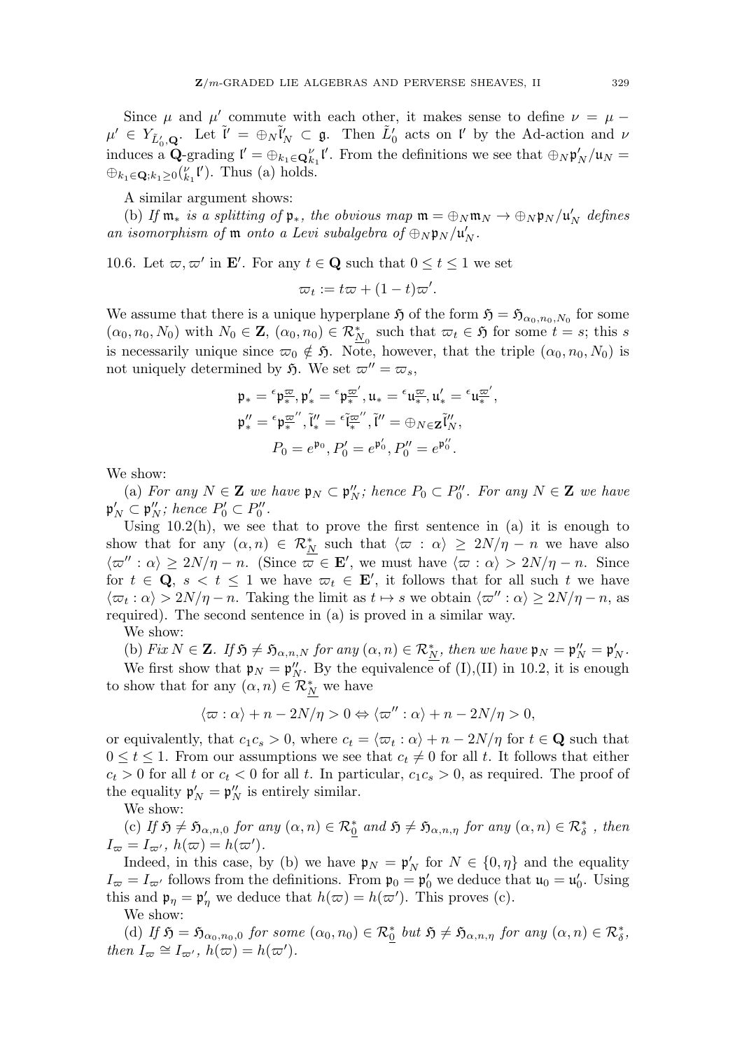Since $\mu$ and $\mu'$ commute with each other, it makes sense to define $\nu = \mu - \mu' \in Y_{\tilde{L}'_0,\mathbf{Q}}$. Let $\tilde{\mathfrak{l}}' = \oplus_N \tilde{\mathfrak{l}}'_N \subset \mathfrak{g}$. Then $\tilde{L}'_0$ acts on $\mathfrak{l}'$ by the Ad-action and $\nu$ induces a $\mathbf{Q}$-grading $\mathfrak{l}' = \oplus_{k_1 \in \mathbf{Q}} {}^{\nu}_{k_1}\mathfrak{l}'$. From the definitions we see that $\oplus_N \mathfrak{p}'_N/\mathfrak{u}_N = \oplus_{k_1 \in \mathbf{Q}; k_1 \geq 0} ({}^{\nu}_{k_1}\mathfrak{l}')$. Thus (a) holds.

A similar argument shows:

(b) *If $\mathfrak{m}_*$ is a splitting of $\mathfrak{p}_*$, the obvious map $\mathfrak{m} = \oplus_N \mathfrak{m}_N \to \oplus_N \mathfrak{p}_N/\mathfrak{u}'_N$ defines an isomorphism of $\mathfrak{m}$ onto a Levi subalgebra of $\oplus_N \mathfrak{p}_N/\mathfrak{u}'_N$.*

10.6. Let $\varpi, \varpi'$ in $\mathbf{E}'$. For any $t \in \mathbf{Q}$ such that $0 \leq t \leq 1$ we set

$$\varpi_t := t\varpi + (1-t)\varpi'.$$

We assume that there is a unique hyperplane $\mathfrak{H}$ of the form $\mathfrak{H} = \mathfrak{H}_{\alpha_0,n_0,N_0}$ for some $(\alpha_0, n_0, N_0)$ with $N_0 \in \mathbf{Z}$, $(\alpha_0, n_0) \in \mathcal{R}^*_{\underline{N}_0}$ such that $\varpi_t \in \mathfrak{H}$ for some $t = s$; this $s$ is necessarily unique since $\varpi_0 \notin \mathfrak{H}$. Note, however, that the triple $(\alpha_0, n_0, N_0)$ is not uniquely determined by $\mathfrak{H}$. We set $\varpi'' = \varpi_s$,

$$\mathfrak{p}_* = {}^{\epsilon}\mathfrak{p}^{\varpi}_*, \mathfrak{p}'_* = {}^{\epsilon}\mathfrak{p}^{\varpi'}_*, \mathfrak{u}_* = {}^{\epsilon}\mathfrak{u}^{\varpi}_*, \mathfrak{u}'_* = {}^{\epsilon}\mathfrak{u}^{\varpi'}_*,$$
$$\mathfrak{p}''_* = {}^{\epsilon}\mathfrak{p}^{\varpi''}_*, \tilde{\mathfrak{l}}''_* = {}^{\epsilon}\tilde{\mathfrak{l}}^{\varpi''}_*, \tilde{\mathfrak{l}}'' = \oplus_{N \in \mathbf{Z}} \tilde{\mathfrak{l}}''_N,$$
$$P_0 = e^{\mathfrak{p}_0}, P'_0 = e^{\mathfrak{p}'_0}, P''_0 = e^{\mathfrak{p}''_0}.$$

We show:

(a) *For any $N \in \mathbf{Z}$ we have $\mathfrak{p}_N \subset \mathfrak{p}''_N$; hence $P_0 \subset P''_0$. For any $N \in \mathbf{Z}$ we have $\mathfrak{p}'_N \subset \mathfrak{p}''_N$; hence $P'_0 \subset P''_0$.*

Using 10.2(h), we see that to prove the first sentence in (a) it is enough to show that for any $(\alpha, n) \in \mathcal{R}^*_{\underline{N}}$ such that $\langle \varpi : \alpha \rangle \geq 2N/\eta - n$ we have also $\langle \varpi'' : \alpha \rangle \geq 2N/\eta - n$. (Since $\varpi \in \mathbf{E}'$, we must have $\langle \varpi : \alpha \rangle > 2N/\eta - n$. Since for $t \in \mathbf{Q}$, $s < t \leq 1$ we have $\varpi_t \in \mathbf{E}'$, it follows that for all such $t$ we have $\langle \varpi_t : \alpha \rangle > 2N/\eta - n$. Taking the limit as $t \mapsto s$ we obtain $\langle \varpi'' : \alpha \rangle \geq 2N/\eta - n$, as required). The second sentence in (a) is proved in a similar way.

We show:

(b) *Fix $N \in \mathbf{Z}$. If $\mathfrak{H} \neq \mathfrak{H}_{\alpha,n,N}$ for any $(\alpha, n) \in \mathcal{R}^*_{\underline{N}}$, then we have $\mathfrak{p}_N = \mathfrak{p}''_N = \mathfrak{p}'_N$.*

We first show that $\mathfrak{p}_N = \mathfrak{p}''_N$. By the equivalence of (I),(II) in 10.2, it is enough to show that for any $(\alpha, n) \in \mathcal{R}^*_{\underline{N}}$ we have

$$\langle \varpi : \alpha \rangle + n - 2N/\eta > 0 \Leftrightarrow \langle \varpi'' : \alpha \rangle + n - 2N/\eta > 0,$$

or equivalently, that $c_1 c_s > 0$, where $c_t = \langle \varpi_t : \alpha \rangle + n - 2N/\eta$ for $t \in \mathbf{Q}$ such that $0 \leq t \leq 1$. From our assumptions we see that $c_t \neq 0$ for all $t$. It follows that either $c_t > 0$ for all $t$ or $c_t < 0$ for all $t$. In particular, $c_1 c_s > 0$, as required. The proof of the equality $\mathfrak{p}'_N = \mathfrak{p}''_N$ is entirely similar.

We show:

(c) *If $\mathfrak{H} \neq \mathfrak{H}_{\alpha,n,0}$ for any $(\alpha, n) \in \mathcal{R}^*_{\underline{0}}$ and $\mathfrak{H} \neq \mathfrak{H}_{\alpha,n,\eta}$ for any $(\alpha, n) \in \mathcal{R}^*_{\delta}$ , then $I_\varpi = I_{\varpi'}$, $h(\varpi) = h(\varpi')$.*

Indeed, in this case, by (b) we have $\mathfrak{p}_N = \mathfrak{p}'_N$ for $N \in \{0, \eta\}$ and the equality $I_\varpi = I_{\varpi'}$ follows from the definitions. From $\mathfrak{p}_0 = \mathfrak{p}'_0$ we deduce that $\mathfrak{u}_0 = \mathfrak{u}'_0$. Using this and $\mathfrak{p}_\eta = \mathfrak{p}'_\eta$ we deduce that $h(\varpi) = h(\varpi')$. This proves (c).

We show:

(d) *If $\mathfrak{H} = \mathfrak{H}_{\alpha_0,n_0,0}$ for some $(\alpha_0, n_0) \in \mathcal{R}^*_{\underline{0}}$ but $\mathfrak{H} \neq \mathfrak{H}_{\alpha,n,\eta}$ for any $(\alpha, n) \in \mathcal{R}^*_{\delta}$, then $I_\varpi \cong I_{\varpi'}$, $h(\varpi) = h(\varpi')$.*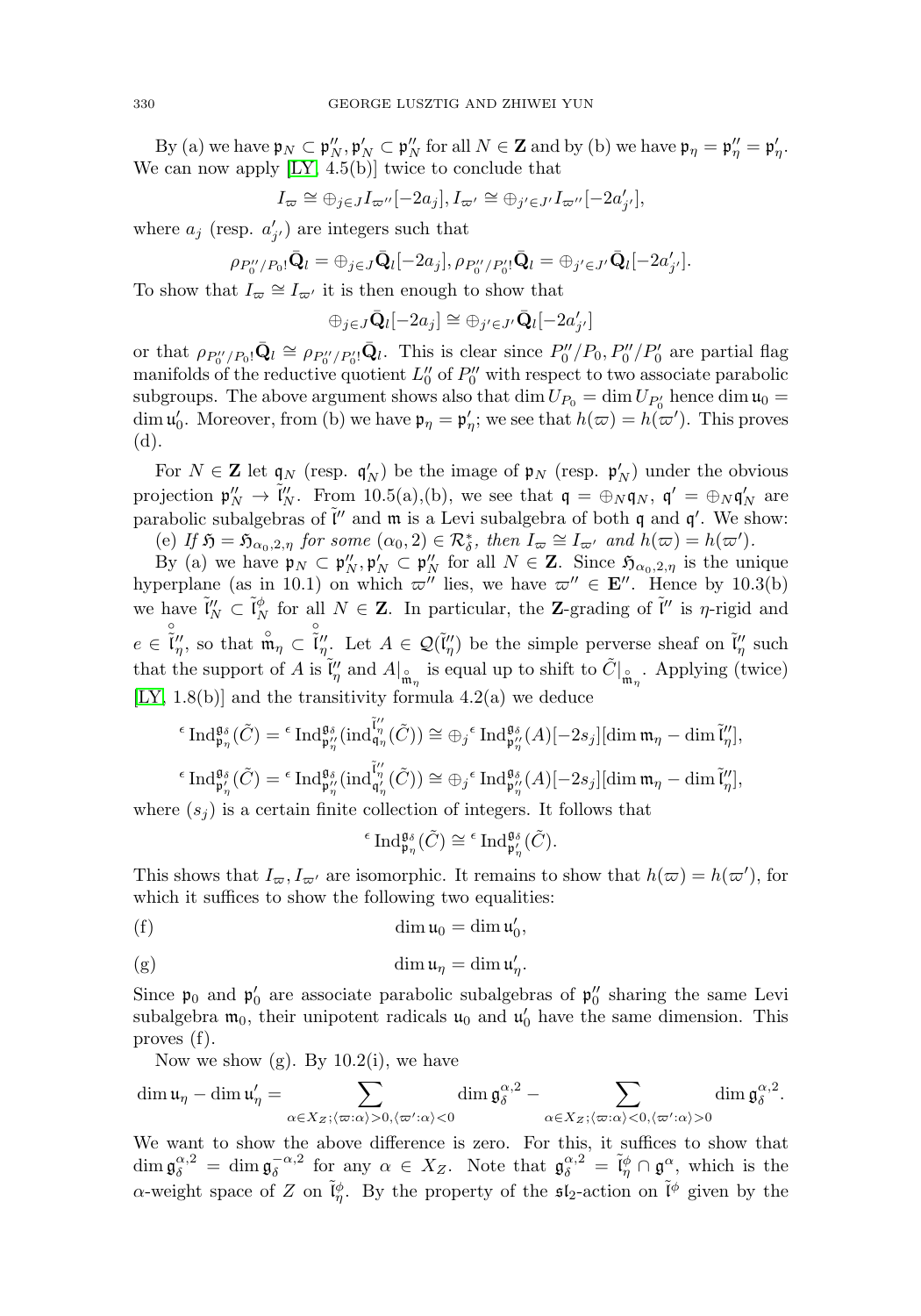By (a) we have $\mathfrak{p}_N \subset \mathfrak{p}''_N, \mathfrak{p}'_N \subset \mathfrak{p}''_N$ for all $N \in \mathbf{Z}$ and by (b) we have $\mathfrak{p}_\eta = \mathfrak{p}''_\eta = \mathfrak{p}'_\eta$. We can now apply [LY, 4.5(b)] twice to conclude that

$$I_\varpi \cong \oplus_{j\in J} I_{\varpi''}[-2a_j], I_{\varpi'} \cong \oplus_{j'\in J'} I_{\varpi''}[-2a'_{j'}],$$

where $a_j$ (resp. $a'_{j'}$) are integers such that

$$\rho_{P''_0/P_0!}\bar{\mathbf{Q}}_l = \oplus_{j\in J}\bar{\mathbf{Q}}_l[-2a_j], \rho_{P''_0/P'_0!}\bar{\mathbf{Q}}_l = \oplus_{j'\in J'}\bar{\mathbf{Q}}_l[-2a'_{j'}].$$

To show that $I_\varpi \cong I_{\varpi'}$ it is then enough to show that

$$\oplus_{j\in J}\bar{\mathbf{Q}}_l[-2a_j] \cong \oplus_{j'\in J'}\bar{\mathbf{Q}}_l[-2a'_{j'}]$$

or that $\rho_{P''_0/P_0!}\bar{\mathbf{Q}}_l \cong \rho_{P''_0/P'_0!}\bar{\mathbf{Q}}_l$. This is clear since $P''_0/P_0, P''_0/P'_0$ are partial flag manifolds of the reductive quotient $L''_0$ of $P''_0$ with respect to two associate parabolic subgroups. The above argument shows also that $\dim U_{P_0} = \dim U_{P'_0}$ hence $\dim \mathfrak{u}_0 = \dim \mathfrak{u}'_0$. Moreover, from (b) we have $\mathfrak{p}_\eta = \mathfrak{p}'_\eta$; we see that $h(\varpi) = h(\varpi')$. This proves (d).

For $N \in \mathbf{Z}$ let $\mathfrak{q}_N$ (resp. $\mathfrak{q}'_N$) be the image of $\mathfrak{p}_N$ (resp. $\mathfrak{p}'_N$) under the obvious projection $\mathfrak{p}''_N \to \tilde{\mathfrak{l}}''_N$. From 10.5(a),(b), we see that $\mathfrak{q} = \oplus_N \mathfrak{q}_N$, $\mathfrak{q}' = \oplus_N \mathfrak{q}'_N$ are parabolic subalgebras of $\tilde{\mathfrak{l}}''$ and $\mathfrak{m}$ is a Levi subalgebra of both $\mathfrak{q}$ and $\mathfrak{q}'$. We show:

(e) *If $\mathfrak{H} = \mathfrak{H}_{\alpha_0,2,\eta}$ for some $(\alpha_0, 2) \in \mathcal{R}^*_\delta$, then $I_\varpi \cong I_{\varpi'}$ and $h(\varpi) = h(\varpi')$.*

By (a) we have $\mathfrak{p}_N \subset \mathfrak{p}''_N, \mathfrak{p}'_N \subset \mathfrak{p}''_N$ for all $N \in \mathbf{Z}$. Since $\mathfrak{H}_{\alpha_0,2,\eta}$ is the unique hyperplane (as in 10.1) on which $\varpi''$ lies, we have $\varpi'' \in \mathbf{E}''$. Hence by 10.3(b) we have $\tilde{\mathfrak{l}}''_N \subset \tilde{\mathfrak{l}}^\phi_N$ for all $N \in \mathbf{Z}$. In particular, the $\mathbf{Z}$-grading of $\tilde{\mathfrak{l}}''$ is $\eta$-rigid and $e \in \mathring{\tilde{\mathfrak{l}}}''_\eta$, so that $\mathring{\mathfrak{m}}_\eta \subset \mathring{\tilde{\mathfrak{l}}}''_\eta$. Let $A \in \mathcal{Q}(\tilde{\mathfrak{l}}''_\eta)$ be the simple perverse sheaf on $\tilde{\mathfrak{l}}''_\eta$ such that the support of $A$ is $\tilde{\mathfrak{l}}''_\eta$ and $A|_{\mathring{\mathfrak{m}}_\eta}$ is equal up to shift to $\tilde{C}|_{\mathring{\mathfrak{m}}_\eta}$. Applying (twice) [LY, 1.8(b)] and the transitivity formula 4.2(a) we deduce

$${}^\epsilon\mathrm{Ind}^{\mathfrak{g}_\delta}_{\mathfrak{p}_\eta}(\tilde{C}) = {}^\epsilon\mathrm{Ind}^{\mathfrak{g}_\delta}_{\mathfrak{p}''_\eta}(\mathrm{ind}^{\tilde{\mathfrak{l}}''_\eta}_{\mathfrak{q}_\eta}(\tilde{C})) \cong \oplus_j {}^\epsilon\mathrm{Ind}^{\mathfrak{g}_\delta}_{\mathfrak{p}''_\eta}(A)[-2s_j][\dim \mathfrak{m}_\eta - \dim \tilde{\mathfrak{l}}''_\eta],$$

$${}^\epsilon\mathrm{Ind}^{\mathfrak{g}_\delta}_{\mathfrak{p}'_\eta}(\tilde{C}) = {}^\epsilon\mathrm{Ind}^{\mathfrak{g}_\delta}_{\mathfrak{p}''_\eta}(\mathrm{ind}^{\tilde{\mathfrak{l}}''_\eta}_{\mathfrak{q}'_\eta}(\tilde{C})) \cong \oplus_j {}^\epsilon\mathrm{Ind}^{\mathfrak{g}_\delta}_{\mathfrak{p}''_\eta}(A)[-2s_j][\dim \mathfrak{m}_\eta - \dim \tilde{\mathfrak{l}}''_\eta],$$

where $(s_j)$ is a certain finite collection of integers. It follows that

$${}^\epsilon\mathrm{Ind}^{\mathfrak{g}_\delta}_{\mathfrak{p}_\eta}(\tilde{C}) \cong {}^\epsilon\mathrm{Ind}^{\mathfrak{g}_\delta}_{\mathfrak{p}'_\eta}(\tilde{C}).$$

This shows that $I_\varpi, I_{\varpi'}$ are isomorphic. It remains to show that $h(\varpi) = h(\varpi')$, for which it suffices to show the following two equalities:

(f) $$\dim \mathfrak{u}_0 = \dim \mathfrak{u}'_0,$$

(g) $$\dim \mathfrak{u}_\eta = \dim \mathfrak{u}'_\eta.$$

Since $\mathfrak{p}_0$ and $\mathfrak{p}'_0$ are associate parabolic subalgebras of $\mathfrak{p}''_0$ sharing the same Levi subalgebra $\mathfrak{m}_0$, their unipotent radicals $\mathfrak{u}_0$ and $\mathfrak{u}'_0$ have the same dimension. This proves (f).

Now we show (g). By 10.2(i), we have

$$\dim \mathfrak{u}_\eta - \dim \mathfrak{u}'_\eta = \sum_{\alpha\in X_Z;\langle\varpi:\alpha\rangle>0,\langle\varpi':\alpha\rangle<0} \dim \mathfrak{g}^{\alpha,2}_\delta - \sum_{\alpha\in X_Z;\langle\varpi:\alpha\rangle<0,\langle\varpi':\alpha\rangle>0} \dim \mathfrak{g}^{\alpha,2}_\delta.$$

We want to show the above difference is zero. For this, it suffices to show that $\dim \mathfrak{g}^{\alpha,2}_\delta = \dim \mathfrak{g}^{-\alpha,2}_\delta$ for any $\alpha \in X_Z$. Note that $\mathfrak{g}^{\alpha,2}_\delta = \tilde{\mathfrak{l}}^\phi_\eta \cap \mathfrak{g}^\alpha$, which is the $\alpha$-weight space of $Z$ on $\tilde{\mathfrak{l}}^\phi_\eta$. By the property of the $\mathfrak{sl}_2$-action on $\tilde{\mathfrak{l}}^\phi$ given by the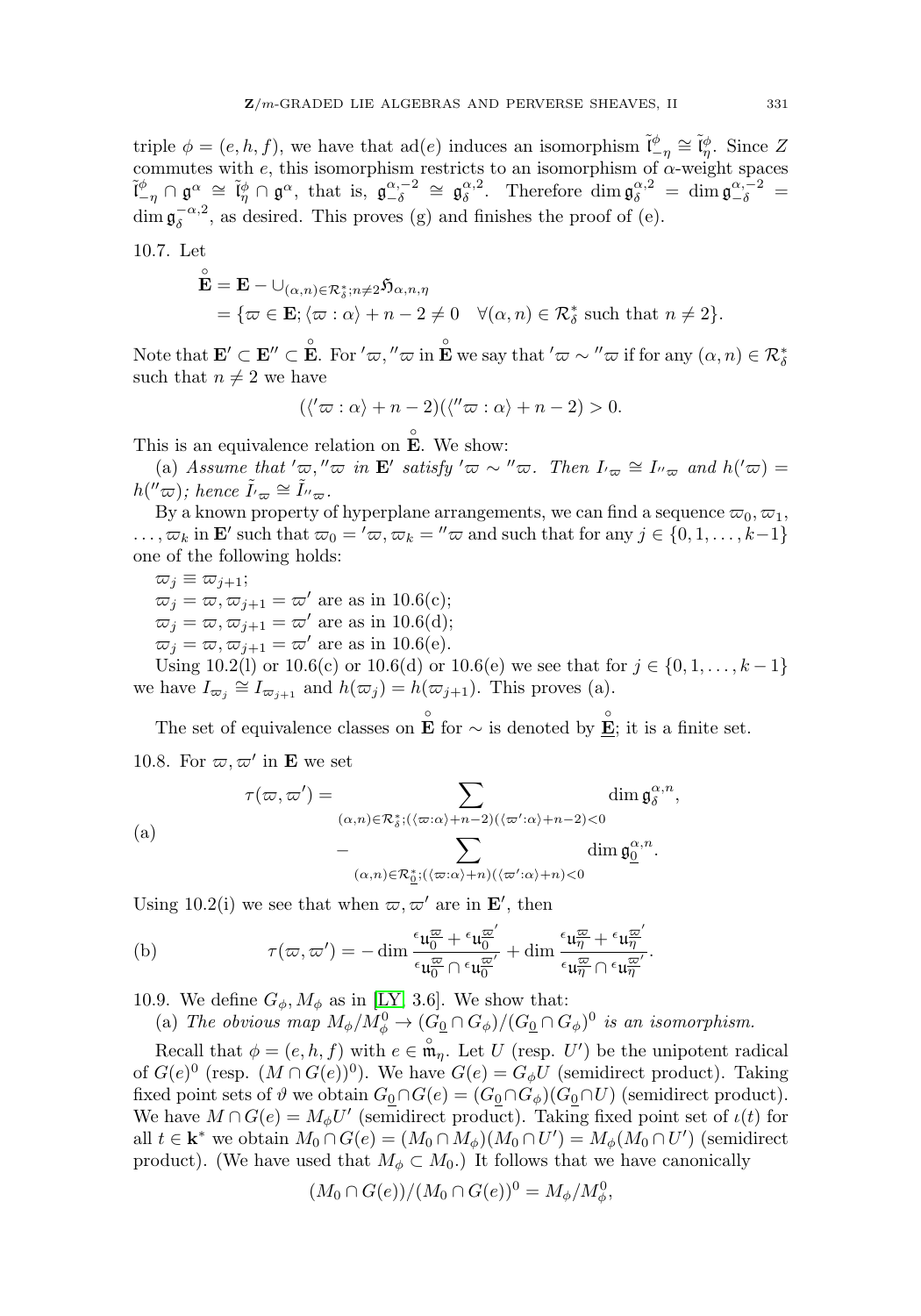triple $\phi = (e, h, f)$, we have that ad$(e)$ induces an isomorphism $\tilde{\mathfrak{l}}^{\phi}_{-\eta} \cong \tilde{\mathfrak{l}}^{\phi}_{\eta}$. Since $Z$ commutes with $e$, this isomorphism restricts to an isomorphism of $\alpha$-weight spaces $\tilde{\mathfrak{l}}^{\phi}_{-\eta} \cap \mathfrak{g}^{\alpha} \cong \tilde{\mathfrak{l}}^{\phi}_{\eta} \cap \mathfrak{g}^{\alpha}$, that is, $\mathfrak{g}^{\alpha,-2}_{-\delta} \cong \mathfrak{g}^{\alpha,2}_{\delta}$. Therefore $\dim \mathfrak{g}^{\alpha,2}_{\delta} = \dim \mathfrak{g}^{\alpha,-2}_{-\delta} = \dim \mathfrak{g}^{-\alpha,2}_{\delta}$, as desired. This proves (g) and finishes the proof of (e).

10.7. Let

$$\begin{aligned}\mathring{\mathbf{E}} &= \mathbf{E} - \cup_{(\alpha,n)\in\mathcal{R}^*_\delta; n\neq 2}\mathfrak{H}_{\alpha,n,\eta} \\ &= \{\varpi \in \mathbf{E}; \langle \varpi : \alpha\rangle + n - 2 \neq 0 \quad \forall (\alpha, n) \in \mathcal{R}^*_\delta \text{ such that } n \neq 2\}.\end{aligned}$$

Note that $\mathbf{E}' \subset \mathbf{E}'' \subset \mathring{\mathbf{E}}$. For ${}'\varpi, {}''\varpi$ in $\mathring{\mathbf{E}}$ we say that ${}'\varpi \sim {}''\varpi$ if for any $(\alpha, n) \in \mathcal{R}^*_\delta$ such that $n \neq 2$ we have

$$(\langle {}'\varpi : \alpha\rangle + n - 2)(\langle {}''\varpi : \alpha\rangle + n - 2) > 0.$$

This is an equivalence relation on $\mathring{\mathbf{E}}$. We show:

(a) *Assume that ${}'\varpi, {}''\varpi$ in $\mathbf{E}'$ satisfy ${}'\varpi \sim {}''\varpi$. Then $I_{{}'\varpi} \cong I_{{}''\varpi}$ and $h({}'\varpi) = h({}''\varpi)$; hence $\tilde{I}_{{}'\varpi} \cong \tilde{I}_{{}''\varpi}$.*

By a known property of hyperplane arrangements, we can find a sequence $\varpi_0, \varpi_1, \dots, \varpi_k$ in $\mathbf{E}'$ such that $\varpi_0 = {}'\varpi$, $\varpi_k = {}''\varpi$ and such that for any $j \in \{0, 1, \dots, k-1\}$ one of the following holds:

$\varpi_j \equiv \varpi_{j+1}$;
$\varpi_j = \varpi, \varpi_{j+1} = \varpi'$ are as in 10.6(c);
$\varpi_j = \varpi, \varpi_{j+1} = \varpi'$ are as in 10.6(d);
$\varpi_j = \varpi, \varpi_{j+1} = \varpi'$ are as in 10.6(e).

Using 10.2(l) or 10.6(c) or 10.6(d) or 10.6(e) we see that for $j \in \{0, 1, \dots, k-1\}$ we have $I_{\varpi_j} \cong I_{\varpi_{j+1}}$ and $h(\varpi_j) = h(\varpi_{j+1})$. This proves (a).

The set of equivalence classes on $\mathring{\mathbf{E}}$ for $\sim$ is denoted by $\underline{\mathring{\mathbf{E}}}$; it is a finite set.

10.8. For $\varpi, \varpi'$ in $\mathbf{E}$ we set

$$\tau(\varpi, \varpi') = \sum_{(\alpha,n)\in\mathcal{R}^*_\delta; (\langle\varpi:\alpha\rangle+n-2)(\langle\varpi':\alpha\rangle+n-2)<0} \dim \mathfrak{g}^{\alpha,n}_{\delta} - \sum_{(\alpha,n)\in\mathcal{R}^*_{\underline{0}}; (\langle\varpi:\alpha\rangle+n)(\langle\varpi':\alpha\rangle+n)<0} \dim \mathfrak{g}^{\alpha,n}_{\underline{0}}. \tag{a}$$

Using 10.2(i) we see that when $\varpi, \varpi'$ are in $\mathbf{E}'$, then

$$\tau(\varpi, \varpi') = -\dim \frac{{}^{\epsilon}\mathfrak{u}^{\varpi}_0 + {}^{\epsilon}\mathfrak{u}^{\varpi'}_0}{{}^{\epsilon}\mathfrak{u}^{\varpi}_0 \cap {}^{\epsilon}\mathfrak{u}^{\varpi'}_0} + \dim \frac{{}^{\epsilon}\mathfrak{u}^{\varpi}_{\eta} + {}^{\epsilon}\mathfrak{u}^{\varpi'}_{\eta}}{{}^{\epsilon}\mathfrak{u}^{\varpi}_{\eta} \cap {}^{\epsilon}\mathfrak{u}^{\varpi'}_{\eta}}. \tag{b}$$

10.9. We define $G_\phi, M_\phi$ as in [LY, 3.6]. We show that:

(a) *The obvious map $M_\phi/M^0_\phi \to (G_{\underline{0}} \cap G_\phi)/(G_{\underline{0}} \cap G_\phi)^0$ is an isomorphism.*

Recall that $\phi = (e, h, f)$ with $e \in \mathring{\mathfrak{m}}_\eta$. Let $U$ (resp. $U'$) be the unipotent radical of $G(e)^0$ (resp. $(M \cap G(e))^0$). We have $G(e) = G_\phi U$ (semidirect product). Taking fixed point sets of $\vartheta$ we obtain $G_{\underline{0}} \cap G(e) = (G_{\underline{0}} \cap G_\phi)(G_{\underline{0}} \cap U)$ (semidirect product). We have $M \cap G(e) = M_\phi U'$ (semidirect product). Taking fixed point set of $\iota(t)$ for all $t \in \mathbf{k}^*$ we obtain $M_0 \cap G(e) = (M_0 \cap M_\phi)(M_0 \cap U') = M_\phi(M_0 \cap U')$ (semidirect product). (We have used that $M_\phi \subset M_0$.) It follows that we have canonically

$$(M_0 \cap G(e))/(M_0 \cap G(e))^0 = M_\phi/M^0_\phi,$$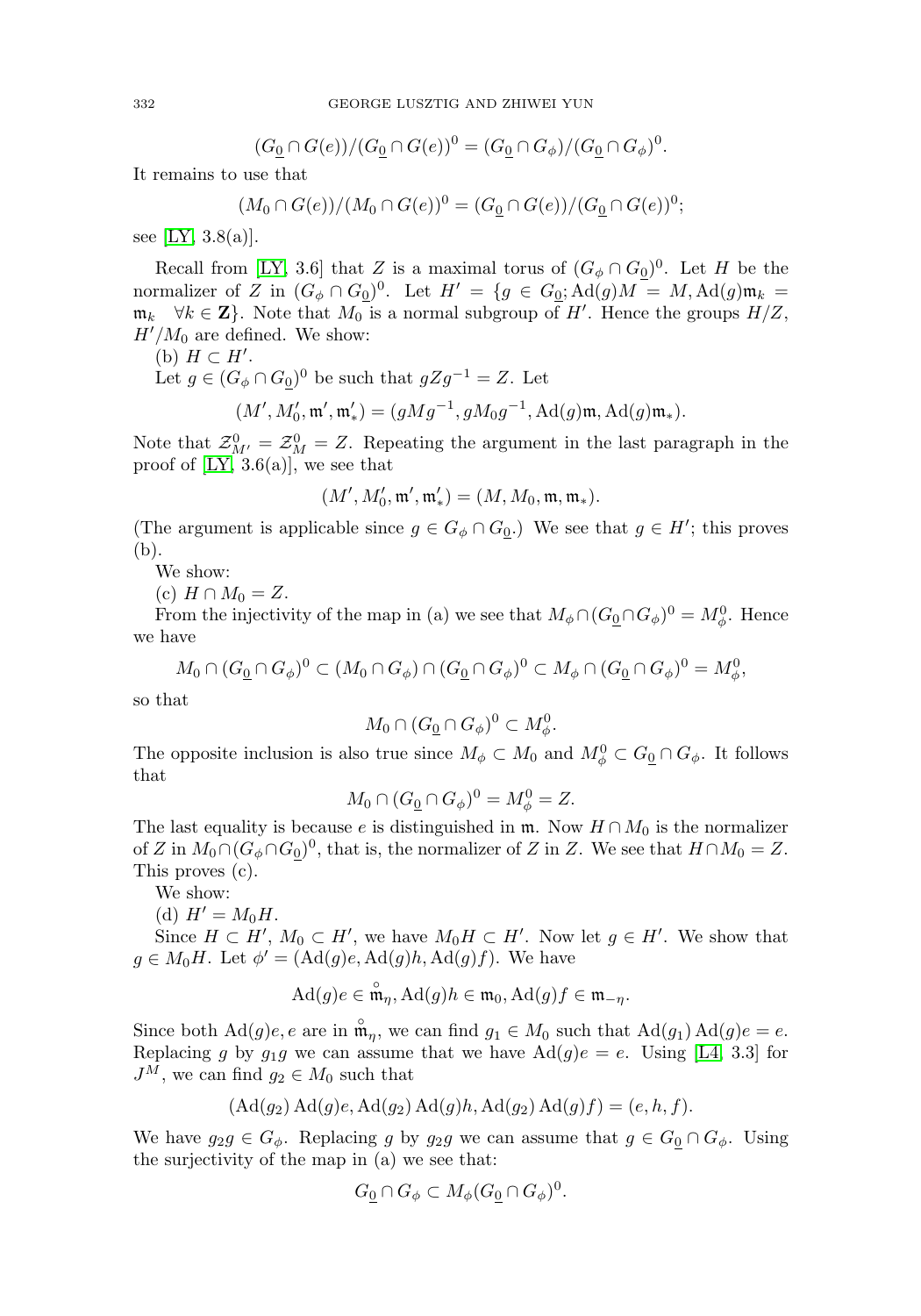$$(G_{\underline{0}} \cap G(e))/(G_{\underline{0}} \cap G(e))^0 = (G_{\underline{0}} \cap G_\phi)/(G_{\underline{0}} \cap G_\phi)^0.$$

It remains to use that

$$(M_0 \cap G(e))/(M_0 \cap G(e))^0 = (G_{\underline{0}} \cap G(e))/(G_{\underline{0}} \cap G(e))^0;$$

see [LY, 3.8(a)].

Recall from [LY, 3.6] that $Z$ is a maximal torus of $(G_\phi \cap G_{\underline{0}})^0$. Let $H$ be the normalizer of $Z$ in $(G_\phi \cap G_{\underline{0}})^0$. Let $H' = \{g \in G_{\underline{0}}; \mathrm{Ad}(g)M = M, \mathrm{Ad}(g)\mathfrak{m}_k = \mathfrak{m}_k \quad \forall k \in \mathbf{Z}\}$. Note that $M_0$ is a normal subgroup of $H'$. Hence the groups $H/Z$, $H'/M_0$ are defined. We show:

(b) $H \subset H'$.

Let $g \in (G_\phi \cap G_{\underline{0}})^0$ be such that $gZg^{-1} = Z$. Let

$$(M', M'_0, \mathfrak{m}', \mathfrak{m}'_*) = (gMg^{-1}, gM_0g^{-1}, \mathrm{Ad}(g)\mathfrak{m}, \mathrm{Ad}(g)\mathfrak{m}_*).$$

Note that $\mathcal{Z}^0_{M'} = \mathcal{Z}^0_M = Z$. Repeating the argument in the last paragraph in the proof of [LY, 3.6(a)], we see that

$$(M', M'_0, \mathfrak{m}', \mathfrak{m}'_*) = (M, M_0, \mathfrak{m}, \mathfrak{m}_*).$$

(The argument is applicable since $g \in G_\phi \cap G_{\underline{0}}$.) We see that $g \in H'$; this proves (b).

We show:

(c) $H \cap M_0 = Z$.

From the injectivity of the map in (a) we see that $M_\phi \cap (G_{\underline{0}} \cap G_\phi)^0 = M^0_\phi$. Hence we have

$$M_0 \cap (G_{\underline{0}} \cap G_\phi)^0 \subset (M_0 \cap G_\phi) \cap (G_{\underline{0}} \cap G_\phi)^0 \subset M_\phi \cap (G_{\underline{0}} \cap G_\phi)^0 = M^0_\phi,$$

so that

$$M_0 \cap (G_{\underline{0}} \cap G_\phi)^0 \subset M^0_\phi.$$

The opposite inclusion is also true since $M_\phi \subset M_0$ and $M^0_\phi \subset G_{\underline{0}} \cap G_\phi$. It follows that

$$M_0 \cap (G_{\underline{0}} \cap G_\phi)^0 = M^0_\phi = Z.$$

The last equality is because $e$ is distinguished in $\mathfrak{m}$. Now $H \cap M_0$ is the normalizer of $Z$ in $M_0 \cap (G_\phi \cap G_{\underline{0}})^0$, that is, the normalizer of $Z$ in $Z$. We see that $H \cap M_0 = Z$. This proves (c).

We show:

(d) $H' = M_0H$.

Since $H \subset H'$, $M_0 \subset H'$, we have $M_0H \subset H'$. Now let $g \in H'$. We show that $g \in M_0H$. Let $\phi' = (\mathrm{Ad}(g)e, \mathrm{Ad}(g)h, \mathrm{Ad}(g)f)$. We have

$$\mathrm{Ad}(g)e \in \mathring{\mathfrak{m}}_\eta, \mathrm{Ad}(g)h \in \mathfrak{m}_0, \mathrm{Ad}(g)f \in \mathfrak{m}_{-\eta}.$$

Since both $\mathrm{Ad}(g)e, e$ are in $\mathring{\mathfrak{m}}_\eta$, we can find $g_1 \in M_0$ such that $\mathrm{Ad}(g_1)\,\mathrm{Ad}(g)e = e$. Replacing $g$ by $g_1g$ we can assume that we have $\mathrm{Ad}(g)e = e$. Using [L4, 3.3] for $J^M$, we can find $g_2 \in M_0$ such that

$$(\mathrm{Ad}(g_2)\,\mathrm{Ad}(g)e, \mathrm{Ad}(g_2)\,\mathrm{Ad}(g)h, \mathrm{Ad}(g_2)\,\mathrm{Ad}(g)f) = (e, h, f).$$

We have $g_2g \in G_\phi$. Replacing $g$ by $g_2g$ we can assume that $g \in G_{\underline{0}} \cap G_\phi$. Using the surjectivity of the map in (a) we see that:

$$G_{\underline{0}} \cap G_\phi \subset M_\phi(G_{\underline{0}} \cap G_\phi)^0.$$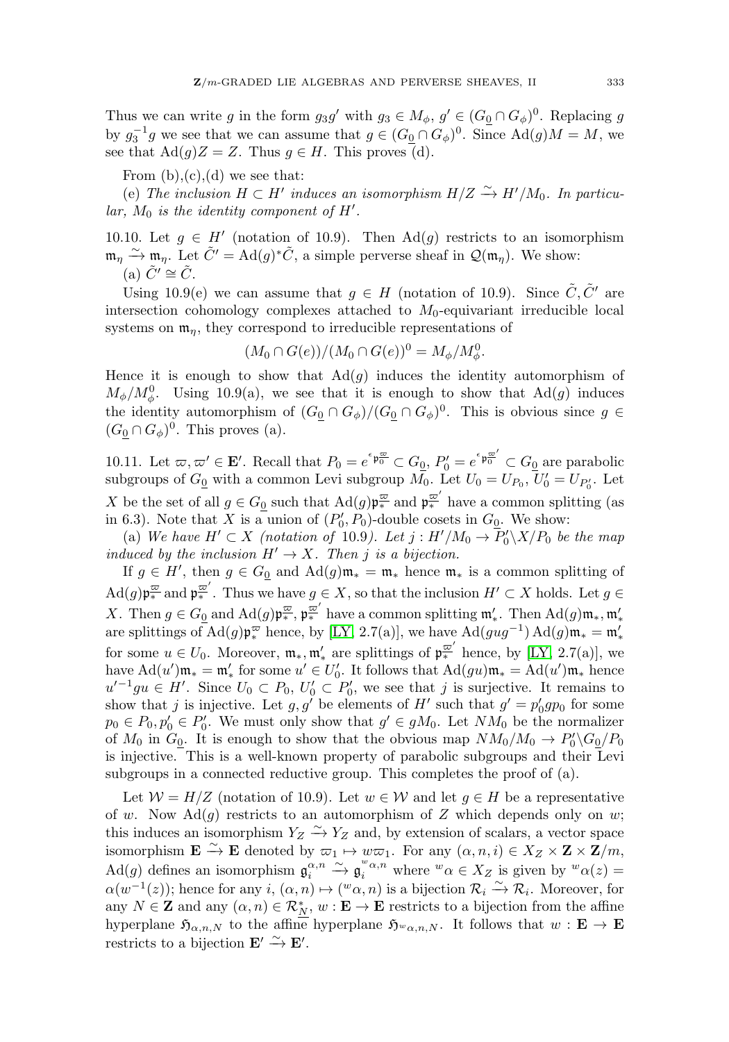Thus we can write $g$ in the form $g_3 g'$ with $g_3 \in M_\phi$, $g' \in (G_{\underline{0}} \cap G_\phi)^0$. Replacing $g$ by $g_3^{-1} g$ we see that we can assume that $g \in (G_{\underline{0}} \cap G_\phi)^0$. Since $\mathrm{Ad}(g)M = M$, we see that $\mathrm{Ad}(g)Z = Z$. Thus $g \in H$. This proves (d).

From (b),(c),(d) we see that:

(e) *The inclusion $H \subset H'$ induces an isomorphism $H/Z \xrightarrow{\sim} H'/M_0$. In particular, $M_0$ is the identity component of $H'$.*

10.10. Let $g \in H'$ (notation of 10.9). Then $\mathrm{Ad}(g)$ restricts to an isomorphism $\mathfrak{m}_\eta \xrightarrow{\sim} \mathfrak{m}_\eta$. Let $\tilde{C}' = \mathrm{Ad}(g)^* \tilde{C}$, a simple perverse sheaf in $\mathcal{Q}(\mathfrak{m}_\eta)$. We show:

(a) $\tilde{C}' \cong \tilde{C}$.

Using 10.9(e) we can assume that $g \in H$ (notation of 10.9). Since $\tilde{C}, \tilde{C}'$ are intersection cohomology complexes attached to $M_0$-equivariant irreducible local systems on $\mathfrak{m}_\eta$, they correspond to irreducible representations of

$$(M_0 \cap G(e))/(M_0 \cap G(e))^0 = M_\phi / M_\phi^0.$$

Hence it is enough to show that $\mathrm{Ad}(g)$ induces the identity automorphism of $M_\phi/M_\phi^0$. Using 10.9(a), we see that it is enough to show that $\mathrm{Ad}(g)$ induces the identity automorphism of $(G_{\underline{0}} \cap G_\phi)/(G_{\underline{0}} \cap G_\phi)^0$. This is obvious since $g \in (G_{\underline{0}} \cap G_\phi)^0$. This proves (a).

10.11. Let $\varpi, \varpi' \in \mathbf{E}'$. Recall that $P_0 = e^{\epsilon \mathfrak{p}_0^{\varpi}} \subset G_{\underline{0}}$, $P_0' = e^{\epsilon \mathfrak{p}_0^{\varpi'}} \subset G_{\underline{0}}$ are parabolic subgroups of $G_{\underline{0}}$ with a common Levi subgroup $M_0$. Let $U_0 = U_{P_0}$, $U_0' = U_{P_0'}$. Let $X$ be the set of all $g \in G_{\underline{0}}$ such that $\mathrm{Ad}(g)\mathfrak{p}_*^{\varpi}$ and $\mathfrak{p}_*^{\varpi'}$ have a common splitting (as in 6.3). Note that $X$ is a union of $(P_0', P_0)$-double cosets in $G_{\underline{0}}$. We show:

(a) *We have $H' \subset X$ (notation of 10.9). Let $j : H'/M_0 \to P_0' \backslash X / P_0$ be the map induced by the inclusion $H' \to X$. Then $j$ is a bijection.*

If $g \in H'$, then $g \in G_{\underline{0}}$ and $\mathrm{Ad}(g)\mathfrak{m}_* = \mathfrak{m}_*$ hence $\mathfrak{m}_*$ is a common splitting of $\mathrm{Ad}(g)\mathfrak{p}_*^{\varpi}$ and $\mathfrak{p}_*^{\varpi'}$. Thus we have $g \in X$, so that the inclusion $H' \subset X$ holds. Let $g \in X$. Then $g \in G_{\underline{0}}$ and $\mathrm{Ad}(g)\mathfrak{p}_*^{\varpi}, \mathfrak{p}_*^{\varpi'}$ have a common splitting $\mathfrak{m}_*'$. Then $\mathrm{Ad}(g)\mathfrak{m}_*, \mathfrak{m}_*'$ are splittings of $\mathrm{Ad}(g)\mathfrak{p}_*^{\varpi}$ hence, by [LY, 2.7(a)], we have $\mathrm{Ad}(gug^{-1})\,\mathrm{Ad}(g)\mathfrak{m}_* = \mathfrak{m}_*'$ for some $u \in U_0$. Moreover, $\mathfrak{m}_*, \mathfrak{m}_*'$ are splittings of $\mathfrak{p}_*^{\varpi'}$ hence, by [LY, 2.7(a)], we have $\mathrm{Ad}(u')\mathfrak{m}_* = \mathfrak{m}_*'$ for some $u' \in U_0'$. It follows that $\mathrm{Ad}(gu)\mathfrak{m}_* = \mathrm{Ad}(u')\mathfrak{m}_*$ hence $u'^{-1} gu \in H'$. Since $U_0 \subset P_0$, $U_0' \subset P_0'$, we see that $j$ is surjective. It remains to show that $j$ is injective. Let $g, g'$ be elements of $H'$ such that $g' = p_0' g p_0$ for some $p_0 \in P_0, p_0' \in P_0'$. We must only show that $g' \in gM_0$. Let $NM_0$ be the normalizer of $M_0$ in $G_{\underline{0}}$. It is enough to show that the obvious map $NM_0/M_0 \to P_0' \backslash G_{\underline{0}} / P_0$ is injective. This is a well-known property of parabolic subgroups and their Levi subgroups in a connected reductive group. This completes the proof of (a).

Let $\mathcal{W} = H/Z$ (notation of 10.9). Let $w \in \mathcal{W}$ and let $g \in H$ be a representative of $w$. Now $\mathrm{Ad}(g)$ restricts to an automorphism of $Z$ which depends only on $w$; this induces an isomorphism $Y_Z \xrightarrow{\sim} Y_Z$ and, by extension of scalars, a vector space isomorphism $\mathbf{E} \xrightarrow{\sim} \mathbf{E}$ denoted by $\varpi_1 \mapsto w\varpi_1$. For any $(\alpha, n, i) \in X_Z \times \mathbf{Z} \times \mathbf{Z}/m$, $\mathrm{Ad}(g)$ defines an isomorphism $\mathfrak{g}_i^{\alpha,n} \xrightarrow{\sim} \mathfrak{g}_i^{{}^w\alpha,n}$ where ${}^w\alpha \in X_Z$ is given by ${}^w\alpha(z) = \alpha(w^{-1}(z))$; hence for any $i$, $(\alpha, n) \mapsto ({}^w\alpha, n)$ is a bijection $\mathcal{R}_i \xrightarrow{\sim} \mathcal{R}_i$. Moreover, for any $N \in \mathbf{Z}$ and any $(\alpha, n) \in \mathcal{R}_{\underline{N}}^*$, $w : \mathbf{E} \to \mathbf{E}$ restricts to a bijection from the affine hyperplane $\mathfrak{H}_{\alpha,n,N}$ to the affine hyperplane $\mathfrak{H}_{{}^w\alpha,n,N}$. It follows that $w : \mathbf{E} \to \mathbf{E}$ restricts to a bijection $\mathbf{E}' \xrightarrow{\sim} \mathbf{E}'$.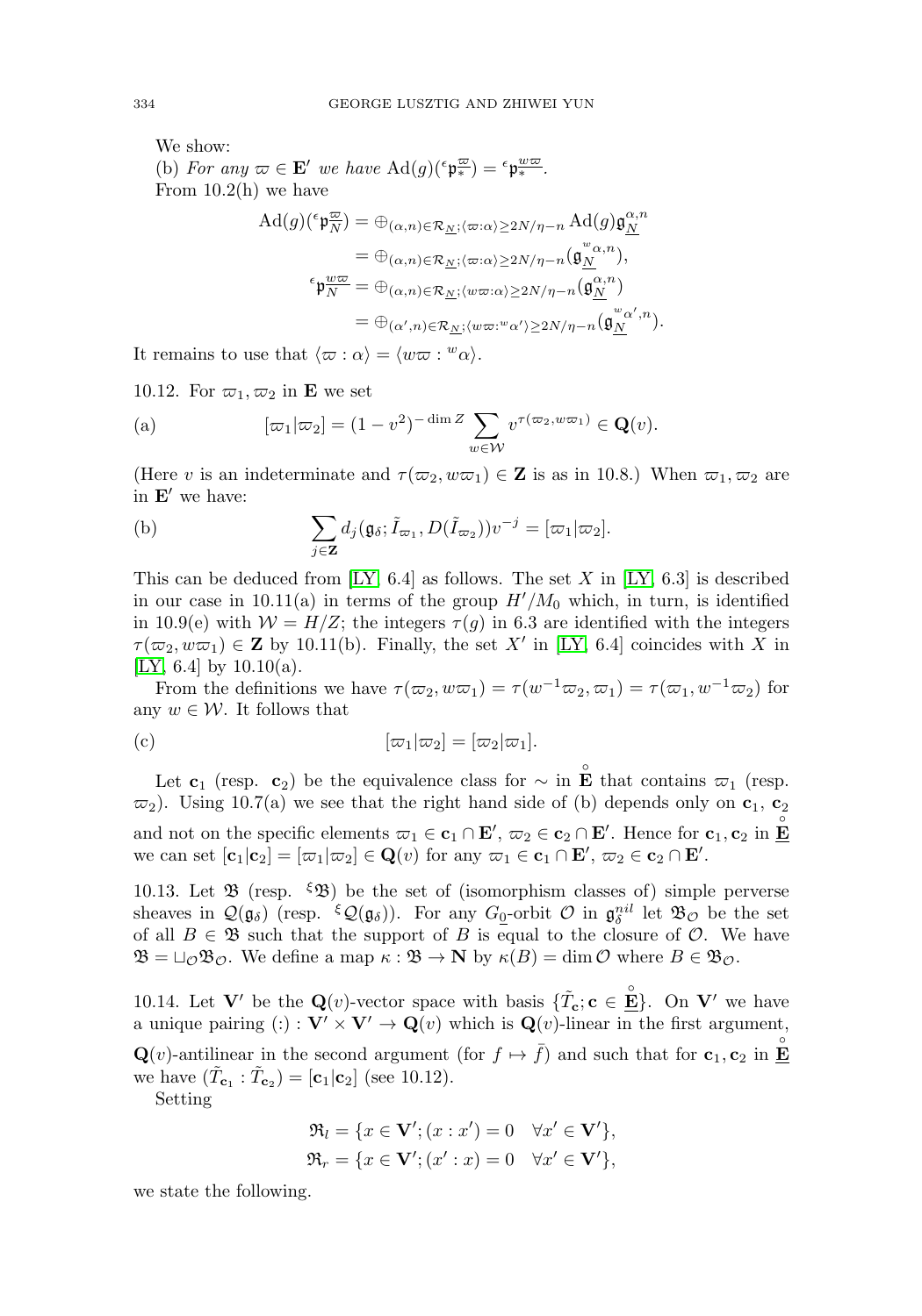We show:

(b) *For any $\varpi \in \mathbf{E}'$ we have $\mathrm{Ad}(g)({}^\epsilon\mathfrak{p}_*^{\varpi}) = {}^\epsilon\mathfrak{p}_*^{w\varpi}$.*

From 10.2(h) we have

$$\begin{aligned}
\mathrm{Ad}(g)({}^\epsilon\mathfrak{p}_{\underline{N}}^{\varpi}) &= \oplus_{(\alpha,n)\in\mathcal{R}_{\underline{N}};\langle\varpi:\alpha\rangle\ge 2N/\eta-n}\mathrm{Ad}(g)\mathfrak{g}_{\underline{N}}^{\alpha,n}\\
&= \oplus_{(\alpha,n)\in\mathcal{R}_{\underline{N}};\langle\varpi:\alpha\rangle\ge 2N/\eta-n}(\mathfrak{g}_{\underline{N}}^{{}^w\alpha,n}),\\
{}^\epsilon\mathfrak{p}_{\underline{N}}^{w\varpi} &= \oplus_{(\alpha,n)\in\mathcal{R}_{\underline{N}};\langle w\varpi:\alpha\rangle\ge 2N/\eta-n}(\mathfrak{g}_{\underline{N}}^{\alpha,n})\\
&= \oplus_{(\alpha',n)\in\mathcal{R}_{\underline{N}};\langle w\varpi:{}^w\alpha'\rangle\ge 2N/\eta-n}(\mathfrak{g}_{\underline{N}}^{{}^w\alpha',n}).
\end{aligned}$$

It remains to use that $\langle\varpi:\alpha\rangle = \langle w\varpi:{}^w\alpha\rangle$.

10.12. For $\varpi_1,\varpi_2$ in $\mathbf{E}$ we set

(a) $$[\varpi_1|\varpi_2] = (1-v^2)^{-\dim Z}\sum_{w\in\mathcal{W}} v^{\tau(\varpi_2,w\varpi_1)} \in \mathbf{Q}(v).$$

(Here $v$ is an indeterminate and $\tau(\varpi_2,w\varpi_1)\in\mathbf{Z}$ is as in 10.8.) When $\varpi_1,\varpi_2$ are in $\mathbf{E}'$ we have:

(b) $$\sum_{j\in\mathbf{Z}} d_j(\mathfrak{g}_\delta;\tilde{I}_{\varpi_1},D(\tilde{I}_{\varpi_2}))v^{-j} = [\varpi_1|\varpi_2].$$

This can be deduced from [LY, 6.4] as follows. The set $X$ in [LY, 6.3] is described in our case in 10.11(a) in terms of the group $H'/M_0$ which, in turn, is identified in 10.9(e) with $\mathcal{W} = H/Z$; the integers $\tau(g)$ in 6.3 are identified with the integers $\tau(\varpi_2,w\varpi_1)\in\mathbf{Z}$ by 10.11(b). Finally, the set $X'$ in [LY, 6.4] coincides with $X$ in [LY, 6.4] by 10.10(a).

From the definitions we have $\tau(\varpi_2,w\varpi_1) = \tau(w^{-1}\varpi_2,\varpi_1) = \tau(\varpi_1,w^{-1}\varpi_2)$ for any $w\in\mathcal{W}$. It follows that

(c) $$[\varpi_1|\varpi_2] = [\varpi_2|\varpi_1].$$

Let $\mathbf{c}_1$ (resp. $\mathbf{c}_2$) be the equivalence class for $\sim$ in $\overset{\circ}{\mathbf{E}}$ that contains $\varpi_1$ (resp. $\varpi_2$). Using 10.7(a) we see that the right hand side of (b) depends only on $\mathbf{c}_1$, $\mathbf{c}_2$ and not on the specific elements $\varpi_1\in\mathbf{c}_1\cap\mathbf{E}'$, $\varpi_2\in\mathbf{c}_2\cap\mathbf{E}'$. Hence for $\mathbf{c}_1,\mathbf{c}_2$ in $\underline{\overset{\circ}{\mathbf{E}}}$ we can set $[\mathbf{c}_1|\mathbf{c}_2] = [\varpi_1|\varpi_2]\in\mathbf{Q}(v)$ for any $\varpi_1\in\mathbf{c}_1\cap\mathbf{E}'$, $\varpi_2\in\mathbf{c}_2\cap\mathbf{E}'$.

10.13. Let $\mathfrak{B}$ (resp. ${}^\xi\mathfrak{B}$) be the set of (isomorphism classes of) simple perverse sheaves in $\mathcal{Q}(\mathfrak{g}_\delta)$ (resp. ${}^\xi\mathcal{Q}(\mathfrak{g}_\delta)$). For any $G_{\underline{0}}$-orbit $\mathcal{O}$ in $\mathfrak{g}_\delta^{nil}$ let $\mathfrak{B}_\mathcal{O}$ be the set of all $B\in\mathfrak{B}$ such that the support of $B$ is equal to the closure of $\mathcal{O}$. We have $\mathfrak{B} = \sqcup_\mathcal{O}\mathfrak{B}_\mathcal{O}$. We define a map $\kappa:\mathfrak{B}\to\mathbf{N}$ by $\kappa(B) = \dim\mathcal{O}$ where $B\in\mathfrak{B}_\mathcal{O}$.

10.14. Let $\mathbf{V}'$ be the $\mathbf{Q}(v)$-vector space with basis $\{\tilde{T}_\mathbf{c};\mathbf{c}\in\underline{\overset{\circ}{\mathbf{E}}}\}$. On $\mathbf{V}'$ we have a unique pairing $(:):\mathbf{V}'\times\mathbf{V}'\to\mathbf{Q}(v)$ which is $\mathbf{Q}(v)$-linear in the first argument, $\mathbf{Q}(v)$-antilinear in the second argument (for $f\mapsto\bar{f}$) and such that for $\mathbf{c}_1,\mathbf{c}_2$ in $\underline{\overset{\circ}{\mathbf{E}}}$ we have $(\tilde{T}_{\mathbf{c}_1}:\tilde{T}_{\mathbf{c}_2}) = [\mathbf{c}_1|\mathbf{c}_2]$ (see 10.12).

Setting

$$\begin{aligned}
\mathfrak{R}_l &= \{x\in\mathbf{V}';(x:x')=0\quad\forall x'\in\mathbf{V}'\},\\
\mathfrak{R}_r &= \{x\in\mathbf{V}';(x':x)=0\quad\forall x'\in\mathbf{V}'\},
\end{aligned}$$

we state the following.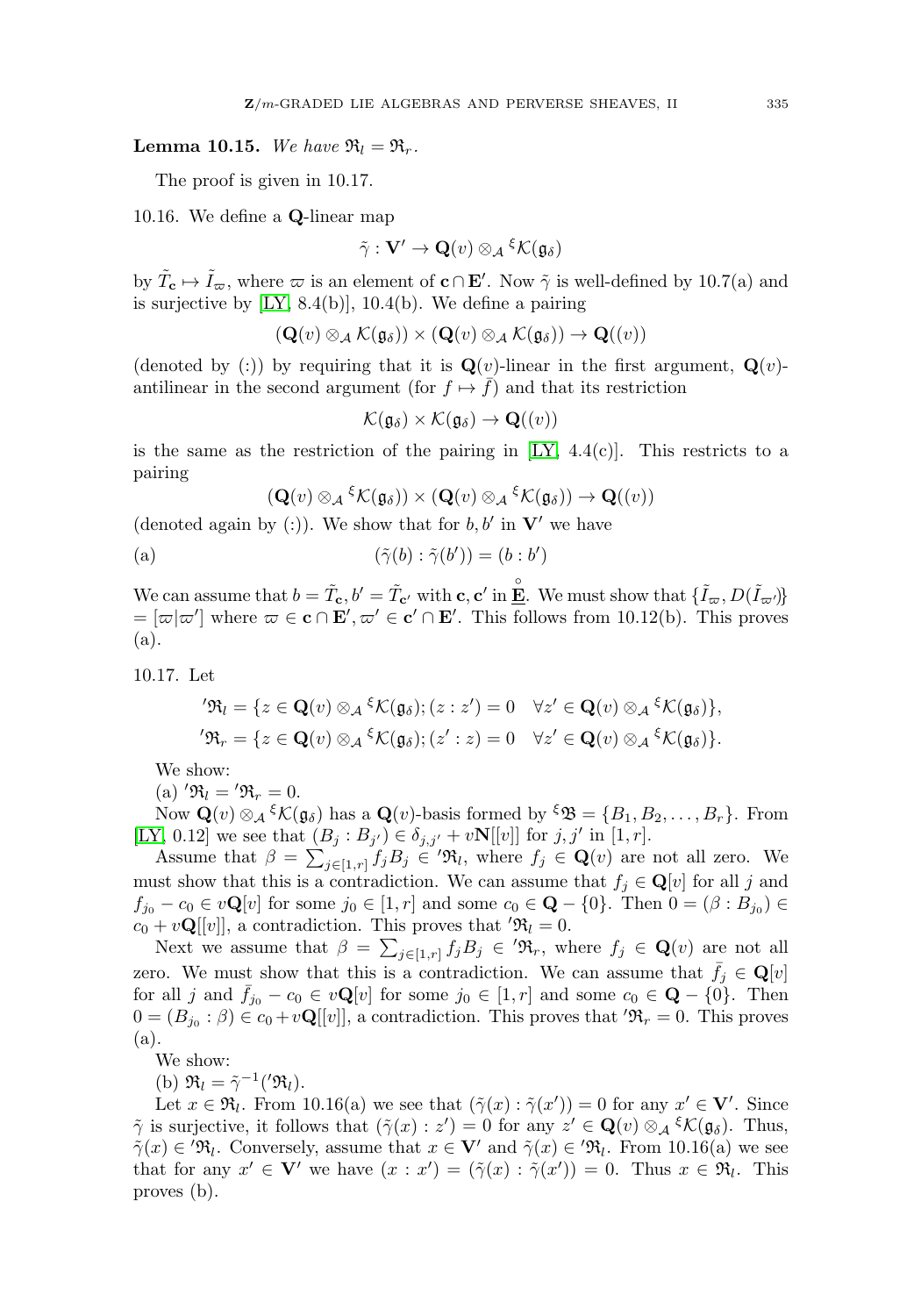**Lemma 10.15.** *We have $\mathfrak{R}_l = \mathfrak{R}_r$.*

The proof is given in 10.17.

10.16. We define a $\mathbf{Q}$-linear map

$$\tilde{\gamma} : \mathbf{V}' \to \mathbf{Q}(v) \otimes_{\mathcal{A}} {}^{\xi}\mathcal{K}(\mathfrak{g}_\delta)$$

by $\tilde{T}_{\mathbf{c}} \mapsto \tilde{I}_{\varpi}$, where $\varpi$ is an element of $\mathbf{c} \cap \mathbf{E}'$. Now $\tilde{\gamma}$ is well-defined by 10.7(a) and is surjective by [LY, 8.4(b)], 10.4(b). We define a pairing

$$(\mathbf{Q}(v) \otimes_{\mathcal{A}} \mathcal{K}(\mathfrak{g}_\delta)) \times (\mathbf{Q}(v) \otimes_{\mathcal{A}} \mathcal{K}(\mathfrak{g}_\delta)) \to \mathbf{Q}((v))$$

(denoted by (:)) by requiring that it is $\mathbf{Q}(v)$-linear in the first argument, $\mathbf{Q}(v)$-antilinear in the second argument (for $f \mapsto \bar{f}$) and that its restriction

$$\mathcal{K}(\mathfrak{g}_\delta) \times \mathcal{K}(\mathfrak{g}_\delta) \to \mathbf{Q}((v))$$

is the same as the restriction of the pairing in [LY, 4.4(c)]. This restricts to a pairing

$$(\mathbf{Q}(v) \otimes_{\mathcal{A}} {}^{\xi}\mathcal{K}(\mathfrak{g}_\delta)) \times (\mathbf{Q}(v) \otimes_{\mathcal{A}} {}^{\xi}\mathcal{K}(\mathfrak{g}_\delta)) \to \mathbf{Q}((v))$$

(denoted again by (:)). We show that for $b, b'$ in $\mathbf{V}'$ we have

(a) $$(\tilde{\gamma}(b) : \tilde{\gamma}(b')) = (b : b')$$

We can assume that $b = \tilde{T}_{\mathbf{c}}, b' = \tilde{T}_{\mathbf{c}'}$ with $\mathbf{c}, \mathbf{c}'$ in $\underline{\overset{\circ}{\mathbf{E}}}$. We must show that $\{\tilde{I}_{\varpi}, D(\tilde{I}_{\varpi'})\} = [\varpi|\varpi']$ where $\varpi \in \mathbf{c} \cap \mathbf{E}', \varpi' \in \mathbf{c}' \cap \mathbf{E}'$. This follows from 10.12(b). This proves (a).

10.17. Let

$$'\mathfrak{R}_l = \{z \in \mathbf{Q}(v) \otimes_{\mathcal{A}} {}^{\xi}\mathcal{K}(\mathfrak{g}_\delta); (z : z') = 0 \quad \forall z' \in \mathbf{Q}(v) \otimes_{\mathcal{A}} {}^{\xi}\mathcal{K}(\mathfrak{g}_\delta)\},$$
$$'\mathfrak{R}_r = \{z \in \mathbf{Q}(v) \otimes_{\mathcal{A}} {}^{\xi}\mathcal{K}(\mathfrak{g}_\delta); (z' : z) = 0 \quad \forall z' \in \mathbf{Q}(v) \otimes_{\mathcal{A}} {}^{\xi}\mathcal{K}(\mathfrak{g}_\delta)\}.$$

We show:

(a) $'\mathfrak{R}_l = {}'\mathfrak{R}_r = 0$.

Now $\mathbf{Q}(v) \otimes_{\mathcal{A}} {}^{\xi}\mathcal{K}(\mathfrak{g}_\delta)$ has a $\mathbf{Q}(v)$-basis formed by ${}^{\xi}\mathfrak{B} = \{B_1, B_2, \dots, B_r\}$. From [LY, 0.12] we see that $(B_j : B_{j'}) \in \delta_{j,j'} + v\mathbf{N}[[v]]$ for $j, j'$ in $[1, r]$.

Assume that $\beta = \sum_{j \in [1,r]} f_j B_j \in {}'\mathfrak{R}_l$, where $f_j \in \mathbf{Q}(v)$ are not all zero. We must show that this is a contradiction. We can assume that $f_j \in \mathbf{Q}[v]$ for all $j$ and $f_{j_0} - c_0 \in v\mathbf{Q}[v]$ for some $j_0 \in [1, r]$ and some $c_0 \in \mathbf{Q} - \{0\}$. Then $0 = (\beta : B_{j_0}) \in c_0 + v\mathbf{Q}[[v]]$, a contradiction. This proves that $'\mathfrak{R}_l = 0$.

Next we assume that $\beta = \sum_{j \in [1,r]} f_j B_j \in {}'\mathfrak{R}_r$, where $f_j \in \mathbf{Q}(v)$ are not all zero. We must show that this is a contradiction. We can assume that $\bar{f}_j \in \mathbf{Q}[v]$ for all $j$ and $\bar{f}_{j_0} - c_0 \in v\mathbf{Q}[v]$ for some $j_0 \in [1, r]$ and some $c_0 \in \mathbf{Q} - \{0\}$. Then $0 = (B_{j_0} : \beta) \in c_0 + v\mathbf{Q}[[v]]$, a contradiction. This proves that $'\mathfrak{R}_r = 0$. This proves (a).

We show:

(b) $\mathfrak{R}_l = \tilde{\gamma}^{-1}({}'\mathfrak{R}_l)$.

Let $x \in \mathfrak{R}_l$. From 10.16(a) we see that $(\tilde{\gamma}(x) : \tilde{\gamma}(x')) = 0$ for any $x' \in \mathbf{V}'$. Since $\tilde{\gamma}$ is surjective, it follows that $(\tilde{\gamma}(x) : z') = 0$ for any $z' \in \mathbf{Q}(v) \otimes_{\mathcal{A}} {}^{\xi}\mathcal{K}(\mathfrak{g}_\delta)$. Thus, $\tilde{\gamma}(x) \in {}'\mathfrak{R}_l$. Conversely, assume that $x \in \mathbf{V}'$ and $\tilde{\gamma}(x) \in {}'\mathfrak{R}_l$. From 10.16(a) we see that for any $x' \in \mathbf{V}'$ we have $(x : x') = (\tilde{\gamma}(x) : \tilde{\gamma}(x')) = 0$. Thus $x \in \mathfrak{R}_l$. This proves (b).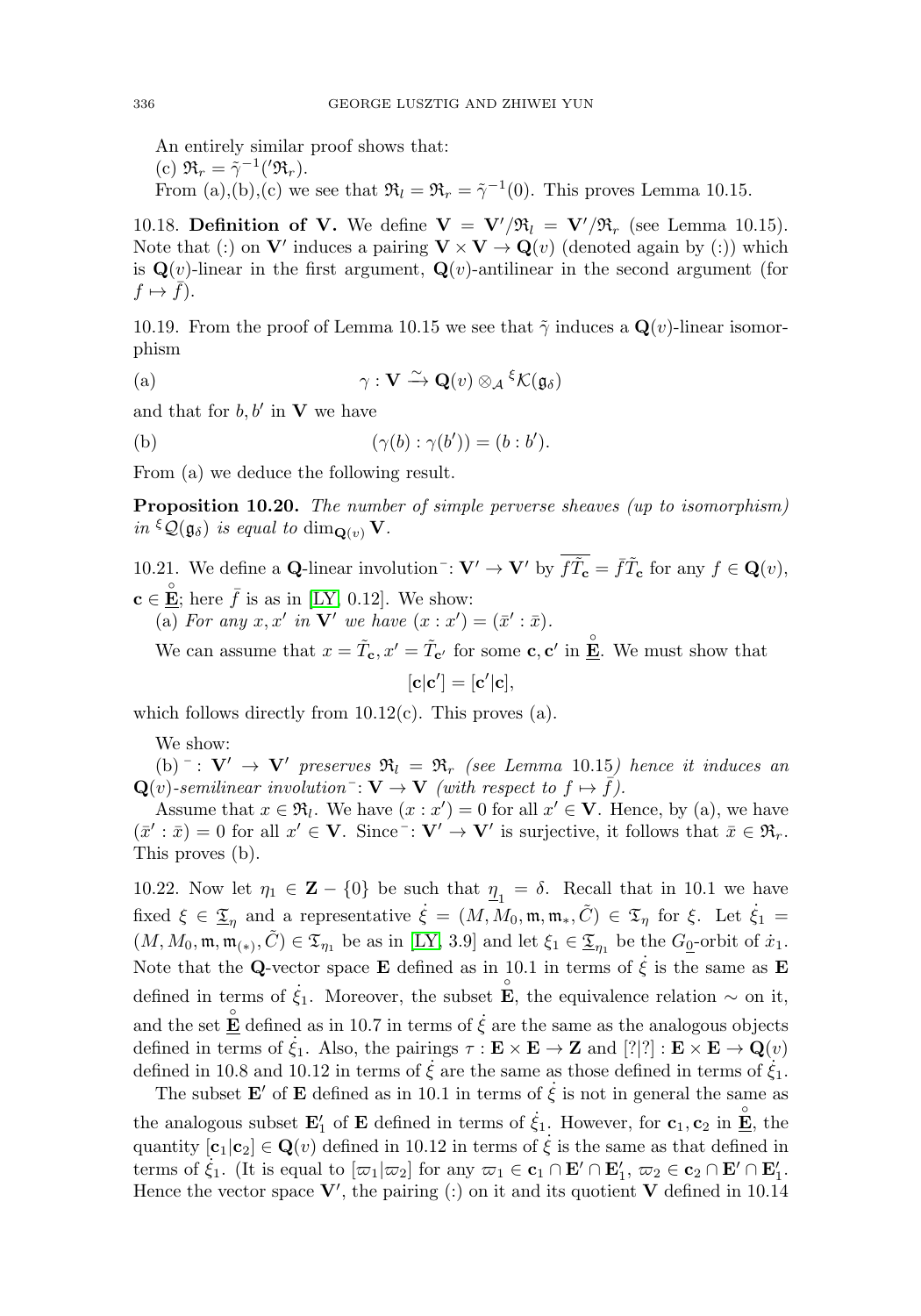An entirely similar proof shows that:

(c) $\mathfrak{R}_r = \tilde{\gamma}^{-1}('\mathfrak{R}_r)$.

From (a),(b),(c) we see that $\mathfrak{R}_l = \mathfrak{R}_r = \tilde{\gamma}^{-1}(0)$. This proves Lemma 10.15.

10.18. **Definition of V.** We define $\mathbf{V} = \mathbf{V}'/\mathfrak{R}_l = \mathbf{V}'/\mathfrak{R}_r$ (see Lemma 10.15). Note that (:) on $\mathbf{V}'$ induces a pairing $\mathbf{V} \times \mathbf{V} \to \mathbf{Q}(v)$ (denoted again by (:)) which is $\mathbf{Q}(v)$-linear in the first argument, $\mathbf{Q}(v)$-antilinear in the second argument (for $f \mapsto \bar{f}$).

10.19. From the proof of Lemma 10.15 we see that $\tilde{\gamma}$ induces a $\mathbf{Q}(v)$-linear isomorphism

(a) $$\gamma : \mathbf{V} \xrightarrow{\sim} \mathbf{Q}(v) \otimes_{\mathcal{A}} {}^{\xi}\mathcal{K}(\mathfrak{g}_\delta)$$

and that for $b, b'$ in $\mathbf{V}$ we have

(b) $$(\gamma(b) : \gamma(b')) = (b : b').$$

From (a) we deduce the following result.

**Proposition 10.20.** *The number of simple perverse sheaves (up to isomorphism) in ${}^{\xi}\mathcal{Q}(\mathfrak{g}_\delta)$ is equal to $\dim_{\mathbf{Q}(v)} \mathbf{V}$.*

10.21. We define a $\mathbf{Q}$-linear involution${}^{-}$: $\mathbf{V}' \to \mathbf{V}'$ by $\overline{f\tilde{T}_{\mathbf{c}}} = \bar{f}\tilde{T}_{\mathbf{c}}$ for any $f \in \mathbf{Q}(v)$, $\mathbf{c} \in \underline{\mathring{\mathbf{E}}}$; here $\bar{f}$ is as in [LY, 0.12]. We show:

(a) *For any $x, x'$ in $\mathbf{V}'$ we have $(x : x') = (\bar{x}' : \bar{x})$.*

We can assume that $x = \tilde{T}_{\mathbf{c}}, x' = \tilde{T}_{\mathbf{c}'}$ for some $\mathbf{c}, \mathbf{c}'$ in $\underline{\mathring{\mathbf{E}}}$. We must show that

$$[\mathbf{c}|\mathbf{c}'] = [\mathbf{c}'|\mathbf{c}],$$

which follows directly from 10.12(c). This proves (a).

We show:

(b) ${}^{-}$: $\mathbf{V}' \to \mathbf{V}'$ *preserves $\mathfrak{R}_l = \mathfrak{R}_r$ (see Lemma 10.15) hence it induces an $\mathbf{Q}(v)$-semilinear involution${}^{-}$: $\mathbf{V} \to \mathbf{V}$ (with respect to $f \mapsto \bar{f}$).*

Assume that $x \in \mathfrak{R}_l$. We have $(x : x') = 0$ for all $x' \in \mathbf{V}$. Hence, by (a), we have $(\bar{x}' : \bar{x}) = 0$ for all $x' \in \mathbf{V}$. Since${}^{-}$: $\mathbf{V}' \to \mathbf{V}'$ is surjective, it follows that $\bar{x} \in \mathfrak{R}_r$. This proves (b).

10.22. Now let $\eta_1 \in \mathbf{Z} - \{0\}$ be such that $\underline{\eta_1} = \delta$. Recall that in 10.1 we have fixed $\xi \in \underline{\mathfrak{T}}_\eta$ and a representative $\dot{\xi} = (M, M_0, \mathfrak{m}, \mathfrak{m}_*, \tilde{C}) \in \mathfrak{T}_\eta$ for $\xi$. Let $\dot{\xi}_1 = (M, M_0, \mathfrak{m}, \mathfrak{m}_{(*)}, \tilde{C}) \in \mathfrak{T}_{\eta_1}$ be as in [LY, 3.9] and let $\xi_1 \in \underline{\mathfrak{T}}_{\eta_1}$ be the $G_{\underline{0}}$-orbit of $\dot{x}_1$. Note that the $\mathbf{Q}$-vector space $\mathbf{E}$ defined as in 10.1 in terms of $\dot{\xi}$ is the same as $\mathbf{E}$ defined in terms of $\dot{\xi}_1$. Moreover, the subset $\mathring{\mathbf{E}}$, the equivalence relation $\sim$ on it, and the set $\underline{\mathring{\mathbf{E}}}$ defined as in 10.7 in terms of $\dot{\xi}$ are the same as the analogous objects defined in terms of $\dot{\xi}_1$. Also, the pairings $\tau : \mathbf{E} \times \mathbf{E} \to \mathbf{Z}$ and $[?|?] : \mathbf{E} \times \mathbf{E} \to \mathbf{Q}(v)$ defined in 10.8 and 10.12 in terms of $\dot{\xi}$ are the same as those defined in terms of $\dot{\xi}_1$.

The subset $\mathbf{E}'$ of $\mathbf{E}$ defined as in 10.1 in terms of $\dot{\xi}$ is not in general the same as the analogous subset $\mathbf{E}'_1$ of $\mathbf{E}$ defined in terms of $\dot{\xi}_1$. However, for $\mathbf{c}_1, \mathbf{c}_2$ in $\underline{\mathring{\mathbf{E}}}$, the quantity $[\mathbf{c}_1|\mathbf{c}_2] \in \mathbf{Q}(v)$ defined in 10.12 in terms of $\dot{\xi}$ is the same as that defined in terms of $\dot{\xi}_1$. (It is equal to $[\varpi_1|\varpi_2]$ for any $\varpi_1 \in \mathbf{c}_1 \cap \mathbf{E}' \cap \mathbf{E}'_1$, $\varpi_2 \in \mathbf{c}_2 \cap \mathbf{E}' \cap \mathbf{E}'_1$. Hence the vector space $\mathbf{V}'$, the pairing (:) on it and its quotient $\mathbf{V}$ defined in 10.14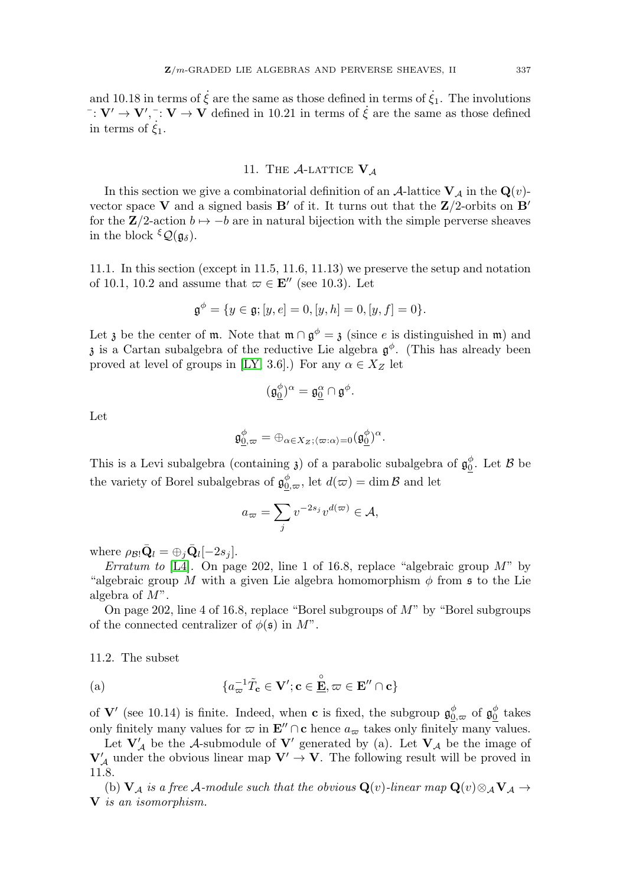and 10.18 in terms of $\dot{\xi}$ are the same as those defined in terms of $\dot{\xi}_1$. The involutions $^-\colon \mathbf{V}' \to \mathbf{V}', ^-\colon \mathbf{V} \to \mathbf{V}$ defined in 10.21 in terms of $\dot{\xi}$ are the same as those defined in terms of $\dot{\xi}_1$.

## 11. The $\mathcal{A}$-lattice $\mathbf{V}_{\mathcal{A}}$

In this section we give a combinatorial definition of an $\mathcal{A}$-lattice $\mathbf{V}_{\mathcal{A}}$ in the $\mathbf{Q}(v)$-vector space $\mathbf{V}$ and a signed basis $\mathbf{B}'$ of it. It turns out that the $\mathbf{Z}/2$-orbits on $\mathbf{B}'$ for the $\mathbf{Z}/2$-action $b \mapsto -b$ are in natural bijection with the simple perverse sheaves in the block ${}^{\xi}\mathcal{Q}(\mathfrak{g}_{\delta})$.

11.1. In this section (except in 11.5, 11.6, 11.13) we preserve the setup and notation of 10.1, 10.2 and assume that $\varpi \in \mathbf{E}''$ (see 10.3). Let

$$\mathfrak{g}^{\phi} = \{y \in \mathfrak{g}; [y,e] = 0, [y,h] = 0, [y,f] = 0\}.$$

Let $\mathfrak{z}$ be the center of $\mathfrak{m}$. Note that $\mathfrak{m} \cap \mathfrak{g}^{\phi} = \mathfrak{z}$ (since $e$ is distinguished in $\mathfrak{m}$) and $\mathfrak{z}$ is a Cartan subalgebra of the reductive Lie algebra $\mathfrak{g}^{\phi}$. (This has already been proved at level of groups in [LY, 3.6].) For any $\alpha \in X_Z$ let

$$(\mathfrak{g}^{\phi}_{\underline{0}})^{\alpha} = \mathfrak{g}^{\alpha}_{\underline{0}} \cap \mathfrak{g}^{\phi}.$$

Let

$$\mathfrak{g}^{\phi}_{\underline{0},\varpi} = \oplus_{\alpha \in X_Z; \langle \varpi : \alpha \rangle = 0} (\mathfrak{g}^{\phi}_{\underline{0}})^{\alpha}.$$

This is a Levi subalgebra (containing $\mathfrak{z}$) of a parabolic subalgebra of $\mathfrak{g}^{\phi}_{\underline{0}}$. Let $\mathcal{B}$ be the variety of Borel subalgebras of $\mathfrak{g}^{\phi}_{\underline{0},\varpi}$, let $d(\varpi) = \dim \mathcal{B}$ and let

$$a_{\varpi} = \sum_j v^{-2s_j} v^{d(\varpi)} \in \mathcal{A},$$

where $\rho_{\mathcal{B}!}\bar{\mathbf{Q}}_l = \oplus_j \bar{\mathbf{Q}}_l[-2s_j]$.

*Erratum to* [L4]. On page 202, line 1 of 16.8, replace "algebraic group $M$" by "algebraic group $M$ with a given Lie algebra homomorphism $\phi$ from $\mathfrak{s}$ to the Lie algebra of $M$".

On page 202, line 4 of 16.8, replace "Borel subgroups of $M$" by "Borel subgroups of the connected centralizer of $\phi(\mathfrak{s})$ in $M$".

11.2. The subset

$$\text{(a)} \qquad \{a_{\varpi}^{-1}\tilde{T}_{\mathbf{c}} \in \mathbf{V}'; \mathbf{c} \in \mathring{\underline{\mathbf{E}}}, \varpi \in \mathbf{E}'' \cap \mathbf{c}\}$$

of $\mathbf{V}'$ (see 10.14) is finite. Indeed, when $\mathbf{c}$ is fixed, the subgroup $\mathfrak{g}^{\phi}_{\underline{0},\varpi}$ of $\mathfrak{g}^{\phi}_{\underline{0}}$ takes only finitely many values for $\varpi$ in $\mathbf{E}'' \cap \mathbf{c}$ hence $a_{\varpi}$ takes only finitely many values.

Let $\mathbf{V}'_{\mathcal{A}}$ be the $\mathcal{A}$-submodule of $\mathbf{V}'$ generated by (a). Let $\mathbf{V}_{\mathcal{A}}$ be the image of $\mathbf{V}'_{\mathcal{A}}$ under the obvious linear map $\mathbf{V}' \to \mathbf{V}$. The following result will be proved in 11.8.

(b) *$\mathbf{V}_{\mathcal{A}}$ is a free $\mathcal{A}$-module such that the obvious $\mathbf{Q}(v)$-linear map $\mathbf{Q}(v) \otimes_{\mathcal{A}} \mathbf{V}_{\mathcal{A}} \to \mathbf{V}$ is an isomorphism.*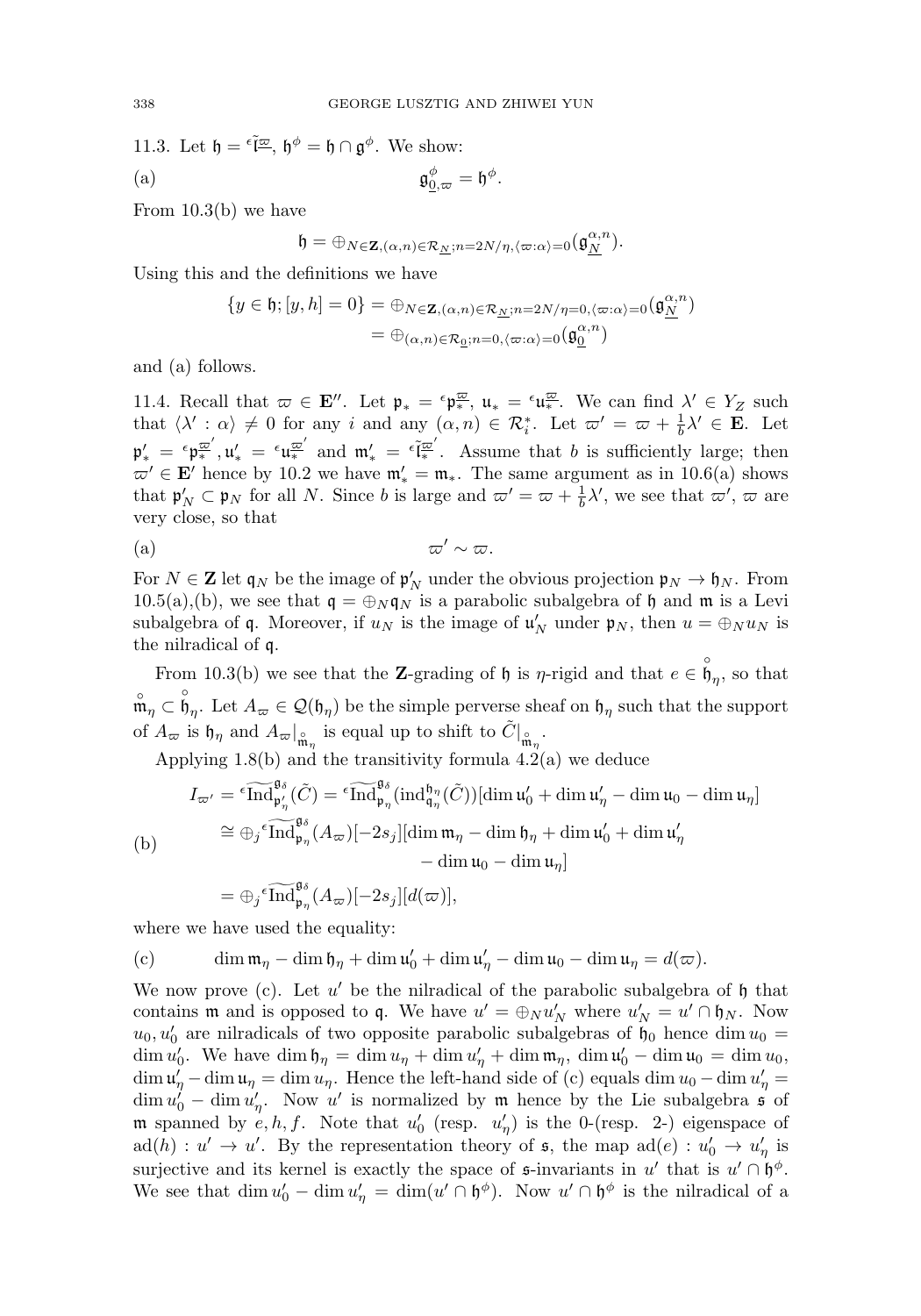11.3. Let $\mathfrak{h} = {}^\epsilon\tilde{\mathfrak{l}}^{\underline{\varpi}}$, $\mathfrak{h}^\phi = \mathfrak{h} \cap \mathfrak{g}^\phi$. We show:

(a) $$\mathfrak{g}^\phi_{\underline{0},\varpi} = \mathfrak{h}^\phi.$$

From 10.3(b) we have

$$\mathfrak{h} = \oplus_{N \in \mathbf{Z}, (\alpha,n) \in \mathcal{R}_{\underline{N}}; n=2N/\eta, \langle \varpi:\alpha\rangle=0} (\mathfrak{g}^{\alpha,n}_{\underline{N}}).$$

Using this and the definitions we have

$$\{y \in \mathfrak{h}; [y,h]=0\} = \oplus_{N \in \mathbf{Z}, (\alpha,n) \in \mathcal{R}_{\underline{N}}; n=2N/\eta=0, \langle \varpi:\alpha\rangle=0} (\mathfrak{g}^{\alpha,n}_{\underline{N}})$$
$$= \oplus_{(\alpha,n) \in \mathcal{R}_{\underline{0}}; n=0, \langle \varpi:\alpha\rangle=0} (\mathfrak{g}^{\alpha,n}_{\underline{0}})$$

and (a) follows.

11.4. Recall that $\varpi \in \mathbf{E}''$. Let $\mathfrak{p}_* = {}^\epsilon\mathfrak{p}^{\underline{\varpi}}_*$, $\mathfrak{u}_* = {}^\epsilon\mathfrak{u}^{\underline{\varpi}}_*$. We can find $\lambda' \in Y_Z$ such that $\langle \lambda' : \alpha \rangle \neq 0$ for any $i$ and any $(\alpha, n) \in \mathcal{R}^*_i$. Let $\varpi' = \varpi + \frac{1}{b}\lambda' \in \mathbf{E}$. Let $\mathfrak{p}'_* = {}^\epsilon\mathfrak{p}^{\underline{\varpi}'}_*, \mathfrak{u}'_* = {}^\epsilon\mathfrak{u}^{\underline{\varpi}'}_*$ and $\mathfrak{m}'_* = {}^\epsilon\tilde{\mathfrak{l}}^{\underline{\varpi}'}_*$. Assume that $b$ is sufficiently large; then $\varpi' \in \mathbf{E}'$ hence by 10.2 we have $\mathfrak{m}'_* = \mathfrak{m}_*$. The same argument as in 10.6(a) shows that $\mathfrak{p}'_N \subset \mathfrak{p}_N$ for all $N$. Since $b$ is large and $\varpi' = \varpi + \frac{1}{b}\lambda'$, we see that $\varpi'$, $\varpi$ are very close, so that

(a) $$\varpi' \sim \varpi.$$

For $N \in \mathbf{Z}$ let $\mathfrak{q}_N$ be the image of $\mathfrak{p}'_N$ under the obvious projection $\mathfrak{p}_N \to \mathfrak{h}_N$. From 10.5(a),(b), we see that $\mathfrak{q} = \oplus_N \mathfrak{q}_N$ is a parabolic subalgebra of $\mathfrak{h}$ and $\mathfrak{m}$ is a Levi subalgebra of $\mathfrak{q}$. Moreover, if $u_N$ is the image of $\mathfrak{u}'_N$ under $\mathfrak{p}_N$, then $u = \oplus_N u_N$ is the nilradical of $\mathfrak{q}$.

From 10.3(b) we see that the $\mathbf{Z}$-grading of $\mathfrak{h}$ is $\eta$-rigid and that $e \in \overset{\circ}{\mathfrak{h}}_\eta$, so that $\overset{\circ}{\mathfrak{m}}_\eta \subset \overset{\circ}{\mathfrak{h}}_\eta$. Let $A_\varpi \in \mathcal{Q}(\mathfrak{h}_\eta)$ be the simple perverse sheaf on $\mathfrak{h}_\eta$ such that the support of $A_\varpi$ is $\mathfrak{h}_\eta$ and $A_\varpi|_{\overset{\circ}{\mathfrak{m}}_\eta}$ is equal up to shift to $\tilde{C}|_{\overset{\circ}{\mathfrak{m}}_\eta}$.

Applying 1.8(b) and the transitivity formula 4.2(a) we deduce

(b)
$$\begin{aligned}
I_{\varpi'} &= {}^\epsilon\widetilde{\mathrm{Ind}}^{\mathfrak{g}_\delta}_{\mathfrak{p}'_\eta}(\tilde{C}) = {}^\epsilon\widetilde{\mathrm{Ind}}^{\mathfrak{g}_\delta}_{\mathfrak{p}_\eta}(\mathrm{ind}^{\mathfrak{h}_\eta}_{\mathfrak{q}_\eta}(\tilde{C}))[\dim \mathfrak{u}'_0 + \dim \mathfrak{u}'_\eta - \dim \mathfrak{u}_0 - \dim \mathfrak{u}_\eta] \\
&\cong \oplus_j {}^\epsilon\widetilde{\mathrm{Ind}}^{\mathfrak{g}_\delta}_{\mathfrak{p}_\eta}(A_\varpi)[-2s_j][\dim \mathfrak{m}_\eta - \dim \mathfrak{h}_\eta + \dim \mathfrak{u}'_0 + \dim \mathfrak{u}'_\eta \\
&\qquad - \dim \mathfrak{u}_0 - \dim \mathfrak{u}_\eta] \\
&= \oplus_j {}^\epsilon\widetilde{\mathrm{Ind}}^{\mathfrak{g}_\delta}_{\mathfrak{p}_\eta}(A_\varpi)[-2s_j][d(\varpi)],
\end{aligned}$$

where we have used the equality:

(c) $$\dim \mathfrak{m}_\eta - \dim \mathfrak{h}_\eta + \dim \mathfrak{u}'_0 + \dim \mathfrak{u}'_\eta - \dim \mathfrak{u}_0 - \dim \mathfrak{u}_\eta = d(\varpi).$$

We now prove (c). Let $u'$ be the nilradical of the parabolic subalgebra of $\mathfrak{h}$ that contains $\mathfrak{m}$ and is opposed to $\mathfrak{q}$. We have $u' = \oplus_N u'_N$ where $u'_N = u' \cap \mathfrak{h}_N$. Now $u_0, u'_0$ are nilradicals of two opposite parabolic subalgebras of $\mathfrak{h}_0$ hence $\dim u_0 = \dim u'_0$. We have $\dim \mathfrak{h}_\eta = \dim u_\eta + \dim u'_\eta + \dim \mathfrak{m}_\eta$, $\dim \mathfrak{u}'_0 - \dim \mathfrak{u}_0 = \dim u_0$, $\dim \mathfrak{u}'_\eta - \dim \mathfrak{u}_\eta = \dim u_\eta$. Hence the left-hand side of (c) equals $\dim u_0 - \dim u'_\eta = \dim u'_0 - \dim u'_\eta$. Now $u'$ is normalized by $\mathfrak{m}$ hence by the Lie subalgebra $\mathfrak{s}$ of $\mathfrak{m}$ spanned by $e, h, f$. Note that $u'_0$ (resp. $u'_\eta$) is the 0-(resp. 2-) eigenspace of $\mathrm{ad}(h) : u' \to u'$. By the representation theory of $\mathfrak{s}$, the map $\mathrm{ad}(e) : u'_0 \to u'_\eta$ is surjective and its kernel is exactly the space of $\mathfrak{s}$-invariants in $u'$ that is $u' \cap \mathfrak{h}^\phi$. We see that $\dim u'_0 - \dim u'_\eta = \dim(u' \cap \mathfrak{h}^\phi)$. Now $u' \cap \mathfrak{h}^\phi$ is the nilradical of a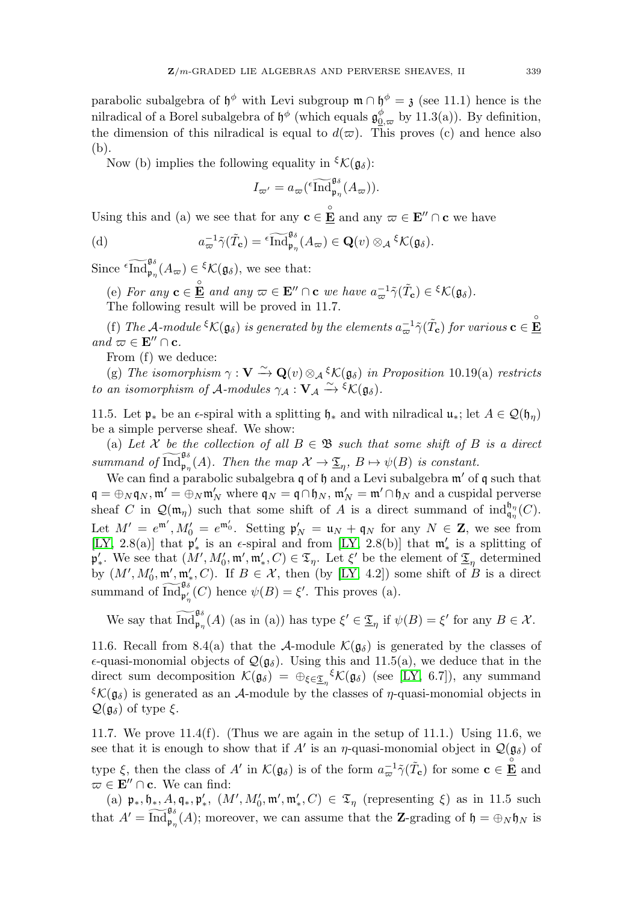parabolic subalgebra of $\mathfrak{h}^\phi$ with Levi subgroup $\mathfrak{m} \cap \mathfrak{h}^\phi = \mathfrak{z}$ (see 11.1) hence is the nilradical of a Borel subalgebra of $\mathfrak{h}^\phi$ (which equals $\mathfrak{g}^{\phi}_{0,\varpi}$ by 11.3(a)). By definition, the dimension of this nilradical is equal to $d(\varpi)$. This proves (c) and hence also (b).

Now (b) implies the following equality in ${}^{\xi}\mathcal{K}(\mathfrak{g}_\delta)$:

$$I_{\varpi'} = a_\varpi({}^{\epsilon}\widetilde{\mathrm{Ind}}_{\mathfrak{p}_\eta}^{\mathfrak{g}_\delta}(A_\varpi)).$$

Using this and (a) we see that for any $\mathbf{c} \in \overset{\circ}{\underline{\mathbf{E}}}$ and any $\varpi \in \mathbf{E}'' \cap \mathbf{c}$ we have

$$\text{(d)} \qquad a_\varpi^{-1}\tilde{\gamma}(\tilde{T}_{\mathbf{c}}) = {}^{\epsilon}\widetilde{\mathrm{Ind}}_{\mathfrak{p}_\eta}^{\mathfrak{g}_\delta}(A_\varpi) \in \mathbf{Q}(v) \otimes_{\mathcal{A}} {}^{\xi}\mathcal{K}(\mathfrak{g}_\delta).$$

Since ${}^{\epsilon}\widetilde{\mathrm{Ind}}_{\mathfrak{p}_\eta}^{\mathfrak{g}_\delta}(A_\varpi) \in {}^{\xi}\mathcal{K}(\mathfrak{g}_\delta)$, we see that:

(e) *For any $\mathbf{c} \in \overset{\circ}{\underline{\mathbf{E}}}$ and any $\varpi \in \mathbf{E}'' \cap \mathbf{c}$ we have $a_\varpi^{-1}\tilde{\gamma}(\tilde{T}_{\mathbf{c}}) \in {}^{\xi}\mathcal{K}(\mathfrak{g}_\delta)$.*

The following result will be proved in 11.7.

(f) *The $\mathcal{A}$-module ${}^{\xi}\mathcal{K}(\mathfrak{g}_\delta)$ is generated by the elements $a_\varpi^{-1}\tilde{\gamma}(\tilde{T}_{\mathbf{c}})$ for various $\mathbf{c} \in \overset{\circ}{\underline{\mathbf{E}}}$ and $\varpi \in \mathbf{E}'' \cap \mathbf{c}$.*

From (f) we deduce:

(g) *The isomorphism $\gamma : \mathbf{V} \xrightarrow{\sim} \mathbf{Q}(v) \otimes_{\mathcal{A}} {}^{\xi}\mathcal{K}(\mathfrak{g}_\delta)$ in Proposition 10.19(a) restricts to an isomorphism of $\mathcal{A}$-modules $\gamma_{\mathcal{A}} : \mathbf{V}_{\mathcal{A}} \xrightarrow{\sim} {}^{\xi}\mathcal{K}(\mathfrak{g}_\delta)$.*

11.5. Let $\mathfrak{p}_*$ be an $\epsilon$-spiral with a splitting $\mathfrak{h}_*$ and with nilradical $\mathfrak{u}_*$; let $A \in \mathcal{Q}(\mathfrak{h}_\eta)$ be a simple perverse sheaf. We show:

(a) *Let $\mathcal{X}$ be the collection of all $B \in \mathfrak{B}$ such that some shift of $B$ is a direct summand of $\widetilde{\mathrm{Ind}}_{\mathfrak{p}_\eta}^{\mathfrak{g}_\delta}(A)$. Then the map $\mathcal{X} \to \underline{\mathfrak{T}}_\eta$, $B \mapsto \psi(B)$ is constant.*

We can find a parabolic subalgebra $\mathfrak{q}$ of $\mathfrak{h}$ and a Levi subalgebra $\mathfrak{m}'$ of $\mathfrak{q}$ such that $\mathfrak{q} = \oplus_N \mathfrak{q}_N, \mathfrak{m}' = \oplus_N \mathfrak{m}'_N$ where $\mathfrak{q}_N = \mathfrak{q} \cap \mathfrak{h}_N$, $\mathfrak{m}'_N = \mathfrak{m}' \cap \mathfrak{h}_N$ and a cuspidal perverse sheaf $C$ in $\mathcal{Q}(\mathfrak{m}_\eta)$ such that some shift of $A$ is a direct summand of $\mathrm{ind}_{\mathfrak{q}_\eta}^{\mathfrak{h}_\eta}(C)$. Let $M' = e^{\mathfrak{m}'}, M'_0 = e^{\mathfrak{m}'_0}$. Setting $\mathfrak{p}'_N = \mathfrak{u}_N + \mathfrak{q}_N$ for any $N \in \mathbf{Z}$, we see from [LY, 2.8(a)] that $\mathfrak{p}'_*$ is an $\epsilon$-spiral and from [LY, 2.8(b)] that $\mathfrak{m}'_*$ is a splitting of $\mathfrak{p}'_*$. We see that $(M', M'_0, \mathfrak{m}', \mathfrak{m}'_*, C) \in \mathfrak{T}_\eta$. Let $\xi'$ be the element of $\underline{\mathfrak{T}}_\eta$ determined by $(M', M'_0, \mathfrak{m}', \mathfrak{m}'_*, C)$. If $B \in \mathcal{X}$, then (by [LY, 4.2]) some shift of $B$ is a direct summand of $\widetilde{\mathrm{Ind}}_{\mathfrak{p}'_\eta}^{\mathfrak{g}_\delta}(C)$ hence $\psi(B) = \xi'$. This proves (a).

We say that $\widetilde{\mathrm{Ind}}_{\mathfrak{p}_\eta}^{\mathfrak{g}_\delta}(A)$ (as in (a)) has type $\xi' \in \underline{\mathfrak{T}}_\eta$ if $\psi(B) = \xi'$ for any $B \in \mathcal{X}$.

11.6. Recall from 8.4(a) that the $\mathcal{A}$-module $\mathcal{K}(\mathfrak{g}_\delta)$ is generated by the classes of $\epsilon$-quasi-monomial objects of $\mathcal{Q}(\mathfrak{g}_\delta)$. Using this and 11.5(a), we deduce that in the direct sum decomposition $\mathcal{K}(\mathfrak{g}_\delta) = \oplus_{\xi \in \underline{\mathfrak{T}}_\eta} {}^{\xi}\mathcal{K}(\mathfrak{g}_\delta)$ (see [LY, 6.7]), any summand ${}^{\xi}\mathcal{K}(\mathfrak{g}_\delta)$ is generated as an $\mathcal{A}$-module by the classes of $\eta$-quasi-monomial objects in $\mathcal{Q}(\mathfrak{g}_\delta)$ of type $\xi$.

11.7. We prove 11.4(f). (Thus we are again in the setup of 11.1.) Using 11.6, we see that it is enough to show that if $A'$ is an $\eta$-quasi-monomial object in $\mathcal{Q}(\mathfrak{g}_\delta)$ of type $\xi$, then the class of $A'$ in $\mathcal{K}(\mathfrak{g}_\delta)$ is of the form $a_\varpi^{-1}\tilde{\gamma}(\tilde{T}_{\mathbf{c}})$ for some $\mathbf{c} \in \overset{\circ}{\underline{\mathbf{E}}}$ and $\varpi \in \mathbf{E}'' \cap \mathbf{c}$. We can find:

(a) $\mathfrak{p}_*, \mathfrak{h}_*, A, \mathfrak{q}_*, \mathfrak{p}'_*$, $(M', M'_0, \mathfrak{m}', \mathfrak{m}'_*, C) \in \mathfrak{T}_\eta$ (representing $\xi$) as in 11.5 such that $A' = \widetilde{\mathrm{Ind}}_{\mathfrak{p}_\eta}^{\mathfrak{g}_\delta}(A)$; moreover, we can assume that the $\mathbf{Z}$-grading of $\mathfrak{h} = \oplus_N \mathfrak{h}_N$ is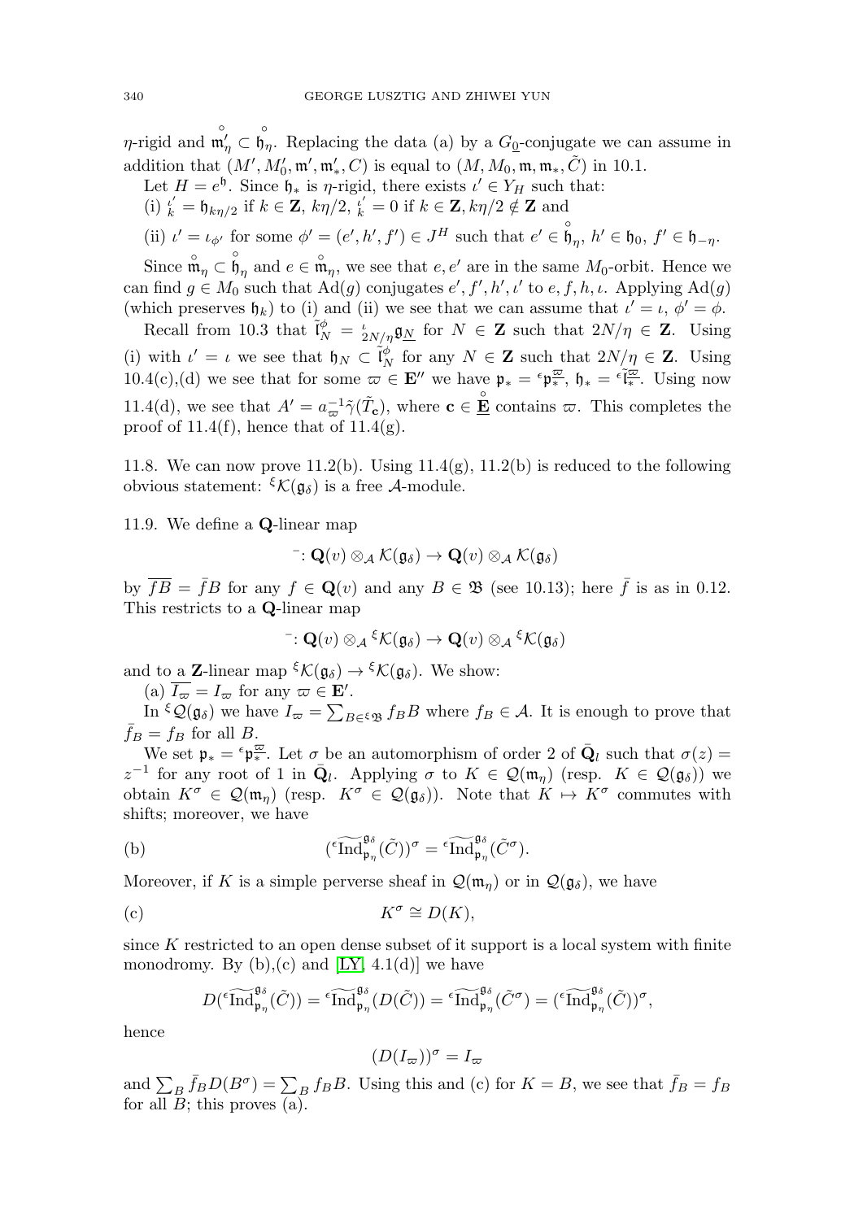$\eta$-rigid and $\overset{\circ}{\mathfrak{m}}'_\eta \subset \overset{\circ}{\mathfrak{h}}_\eta$. Replacing the data (a) by a $G_{\underline{0}}$-conjugate we can assume in addition that $(M', M'_0, \mathfrak{m}', \mathfrak{m}'_*, C)$ is equal to $(M, M_0, \mathfrak{m}, \mathfrak{m}_*, \tilde{C})$ in 10.1.

Let $H = e^{\mathfrak{h}}$. Since $\mathfrak{h}_*$ is $\eta$-rigid, there exists $\iota' \in Y_H$ such that:

(i) ${}^{\iota'}_k = \mathfrak{h}_{k\eta/2}$ if $k \in \mathbf{Z}$, $k\eta/2$, ${}^{\iota'}_k = 0$ if $k \in \mathbf{Z}, k\eta/2 \notin \mathbf{Z}$ and

(ii) $\iota' = \iota_{\phi'}$ for some $\phi' = (e', h', f') \in J^H$ such that $e' \in \overset{\circ}{\mathfrak{h}}_\eta$, $h' \in \mathfrak{h}_0$, $f' \in \mathfrak{h}_{-\eta}$.

Since $\overset{\circ}{\mathfrak{m}}_\eta \subset \overset{\circ}{\mathfrak{h}}_\eta$ and $e \in \overset{\circ}{\mathfrak{m}}_\eta$, we see that $e, e'$ are in the same $M_0$-orbit. Hence we can find $g \in M_0$ such that $\mathrm{Ad}(g)$ conjugates $e', f', h', \iota'$ to $e, f, h, \iota$. Applying $\mathrm{Ad}(g)$ (which preserves $\mathfrak{h}_k$) to (i) and (ii) we see that we can assume that $\iota' = \iota$, $\phi' = \phi$.

Recall from 10.3 that $\tilde{\mathfrak{l}}^\phi_N = {}_{2N/\eta}^{\iota}\mathfrak{g}_{\underline{N}}$ for $N \in \mathbf{Z}$ such that $2N/\eta \in \mathbf{Z}$. Using (i) with $\iota' = \iota$ we see that $\mathfrak{h}_N \subset \tilde{\mathfrak{l}}^\phi_N$ for any $N \in \mathbf{Z}$ such that $2N/\eta \in \mathbf{Z}$. Using 10.4(c),(d) we see that for some $\varpi \in \mathbf{E}''$ we have $\mathfrak{p}_* = {}^\epsilon\mathfrak{p}^\varpi_*$, $\mathfrak{h}_* = {}^\epsilon\tilde{\mathfrak{l}}^\varpi_*$. Using now 11.4(d), we see that $A' = a_\varpi^{-1}\tilde{\gamma}(\tilde{T}_{\mathbf{c}})$, where $\mathbf{c} \in \overset{\circ}{\underline{\mathbf{E}}}$ contains $\varpi$. This completes the proof of 11.4(f), hence that of 11.4(g).

11.8. We can now prove 11.2(b). Using 11.4(g), 11.2(b) is reduced to the following obvious statement: ${}^\xi\mathcal{K}(\mathfrak{g}_\delta)$ is a free $\mathcal{A}$-module.

11.9. We define a $\mathbf{Q}$-linear map

$$^{-}\colon \mathbf{Q}(v) \otimes_{\mathcal{A}} \mathcal{K}(\mathfrak{g}_\delta) \to \mathbf{Q}(v) \otimes_{\mathcal{A}} \mathcal{K}(\mathfrak{g}_\delta)$$

by $\overline{fB} = \bar{f}B$ for any $f \in \mathbf{Q}(v)$ and any $B \in \mathfrak{B}$ (see 10.13); here $\bar{f}$ is as in 0.12. This restricts to a $\mathbf{Q}$-linear map

$$^{-}\colon \mathbf{Q}(v) \otimes_{\mathcal{A}} {}^\xi\mathcal{K}(\mathfrak{g}_\delta) \to \mathbf{Q}(v) \otimes_{\mathcal{A}} {}^\xi\mathcal{K}(\mathfrak{g}_\delta)$$

and to a $\mathbf{Z}$-linear map ${}^\xi\mathcal{K}(\mathfrak{g}_\delta) \to {}^\xi\mathcal{K}(\mathfrak{g}_\delta)$. We show:

(a) $\overline{I_\varpi} = I_\varpi$ for any $\varpi \in \mathbf{E}'$.

In ${}^\xi\mathcal{Q}(\mathfrak{g}_\delta)$ we have $I_\varpi = \sum_{B \in {}^\xi\mathfrak{B}} f_B B$ where $f_B \in \mathcal{A}$. It is enough to prove that $\bar{f}_B = f_B$ for all $B$.

We set $\mathfrak{p}_* = {}^\epsilon\mathfrak{p}^\varpi_*$. Let $\sigma$ be an automorphism of order 2 of $\bar{\mathbf{Q}}_l$ such that $\sigma(z) = z^{-1}$ for any root of 1 in $\bar{\mathbf{Q}}_l$. Applying $\sigma$ to $K \in \mathcal{Q}(\mathfrak{m}_\eta)$ (resp. $K \in \mathcal{Q}(\mathfrak{g}_\delta)$) we obtain $K^\sigma \in \mathcal{Q}(\mathfrak{m}_\eta)$ (resp. $K^\sigma \in \mathcal{Q}(\mathfrak{g}_\delta)$). Note that $K \mapsto K^\sigma$ commutes with shifts; moreover, we have

$$(\text{b}) \qquad ({}^\epsilon\widetilde{\mathrm{Ind}}^{\mathfrak{g}_\delta}_{\mathfrak{p}_\eta}(\tilde{C}))^\sigma = {}^\epsilon\widetilde{\mathrm{Ind}}^{\mathfrak{g}_\delta}_{\mathfrak{p}_\eta}(\tilde{C}^\sigma).$$

Moreover, if $K$ is a simple perverse sheaf in $\mathcal{Q}(\mathfrak{m}_\eta)$ or in $\mathcal{Q}(\mathfrak{g}_\delta)$, we have

$$(\text{c}) \qquad K^\sigma \cong D(K),$$

since $K$ restricted to an open dense subset of it support is a local system with finite monodromy. By (b),(c) and [LY, 4.1(d)] we have

$$D({}^\epsilon\widetilde{\mathrm{Ind}}^{\mathfrak{g}_\delta}_{\mathfrak{p}_\eta}(\tilde{C})) = {}^\epsilon\widetilde{\mathrm{Ind}}^{\mathfrak{g}_\delta}_{\mathfrak{p}_\eta}(D(\tilde{C})) = {}^\epsilon\widetilde{\mathrm{Ind}}^{\mathfrak{g}_\delta}_{\mathfrak{p}_\eta}(\tilde{C}^\sigma) = ({}^\epsilon\widetilde{\mathrm{Ind}}^{\mathfrak{g}_\delta}_{\mathfrak{p}_\eta}(\tilde{C}))^\sigma,$$

hence

$$(D(I_\varpi))^\sigma = I_\varpi$$

and $\sum_B \bar{f}_B D(B^\sigma) = \sum_B f_B B$. Using this and (c) for $K = B$, we see that $\bar{f}_B = f_B$ for all $B$; this proves (a).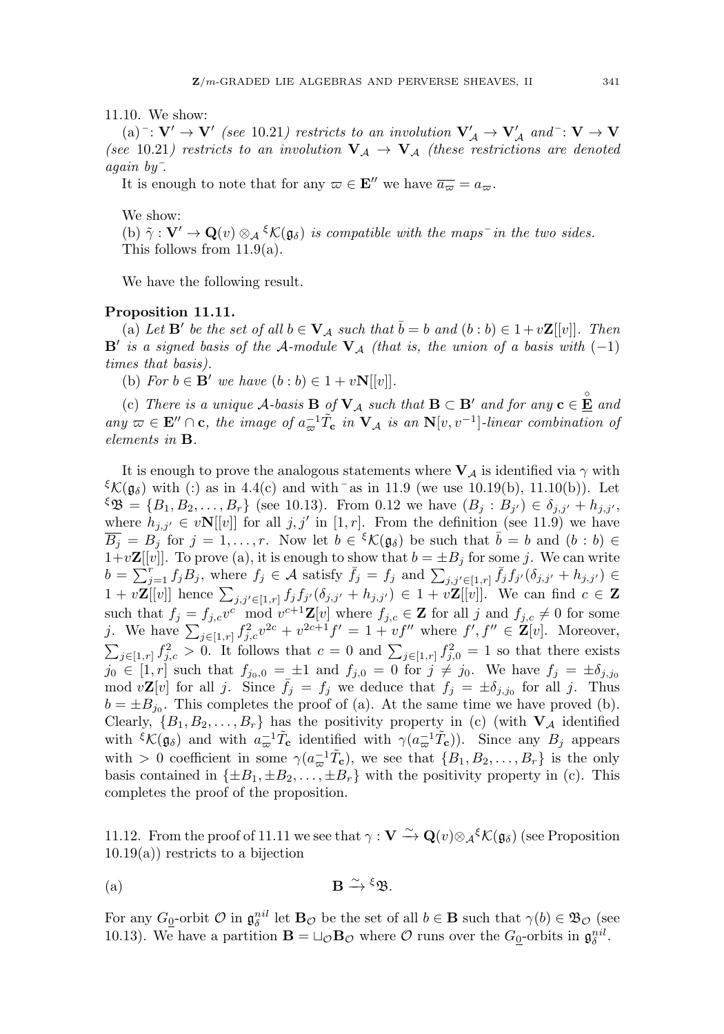11.10. We show:

(a) ${}^{-}\colon \mathbf{V}' \to \mathbf{V}'$ *(see* 10.21*) restricts to an involution* $\mathbf{V}'_{\mathcal{A}} \to \mathbf{V}'_{\mathcal{A}}$ *and* ${}^{-}\colon \mathbf{V} \to \mathbf{V}$ *(see* 10.21*) restricts to an involution* $\mathbf{V}_{\mathcal{A}} \to \mathbf{V}_{\mathcal{A}}$ *(these restrictions are denoted again by* ${}^{-}$*.*

It is enough to note that for any $\varpi \in \mathbf{E}''$ we have $\overline{a_\varpi} = a_\varpi$.

We show:

(b) $\tilde{\gamma} : \mathbf{V}' \to \mathbf{Q}(v) \otimes_{\mathcal{A}} {}^{\xi}\mathcal{K}(\mathfrak{g}_\delta)$ *is compatible with the maps* ${}^{-}$ *in the two sides.* This follows from 11.9(a).

We have the following result.

**Proposition 11.11.**

(a) *Let* $\mathbf{B}'$ *be the set of all* $b \in \mathbf{V}_{\mathcal{A}}$ *such that* $\bar{b} = b$ *and* $(b : b) \in 1 + v\mathbf{Z}[[v]]$*. Then* $\mathbf{B}'$ *is a signed basis of the* $\mathcal{A}$*-module* $\mathbf{V}_{\mathcal{A}}$ *(that is, the union of a basis with* $(-1)$ *times that basis).*

(b) *For* $b \in \mathbf{B}'$ *we have* $(b : b) \in 1 + v\mathbf{N}[[v]]$*.*

(c) *There is a unique* $\mathcal{A}$*-basis* $\mathbf{B}$ *of* $\mathbf{V}_{\mathcal{A}}$ *such that* $\mathbf{B} \subset \mathbf{B}'$ *and for any* $\mathbf{c} \in \overset{\circ}{\underline{\mathbf{E}}}$ *and any* $\varpi \in \mathbf{E}'' \cap \mathbf{c}$*, the image of* $a_\varpi^{-1}\tilde{T}_{\mathbf{c}}$ *in* $\mathbf{V}_{\mathcal{A}}$ *is an* $\mathbf{N}[v, v^{-1}]$*-linear combination of elements in* $\mathbf{B}$*.*

It is enough to prove the analogous statements where $\mathbf{V}_{\mathcal{A}}$ is identified via $\gamma$ with ${}^{\xi}\mathcal{K}(\mathfrak{g}_\delta)$ with (:) as in 4.4(c) and with ${}^{-}$ as in 11.9 (we use 10.19(b), 11.10(b)). Let ${}^{\xi}\mathfrak{B} = \{B_1, B_2, \dots, B_r\}$ (see 10.13). From 0.12 we have $(B_j : B_{j'}) \in \delta_{j,j'} + h_{j,j'}$, where $h_{j,j'} \in v\mathbf{N}[[v]]$ for all $j, j'$ in $[1, r]$. From the definition (see 11.9) we have $\overline{B_j} = B_j$ for $j = 1, \dots, r$. Now let $b \in {}^{\xi}\mathcal{K}(\mathfrak{g}_\delta)$ be such that $\bar{b} = b$ and $(b : b) \in 1 + v\mathbf{Z}[[v]]$. To prove (a), it is enough to show that $b = \pm B_j$ for some $j$. We can write $b = \sum_{j=1}^{r} f_j B_j$, where $f_j \in \mathcal{A}$ satisfy $\bar{f}_j = f_j$ and $\sum_{j,j' \in [1,r]} \bar{f}_j f_{j'}(\delta_{j,j'} + h_{j,j'}) \in 1 + v\mathbf{Z}[[v]]$ hence $\sum_{j,j' \in [1,r]} f_j f_{j'}(\delta_{j,j'} + h_{j,j'}) \in 1 + v\mathbf{Z}[[v]]$. We can find $c \in \mathbf{Z}$ such that $f_j = f_{j,c} v^c \mod v^{c+1}\mathbf{Z}[v]$ where $f_{j,c} \in \mathbf{Z}$ for all $j$ and $f_{j,c} \neq 0$ for some $j$. We have $\sum_{j \in [1,r]} f_{j,c}^2 v^{2c} + v^{2c+1} f' = 1 + v f''$ where $f', f'' \in \mathbf{Z}[v]$. Moreover, $\sum_{j \in [1,r]} f_{j,c}^2 > 0$. It follows that $c = 0$ and $\sum_{j \in [1,r]} f_{j,0}^2 = 1$ so that there exists $j_0 \in [1, r]$ such that $f_{j_0,0} = \pm 1$ and $f_{j,0} = 0$ for $j \neq j_0$. We have $f_j = \pm\delta_{j,j_0} \mod v\mathbf{Z}[v]$ for all $j$. Since $\bar{f}_j = f_j$ we deduce that $f_j = \pm\delta_{j,j_0}$ for all $j$. Thus $b = \pm B_{j_0}$. This completes the proof of (a). At the same time we have proved (b). Clearly, $\{B_1, B_2, \dots, B_r\}$ has the positivity property in (c) (with $\mathbf{V}_{\mathcal{A}}$ identified with ${}^{\xi}\mathcal{K}(\mathfrak{g}_\delta)$ and with $a_\varpi^{-1}\tilde{T}_{\mathbf{c}}$ identified with $\gamma(a_\varpi^{-1}\tilde{T}_{\mathbf{c}})$). Since any $B_j$ appears with $> 0$ coefficient in some $\gamma(a_\varpi^{-1}\tilde{T}_{\mathbf{c}})$, we see that $\{B_1, B_2, \dots, B_r\}$ is the only basis contained in $\{\pm B_1, \pm B_2, \dots, \pm B_r\}$ with the positivity property in (c). This completes the proof of the proposition.

11.12. From the proof of 11.11 we see that $\gamma : \mathbf{V} \xrightarrow{\sim} \mathbf{Q}(v) \otimes_{\mathcal{A}} {}^{\xi}\mathcal{K}(\mathfrak{g}_\delta)$ (see Proposition 10.19(a)) restricts to a bijection

$$\text{(a)} \qquad \mathbf{B} \xrightarrow{\sim} {}^{\xi}\mathfrak{B}.$$

For any $G_{\underline{0}}$-orbit $\mathcal{O}$ in $\mathfrak{g}_\delta^{nil}$ let $\mathbf{B}_{\mathcal{O}}$ be the set of all $b \in \mathbf{B}$ such that $\gamma(b) \in \mathfrak{B}_{\mathcal{O}}$ (see 10.13). We have a partition $\mathbf{B} = \sqcup_{\mathcal{O}} \mathbf{B}_{\mathcal{O}}$ where $\mathcal{O}$ runs over the $G_{\underline{0}}$-orbits in $\mathfrak{g}_\delta^{nil}$.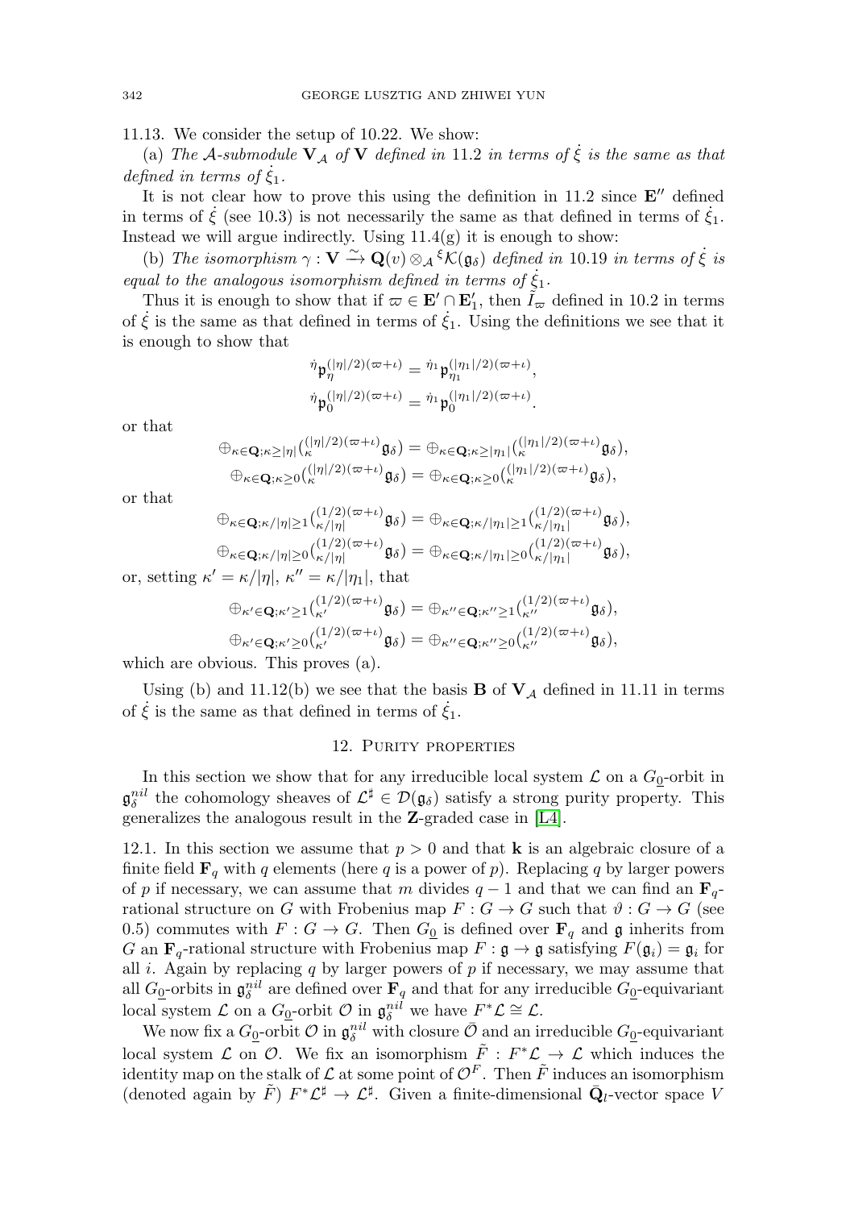11.13. We consider the setup of 10.22. We show:

(a) *The $\mathcal{A}$-submodule $\mathbf{V}_{\mathcal{A}}$ of $\mathbf{V}$ defined in 11.2 in terms of $\dot{\xi}$ is the same as that defined in terms of $\dot{\xi}_1$.*

It is not clear how to prove this using the definition in 11.2 since $\mathbf{E}''$ defined in terms of $\dot{\xi}$ (see 10.3) is not necessarily the same as that defined in terms of $\dot{\xi}_1$. Instead we will argue indirectly. Using 11.4(g) it is enough to show:

(b) *The isomorphism $\gamma : \mathbf{V} \xrightarrow{\sim} \mathbf{Q}(v) \otimes_{\mathcal{A}} {}^{\xi}\mathcal{K}(\mathfrak{g}_\delta)$ defined in 10.19 in terms of $\dot{\xi}$ is equal to the analogous isomorphism defined in terms of $\dot{\xi}_1$.*

Thus it is enough to show that if $\varpi \in \mathbf{E}' \cap \mathbf{E}'_1$, then $\tilde{I}_\varpi$ defined in 10.2 in terms of $\dot{\xi}$ is the same as that defined in terms of $\dot{\xi}_1$. Using the definitions we see that it is enough to show that

$$
{}^{\dot{\eta}}\mathfrak{p}_{\eta}^{(|\eta|/2)(\varpi+\iota)} = {}^{\dot{\eta}_1}\mathfrak{p}_{\eta_1}^{(|\eta_1|/2)(\varpi+\iota)},
$$
$$
{}^{\dot{\eta}}\mathfrak{p}_{0}^{(|\eta|/2)(\varpi+\iota)} = {}^{\dot{\eta}_1}\mathfrak{p}_{0}^{(|\eta_1|/2)(\varpi+\iota)}.
$$

or that

$$
\oplus_{\kappa \in \mathbf{Q}; \kappa \geq |\eta|} ({}_{\kappa}^{(|\eta|/2)(\varpi+\iota)}\mathfrak{g}_\delta) = \oplus_{\kappa \in \mathbf{Q}; \kappa \geq |\eta_1|} ({}_{\kappa}^{(|\eta_1|/2)(\varpi+\iota)}\mathfrak{g}_\delta),
$$
$$
\oplus_{\kappa \in \mathbf{Q}; \kappa \geq 0} ({}_{\kappa}^{(|\eta|/2)(\varpi+\iota)}\mathfrak{g}_\delta) = \oplus_{\kappa \in \mathbf{Q}; \kappa \geq 0} ({}_{\kappa}^{(|\eta_1|/2)(\varpi+\iota)}\mathfrak{g}_\delta),
$$

or that

$$
\oplus_{\kappa \in \mathbf{Q}; \kappa/|\eta| \geq 1} ({}_{\kappa/|\eta|}^{(1/2)(\varpi+\iota)}\mathfrak{g}_\delta) = \oplus_{\kappa \in \mathbf{Q}; \kappa/|\eta_1| \geq 1} ({}_{\kappa/|\eta_1|}^{(1/2)(\varpi+\iota)}\mathfrak{g}_\delta),
$$
$$
\oplus_{\kappa \in \mathbf{Q}; \kappa/|\eta| \geq 0} ({}_{\kappa/|\eta|}^{(1/2)(\varpi+\iota)}\mathfrak{g}_\delta) = \oplus_{\kappa \in \mathbf{Q}; \kappa/|\eta_1| \geq 0} ({}_{\kappa/|\eta_1|}^{(1/2)(\varpi+\iota)}\mathfrak{g}_\delta),
$$

or, setting $\kappa' = \kappa/|\eta|$, $\kappa'' = \kappa/|\eta_1|$, that

$$
\oplus_{\kappa' \in \mathbf{Q}; \kappa' \geq 1} ({}_{\kappa'}^{(1/2)(\varpi+\iota)}\mathfrak{g}_\delta) = \oplus_{\kappa'' \in \mathbf{Q}; \kappa'' \geq 1} ({}_{\kappa''}^{(1/2)(\varpi+\iota)}\mathfrak{g}_\delta),
$$
$$
\oplus_{\kappa' \in \mathbf{Q}; \kappa' \geq 0} ({}_{\kappa'}^{(1/2)(\varpi+\iota)}\mathfrak{g}_\delta) = \oplus_{\kappa'' \in \mathbf{Q}; \kappa'' \geq 0} ({}_{\kappa''}^{(1/2)(\varpi+\iota)}\mathfrak{g}_\delta),
$$

which are obvious. This proves (a).

Using (b) and 11.12(b) we see that the basis $\mathbf{B}$ of $\mathbf{V}_{\mathcal{A}}$ defined in 11.11 in terms of $\dot{\xi}$ is the same as that defined in terms of $\dot{\xi}_1$.

## 12. Purity properties

In this section we show that for any irreducible local system $\mathcal{L}$ on a $G_{\underline{0}}$-orbit in $\mathfrak{g}_\delta^{nil}$ the cohomology sheaves of $\mathcal{L}^\sharp \in \mathcal{D}(\mathfrak{g}_\delta)$ satisfy a strong purity property. This generalizes the analogous result in the $\mathbf{Z}$-graded case in [L4].

12.1. In this section we assume that $p > 0$ and that $\mathbf{k}$ is an algebraic closure of a finite field $\mathbf{F}_q$ with $q$ elements (here $q$ is a power of $p$). Replacing $q$ by larger powers of $p$ if necessary, we can assume that $m$ divides $q-1$ and that we can find an $\mathbf{F}_q$-rational structure on $G$ with Frobenius map $F : G \to G$ such that $\vartheta : G \to G$ (see 0.5) commutes with $F : G \to G$. Then $G_{\underline{0}}$ is defined over $\mathbf{F}_q$ and $\mathfrak{g}$ inherits from $G$ an $\mathbf{F}_q$-rational structure with Frobenius map $F : \mathfrak{g} \to \mathfrak{g}$ satisfying $F(\mathfrak{g}_i) = \mathfrak{g}_i$ for all $i$. Again by replacing $q$ by larger powers of $p$ if necessary, we may assume that all $G_{\underline{0}}$-orbits in $\mathfrak{g}_\delta^{nil}$ are defined over $\mathbf{F}_q$ and that for any irreducible $G_{\underline{0}}$-equivariant local system $\mathcal{L}$ on a $G_{\underline{0}}$-orbit $\mathcal{O}$ in $\mathfrak{g}_\delta^{nil}$ we have $F^*\mathcal{L} \cong \mathcal{L}$.

We now fix a $G_{\underline{0}}$-orbit $\mathcal{O}$ in $\mathfrak{g}_\delta^{nil}$ with closure $\bar{\mathcal{O}}$ and an irreducible $G_{\underline{0}}$-equivariant local system $\mathcal{L}$ on $\mathcal{O}$. We fix an isomorphism $\tilde{F} : F^*\mathcal{L} \to \mathcal{L}$ which induces the identity map on the stalk of $\mathcal{L}$ at some point of $\mathcal{O}^F$. Then $\tilde{F}$ induces an isomorphism (denoted again by $\tilde{F}$) $F^*\mathcal{L}^\sharp \to \mathcal{L}^\sharp$. Given a finite-dimensional $\bar{\mathbf{Q}}_l$-vector space $V$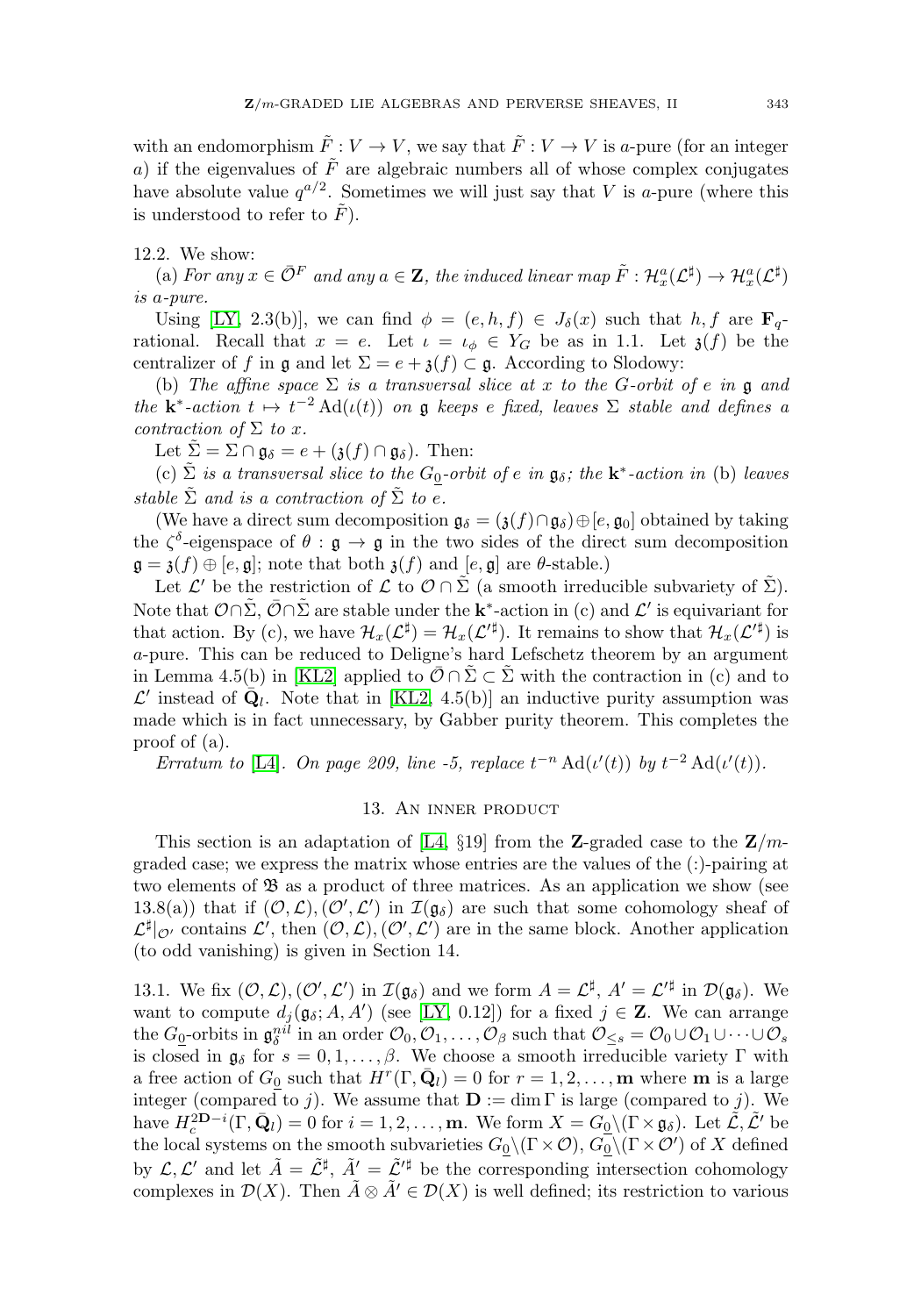with an endomorphism $\tilde{F} : V \to V$, we say that $\tilde{F} : V \to V$ is $a$-pure (for an integer $a$) if the eigenvalues of $\tilde{F}$ are algebraic numbers all of whose complex conjugates have absolute value $q^{a/2}$. Sometimes we will just say that $V$ is $a$-pure (where this is understood to refer to $\tilde{F}$).

12.2. We show:

(a) *For any* $x \in \bar{\mathcal{O}}^F$ *and any* $a \in \mathbf{Z}$*, the induced linear map* $\tilde{F} : \mathcal{H}^a_x(\mathcal{L}^\sharp) \to \mathcal{H}^a_x(\mathcal{L}^\sharp)$ *is* $a$*-pure.*

Using [LY, 2.3(b)], we can find $\phi = (e, h, f) \in J_\delta(x)$ such that $h, f$ are $\mathbf{F}_q$-rational. Recall that $x = e$. Let $\iota = \iota_\phi \in Y_G$ be as in 1.1. Let $\mathfrak{z}(f)$ be the centralizer of $f$ in $\mathfrak{g}$ and let $\Sigma = e + \mathfrak{z}(f) \subset \mathfrak{g}$. According to Slodowy:

(b) *The affine space* $\Sigma$ *is a transversal slice at* $x$ *to the* $G$*-orbit of* $e$ *in* $\mathfrak{g}$ *and the* $\mathbf{k}^*$*-action* $t \mapsto t^{-2}\,\mathrm{Ad}(\iota(t))$ *on* $\mathfrak{g}$ *keeps* $e$ *fixed, leaves* $\Sigma$ *stable and defines a contraction of* $\Sigma$ *to* $x$*.*

Let $\tilde{\Sigma} = \Sigma \cap \mathfrak{g}_\delta = e + (\mathfrak{z}(f) \cap \mathfrak{g}_\delta)$. Then:

(c) $\tilde{\Sigma}$ *is a transversal slice to the* $G_{\underline{0}}$*-orbit of* $e$ *in* $\mathfrak{g}_\delta$*; the* $\mathbf{k}^*$*-action in* (b) *leaves stable* $\tilde{\Sigma}$ *and is a contraction of* $\tilde{\Sigma}$ *to* $e$*.*

(We have a direct sum decomposition $\mathfrak{g}_\delta = (\mathfrak{z}(f) \cap \mathfrak{g}_\delta) \oplus [e, \mathfrak{g}_0]$ obtained by taking the $\zeta^\delta$-eigenspace of $\theta : \mathfrak{g} \to \mathfrak{g}$ in the two sides of the direct sum decomposition $\mathfrak{g} = \mathfrak{z}(f) \oplus [e, \mathfrak{g}]$; note that both $\mathfrak{z}(f)$ and $[e, \mathfrak{g}]$ are $\theta$-stable.)

Let $\mathcal{L}'$ be the restriction of $\mathcal{L}$ to $\mathcal{O} \cap \tilde{\Sigma}$ (a smooth irreducible subvariety of $\tilde{\Sigma}$). Note that $\mathcal{O} \cap \tilde{\Sigma}$, $\bar{\mathcal{O}} \cap \tilde{\Sigma}$ are stable under the $\mathbf{k}^*$-action in (c) and $\mathcal{L}'$ is equivariant for that action. By (c), we have $\mathcal{H}_x(\mathcal{L}^\sharp) = \mathcal{H}_x(\mathcal{L}'^\sharp)$. It remains to show that $\mathcal{H}_x(\mathcal{L}'^\sharp)$ is $a$-pure. This can be reduced to Deligne's hard Lefschetz theorem by an argument in Lemma 4.5(b) in [KL2] applied to $\bar{\mathcal{O}} \cap \tilde{\Sigma} \subset \tilde{\Sigma}$ with the contraction in (c) and to $\mathcal{L}'$ instead of $\bar{\mathbf{Q}}_l$. Note that in [KL2, 4.5(b)] an inductive purity assumption was made which is in fact unnecessary, by Gabber purity theorem. This completes the proof of (a).

*Erratum to* [L4]*. On page 209, line -5, replace* $t^{-n}\,\mathrm{Ad}(\iota'(t))$ *by* $t^{-2}\,\mathrm{Ad}(\iota'(t))$*.*

## 13. An inner product

This section is an adaptation of [L4, §19] from the $\mathbf{Z}$-graded case to the $\mathbf{Z}/m$-graded case; we express the matrix whose entries are the values of the (:)-pairing at two elements of $\mathfrak{B}$ as a product of three matrices. As an application we show (see 13.8(a)) that if $(\mathcal{O}, \mathcal{L}), (\mathcal{O}', \mathcal{L}')$ in $\mathcal{I}(\mathfrak{g}_\delta)$ are such that some cohomology sheaf of $\mathcal{L}^\sharp|_{\mathcal{O}'}$ contains $\mathcal{L}'$, then $(\mathcal{O}, \mathcal{L}), (\mathcal{O}', \mathcal{L}')$ are in the same block. Another application (to odd vanishing) is given in Section 14.

13.1. We fix $(\mathcal{O}, \mathcal{L}), (\mathcal{O}', \mathcal{L}')$ in $\mathcal{I}(\mathfrak{g}_\delta)$ and we form $A = \mathcal{L}^\sharp$, $A' = \mathcal{L}'^\sharp$ in $\mathcal{D}(\mathfrak{g}_\delta)$. We want to compute $d_j(\mathfrak{g}_\delta; A, A')$ (see [LY, 0.12]) for a fixed $j \in \mathbf{Z}$. We can arrange the $G_{\underline{0}}$-orbits in $\mathfrak{g}^{nil}_\delta$ in an order $\mathcal{O}_0, \mathcal{O}_1, \ldots, \mathcal{O}_\beta$ such that $\mathcal{O}_{\le s} = \mathcal{O}_0 \cup \mathcal{O}_1 \cup \cdots \cup \mathcal{O}_s$ is closed in $\mathfrak{g}_\delta$ for $s = 0, 1, \ldots, \beta$. We choose a smooth irreducible variety $\Gamma$ with a free action of $G_{\underline{0}}$ such that $H^r(\Gamma, \bar{\mathbf{Q}}_l) = 0$ for $r = 1, 2, \ldots, \mathbf{m}$ where $\mathbf{m}$ is a large integer (compared to $j$). We assume that $\mathbf{D} := \dim \Gamma$ is large (compared to $j$). We have $H^{2\mathbf{D}-i}_c(\Gamma, \bar{\mathbf{Q}}_l) = 0$ for $i = 1, 2, \ldots, \mathbf{m}$. We form $X = G_{\underline{0}} \backslash (\Gamma \times \mathfrak{g}_\delta)$. Let $\tilde{\mathcal{L}}, \tilde{\mathcal{L}}'$ be the local systems on the smooth subvarieties $G_{\underline{0}} \backslash (\Gamma \times \mathcal{O})$, $G_{\underline{0}} \backslash (\Gamma \times \mathcal{O}')$ of $X$ defined by $\mathcal{L}, \mathcal{L}'$ and let $\tilde{A} = \tilde{\mathcal{L}}^\sharp$, $\tilde{A}' = \tilde{\mathcal{L}}'^\sharp$ be the corresponding intersection cohomology complexes in $\mathcal{D}(X)$. Then $\tilde{A} \otimes \tilde{A}' \in \mathcal{D}(X)$ is well defined; its restriction to various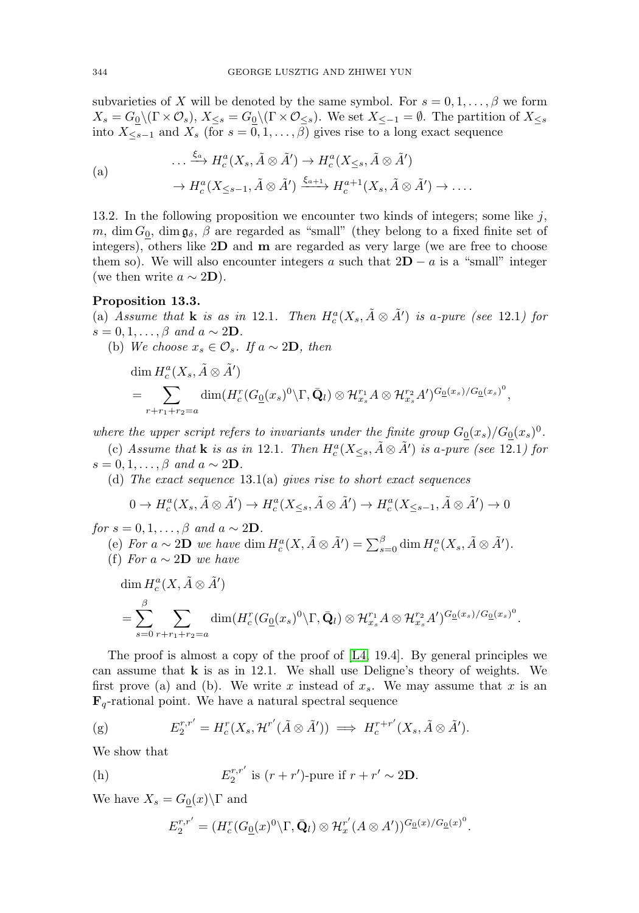subvarieties of $X$ will be denoted by the same symbol. For $s = 0, 1, \ldots, \beta$ we form $X_s = G_{\underline{0}} \backslash (\Gamma \times \mathcal{O}_s)$, $X_{\le s} = G_{\underline{0}} \backslash (\Gamma \times \mathcal{O}_{\le s})$. We set $X_{\le -1} = \emptyset$. The partition of $X_{\le s}$ into $X_{\le s-1}$ and $X_s$ (for $s = 0, 1, \ldots, \beta$) gives rise to a long exact sequence

$$
\text{(a)} \qquad \begin{aligned} &\ldots \xrightarrow{\xi_a} H^a_c(X_s, \tilde{A} \otimes \tilde{A}') \to H^a_c(X_{\le s}, \tilde{A} \otimes \tilde{A}') \\ &\to H^a_c(X_{\le s-1}, \tilde{A} \otimes \tilde{A}') \xrightarrow{\xi_{a+1}} H^{a+1}_c(X_s, \tilde{A} \otimes \tilde{A}') \to \ldots . \end{aligned}
$$

13.2. In the following proposition we encounter two kinds of integers; some like $j$, $m$, $\dim G_{\underline{0}}$, $\dim \mathfrak{g}_\delta$, $\beta$ are regarded as "small" (they belong to a fixed finite set of integers), others like $2\mathbf{D}$ and $\mathbf{m}$ are regarded as very large (we are free to choose them so). We will also encounter integers $a$ such that $2\mathbf{D} - a$ is a "small" integer (we then write $a \sim 2\mathbf{D}$).

**Proposition 13.3.**

(a) *Assume that* $\mathbf{k}$ *is as in* 12.1. *Then* $H^a_c(X_s, \tilde{A} \otimes \tilde{A}')$ *is* $a$*-pure (see* 12.1*) for* $s = 0, 1, \ldots, \beta$ *and* $a \sim 2\mathbf{D}$.

(b) *We choose* $x_s \in \mathcal{O}_s$. *If* $a \sim 2\mathbf{D}$, *then*

$$
\begin{aligned} &\dim H^a_c(X_s, \tilde{A} \otimes \tilde{A}') \\ &= \sum_{r + r_1 + r_2 = a} \dim (H^r_c(G_{\underline{0}}(x_s)^0 \backslash \Gamma, \bar{\mathbf{Q}}_l) \otimes \mathcal{H}^{r_1}_{x_s} A \otimes \mathcal{H}^{r_2}_{x_s} A')^{G_{\underline{0}}(x_s)/G_{\underline{0}}(x_s)^0}, \end{aligned}
$$

*where the upper script refers to invariants under the finite group* $G_{\underline{0}}(x_s)/G_{\underline{0}}(x_s)^0$.

(c) *Assume that* $\mathbf{k}$ *is as in* 12.1. *Then* $H^a_c(X_{\le s}, \tilde{A} \otimes \tilde{A}')$ *is* $a$*-pure (see* 12.1*) for* $s = 0, 1, \ldots, \beta$ *and* $a \sim 2\mathbf{D}$.

(d) *The exact sequence* 13.1(a) *gives rise to short exact sequences*

$$
0 \to H^a_c(X_s, \tilde{A} \otimes \tilde{A}') \to H^a_c(X_{\le s}, \tilde{A} \otimes \tilde{A}') \to H^a_c(X_{\le s-1}, \tilde{A} \otimes \tilde{A}') \to 0
$$

*for* $s = 0, 1, \ldots, \beta$ *and* $a \sim 2\mathbf{D}$.

(e) *For* $a \sim 2\mathbf{D}$ *we have* $\dim H^a_c(X, \tilde{A} \otimes \tilde{A}') = \sum_{s=0}^{\beta} \dim H^a_c(X_s, \tilde{A} \otimes \tilde{A}')$.

(f) *For* $a \sim 2\mathbf{D}$ *we have*

$$
\begin{aligned} &\dim H^a_c(X, \tilde{A} \otimes \tilde{A}') \\ &= \sum_{s=0}^{\beta} \sum_{r + r_1 + r_2 = a} \dim (H^r_c(G_{\underline{0}}(x_s)^0 \backslash \Gamma, \bar{\mathbf{Q}}_l) \otimes \mathcal{H}^{r_1}_{x_s} A \otimes \mathcal{H}^{r_2}_{x_s} A')^{G_{\underline{0}}(x_s)/G_{\underline{0}}(x_s)^0}. \end{aligned}
$$

The proof is almost a copy of the proof of [L4, 19.4]. By general principles we can assume that $\mathbf{k}$ is as in 12.1. We shall use Deligne's theory of weights. We first prove (a) and (b). We write $x$ instead of $x_s$. We may assume that $x$ is an $\mathbf{F}_q$-rational point. We have a natural spectral sequence

$$
\text{(g)} \qquad E_2^{r,r'} = H^r_c(X_s, \mathcal{H}^{r'}(\tilde{A} \otimes \tilde{A}')) \implies H^{r+r'}_c(X_s, \tilde{A} \otimes \tilde{A}').
$$

We show that

$$
\text{(h)} \qquad E_2^{r,r'} \text{ is } (r + r')\text{-pure if } r + r' \sim 2\mathbf{D}.
$$

We have $X_s = G_{\underline{0}}(x) \backslash \Gamma$ and

$$
E_2^{r,r'} = (H^r_c(G_{\underline{0}}(x)^0 \backslash \Gamma, \bar{\mathbf{Q}}_l) \otimes \mathcal{H}^{r'}_x(A \otimes A'))^{G_{\underline{0}}(x)/G_{\underline{0}}(x)^0}.
$$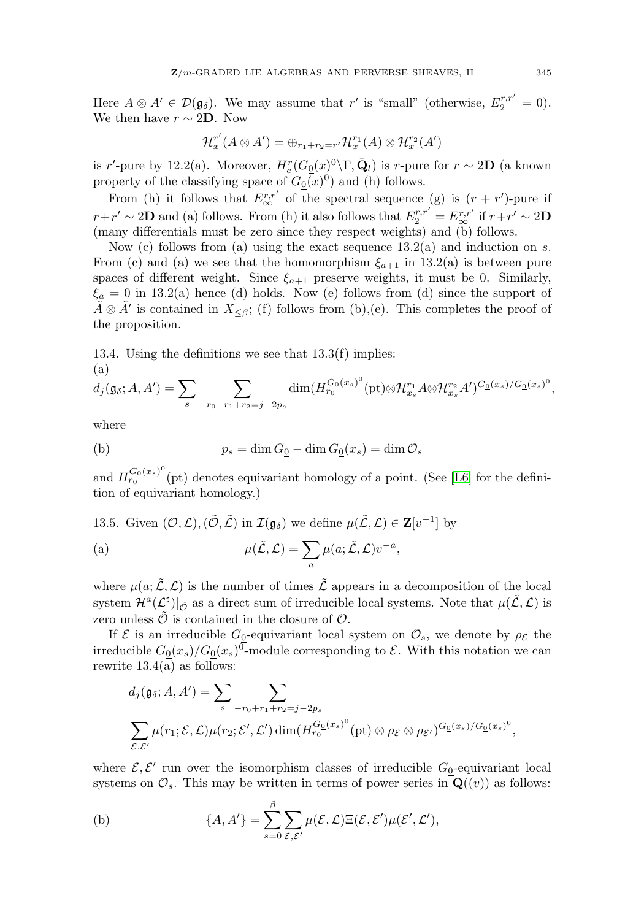Here $A \otimes A' \in \mathcal{D}(\mathfrak{g}_\delta)$. We may assume that $r'$ is "small" (otherwise, $E_2^{r,r'} = 0$). We then have $r \sim 2\mathbf{D}$. Now

$$\mathcal{H}_x^{r'}(A \otimes A') = \oplus_{r_1+r_2=r'} \mathcal{H}_x^{r_1}(A) \otimes \mathcal{H}_x^{r_2}(A')$$

is $r'$-pure by 12.2(a). Moreover, $H_c^r(G_{\underline{0}}(x)^0 \backslash \Gamma, \bar{\mathbf{Q}}_l)$ is $r$-pure for $r \sim 2\mathbf{D}$ (a known property of the classifying space of $G_{\underline{0}}(x)^0$) and (h) follows.

From (h) it follows that $E_\infty^{r,r'}$ of the spectral sequence (g) is $(r+r')$-pure if $r+r' \sim 2\mathbf{D}$ and (a) follows. From (h) it also follows that $E_2^{r,r'} = E_\infty^{r,r'}$ if $r+r' \sim 2\mathbf{D}$ (many differentials must be zero since they respect weights) and (b) follows.

Now (c) follows from (a) using the exact sequence 13.2(a) and induction on $s$. From (c) and (a) we see that the homomorphism $\xi_{a+1}$ in 13.2(a) is between pure spaces of different weight. Since $\xi_{a+1}$ preserve weights, it must be 0. Similarly, $\xi_a = 0$ in 13.2(a) hence (d) holds. Now (e) follows from (d) since the support of $\tilde{A} \otimes \tilde{A}'$ is contained in $X_{\le \beta}$; (f) follows from (b),(e). This completes the proof of the proposition.

13.4. Using the definitions we see that 13.3(f) implies:

(a)
$$d_j(\mathfrak{g}_\delta; A, A') = \sum_s \sum_{-r_0+r_1+r_2=j-2p_s} \dim(H_{r_0}^{G_{\underline{0}}(x_s)^0}(\mathrm{pt}) \otimes \mathcal{H}_{x_s}^{r_1} A \otimes \mathcal{H}_{x_s}^{r_2} A')^{G_{\underline{0}}(x_s)/G_{\underline{0}}(x_s)^0},$$

where

(b)
$$p_s = \dim G_{\underline{0}} - \dim G_{\underline{0}}(x_s) = \dim \mathcal{O}_s$$

and $H_{r_0}^{G_{\underline{0}}(x_s)^0}(\mathrm{pt})$ denotes equivariant homology of a point. (See [L6] for the definition of equivariant homology.)

13.5. Given $(\mathcal{O}, \mathcal{L}), (\tilde{\mathcal{O}}, \tilde{\mathcal{L}})$ in $\mathcal{I}(\mathfrak{g}_\delta)$ we define $\mu(\tilde{\mathcal{L}}, \mathcal{L}) \in \mathbf{Z}[v^{-1}]$ by

(a)
$$\mu(\tilde{\mathcal{L}}, \mathcal{L}) = \sum_a \mu(a; \tilde{\mathcal{L}}, \mathcal{L}) v^{-a},$$

where $\mu(a; \tilde{\mathcal{L}}, \mathcal{L})$ is the number of times $\tilde{\mathcal{L}}$ appears in a decomposition of the local system $\mathcal{H}^a(\mathcal{L}^\sharp)|_{\tilde{\mathcal{O}}}$ as a direct sum of irreducible local systems. Note that $\mu(\tilde{\mathcal{L}}, \mathcal{L})$ is zero unless $\tilde{\mathcal{O}}$ is contained in the closure of $\mathcal{O}$.

If $\mathcal{E}$ is an irreducible $G_{\underline{0}}$-equivariant local system on $\mathcal{O}_s$, we denote by $\rho_{\mathcal{E}}$ the irreducible $G_{\underline{0}}(x_s)/G_{\underline{0}}(x_s)^0$-module corresponding to $\mathcal{E}$. With this notation we can rewrite 13.4(a) as follows:

$$d_j(\mathfrak{g}_\delta; A, A') = \sum_s \sum_{-r_0+r_1+r_2=j-2p_s}$$
$$\sum_{\mathcal{E}, \mathcal{E}'} \mu(r_1; \mathcal{E}, \mathcal{L}) \mu(r_2; \mathcal{E}', \mathcal{L}') \dim(H_{r_0}^{G_{\underline{0}}(x_s)^0}(\mathrm{pt}) \otimes \rho_{\mathcal{E}} \otimes \rho_{\mathcal{E}'})^{G_{\underline{0}}(x_s)/G_{\underline{0}}(x_s)^0},$$

where $\mathcal{E}, \mathcal{E}'$ run over the isomorphism classes of irreducible $G_{\underline{0}}$-equivariant local systems on $\mathcal{O}_s$. This may be written in terms of power series in $\mathbf{Q}((v))$ as follows:

(b)
$$\{A, A'\} = \sum_{s=0}^{\beta} \sum_{\mathcal{E}, \mathcal{E}'} \mu(\mathcal{E}, \mathcal{L}) \Xi(\mathcal{E}, \mathcal{E}') \mu(\mathcal{E}', \mathcal{L}'),$$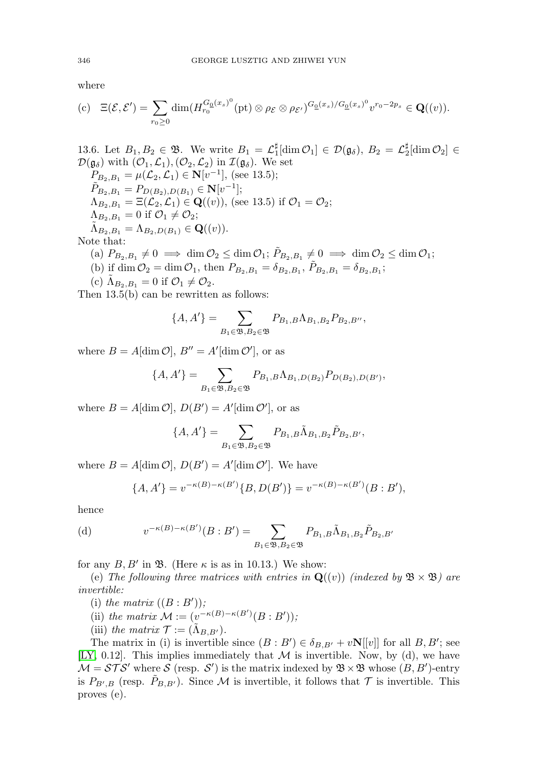where

(c) $\Xi(\mathcal{E},\mathcal{E}') = \sum_{r_0 \geq 0} \dim(H^{G_{\underline{0}}(x_s)^0}_{r_0}(\mathrm{pt}) \otimes \rho_{\mathcal{E}} \otimes \rho_{\mathcal{E}'})^{G_{\underline{0}}(x_s)/G_{\underline{0}}(x_s)^0} v^{r_0 - 2p_s} \in \mathbf{Q}((v)).$

13.6. Let $B_1, B_2 \in \mathfrak{B}$. We write $B_1 = \mathcal{L}_1^\sharp[\dim \mathcal{O}_1] \in \mathcal{D}(\mathfrak{g}_\delta)$, $B_2 = \mathcal{L}_2^\sharp[\dim \mathcal{O}_2] \in \mathcal{D}(\mathfrak{g}_\delta)$ with $(\mathcal{O}_1, \mathcal{L}_1), (\mathcal{O}_2, \mathcal{L}_2)$ in $\mathcal{I}(\mathfrak{g}_\delta)$. We set

$P_{B_2,B_1} = \mu(\mathcal{L}_2, \mathcal{L}_1) \in \mathbf{N}[v^{-1}]$, (see 13.5);
$\tilde{P}_{B_2,B_1} = P_{D(B_2),D(B_1)} \in \mathbf{N}[v^{-1}]$;
$\Lambda_{B_2,B_1} = \Xi(\mathcal{L}_2, \mathcal{L}_1) \in \mathbf{Q}((v))$, (see 13.5) if $\mathcal{O}_1 = \mathcal{O}_2$;
$\Lambda_{B_2,B_1} = 0$ if $\mathcal{O}_1 \neq \mathcal{O}_2$;
$\tilde{\Lambda}_{B_2,B_1} = \Lambda_{B_2,D(B_1)} \in \mathbf{Q}((v))$.

Note that:

(a) $P_{B_2,B_1} \neq 0 \implies \dim \mathcal{O}_2 \leq \dim \mathcal{O}_1$; $\tilde{P}_{B_2,B_1} \neq 0 \implies \dim \mathcal{O}_2 \leq \dim \mathcal{O}_1$;
(b) if $\dim \mathcal{O}_2 = \dim \mathcal{O}_1$, then $P_{B_2,B_1} = \delta_{B_2,B_1}$, $\tilde{P}_{B_2,B_1} = \delta_{B_2,B_1}$;
(c) $\tilde{\Lambda}_{B_2,B_1} = 0$ if $\mathcal{O}_1 \neq \mathcal{O}_2$.

Then 13.5(b) can be rewritten as follows:

$$\{A, A'\} = \sum_{B_1 \in \mathfrak{B}, B_2 \in \mathfrak{B}} P_{B_1,B} \Lambda_{B_1,B_2} P_{B_2,B''},$$

where $B = A[\dim \mathcal{O}]$, $B'' = A'[\dim \mathcal{O}']$, or as

$$\{A, A'\} = \sum_{B_1 \in \mathfrak{B}, B_2 \in \mathfrak{B}} P_{B_1,B} \Lambda_{B_1,D(B_2)} P_{D(B_2),D(B')},$$

where $B = A[\dim \mathcal{O}]$, $D(B') = A'[\dim \mathcal{O}']$, or as

$$\{A, A'\} = \sum_{B_1 \in \mathfrak{B}, B_2 \in \mathfrak{B}} P_{B_1,B} \tilde{\Lambda}_{B_1,B_2} \tilde{P}_{B_2,B'},$$

where $B = A[\dim \mathcal{O}]$, $D(B') = A'[\dim \mathcal{O}']$. We have

$$\{A, A'\} = v^{-\kappa(B) - \kappa(B')} \{B, D(B')\} = v^{-\kappa(B) - \kappa(B')} (B : B'),$$

hence

(d) $$v^{-\kappa(B) - \kappa(B')} (B : B') = \sum_{B_1 \in \mathfrak{B}, B_2 \in \mathfrak{B}} P_{B_1,B} \tilde{\Lambda}_{B_1,B_2} \tilde{P}_{B_2,B'}$$

for any $B, B'$ in $\mathfrak{B}$. (Here $\kappa$ is as in 10.13.) We show:

(e) *The following three matrices with entries in* $\mathbf{Q}((v))$ *(indexed by* $\mathfrak{B} \times \mathfrak{B}$*) are invertible:*

(i) *the matrix* $((B : B'))$;
(ii) *the matrix* $\mathcal{M} := (v^{-\kappa(B) - \kappa(B')}(B : B'))$;
(iii) *the matrix* $\mathcal{T} := (\tilde{\Lambda}_{B,B'})$.

The matrix in (i) is invertible since $(B : B') \in \delta_{B,B'} + v\mathbf{N}[[v]]$ for all $B, B'$; see [LY, 0.12]. This implies immediately that $\mathcal{M}$ is invertible. Now, by (d), we have $\mathcal{M} = \mathcal{S}\mathcal{T}\mathcal{S}'$ where $\mathcal{S}$ (resp. $\mathcal{S}'$) is the matrix indexed by $\mathfrak{B} \times \mathfrak{B}$ whose $(B, B')$-entry is $P_{B',B}$ (resp. $\tilde{P}_{B,B'}$). Since $\mathcal{M}$ is invertible, it follows that $\mathcal{T}$ is invertible. This proves (e).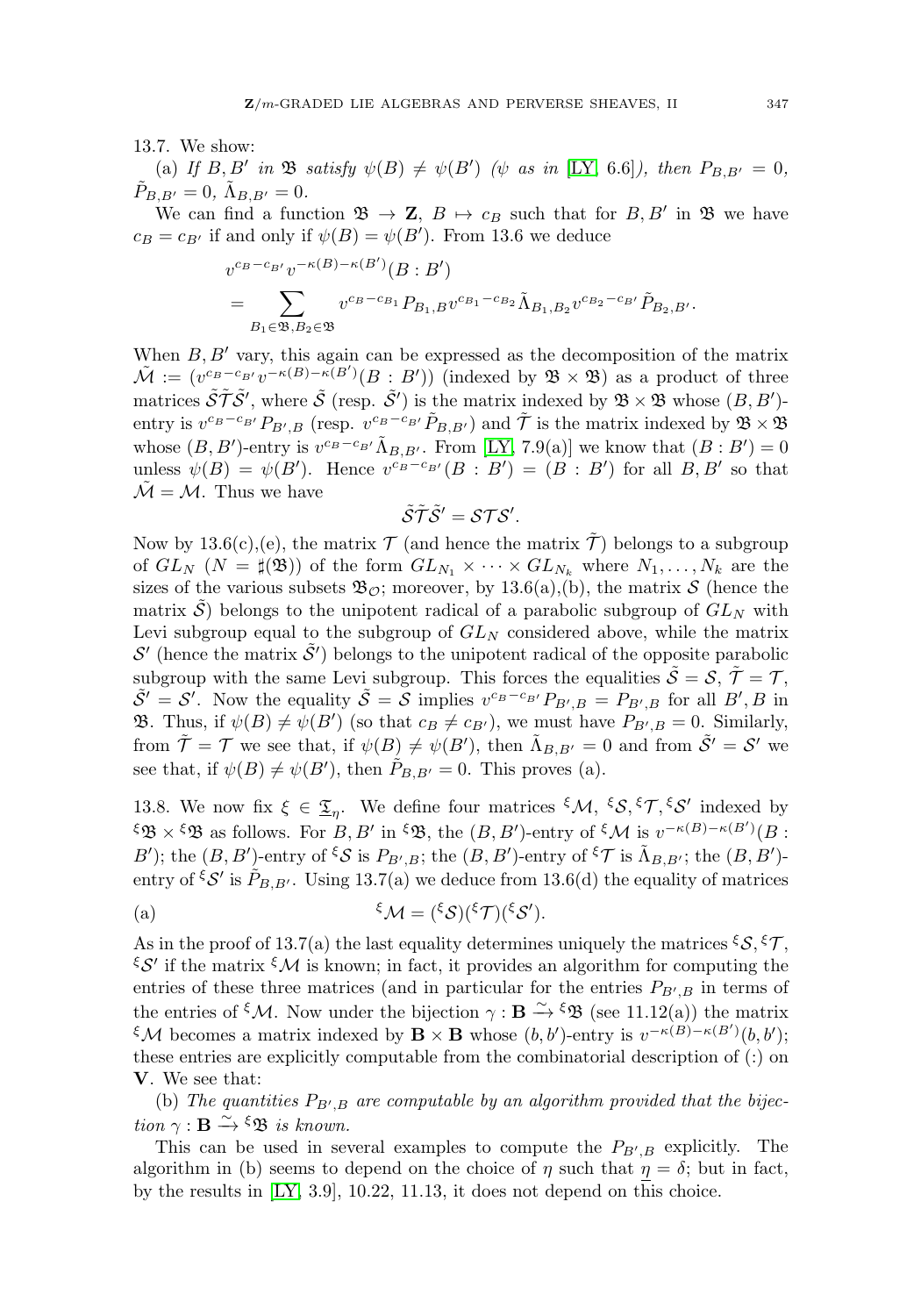13.7. We show:

(a) *If* $B, B'$ *in* $\mathfrak{B}$ *satisfy* $\psi(B) \neq \psi(B')$ *(*$\psi$ *as in* [LY, 6.6]*), then* $P_{B,B'} = 0$, $\tilde{P}_{B,B'} = 0$, $\tilde{\Lambda}_{B,B'} = 0$.

We can find a function $\mathfrak{B} \to \mathbf{Z}$, $B \mapsto c_B$ such that for $B, B'$ in $\mathfrak{B}$ we have $c_B = c_{B'}$ if and only if $\psi(B) = \psi(B')$. From 13.6 we deduce

$$v^{c_B - c_{B'}} v^{-\kappa(B) - \kappa(B')} (B : B')$$
$$= \sum_{B_1 \in \mathfrak{B}, B_2 \in \mathfrak{B}} v^{c_B - c_{B_1}} P_{B_1,B} v^{c_{B_1} - c_{B_2}} \tilde{\Lambda}_{B_1,B_2} v^{c_{B_2} - c_{B'}} \tilde{P}_{B_2,B'}.$$

When $B, B'$ vary, this again can be expressed as the decomposition of the matrix $\tilde{\mathcal{M}} := (v^{c_B - c_{B'}} v^{-\kappa(B) - \kappa(B')} (B : B'))$ (indexed by $\mathfrak{B} \times \mathfrak{B}$) as a product of three matrices $\tilde{\mathcal{S}}\tilde{\mathcal{T}}\tilde{\mathcal{S}}'$, where $\tilde{\mathcal{S}}$ (resp. $\tilde{\mathcal{S}}'$) is the matrix indexed by $\mathfrak{B} \times \mathfrak{B}$ whose $(B, B')$-entry is $v^{c_B - c_{B'}} P_{B',B}$ (resp. $v^{c_B - c_{B'}} \tilde{P}_{B,B'}$) and $\tilde{\mathcal{T}}$ is the matrix indexed by $\mathfrak{B} \times \mathfrak{B}$ whose $(B, B')$-entry is $v^{c_B - c_{B'}} \tilde{\Lambda}_{B,B'}$. From [LY, 7.9(a)] we know that $(B : B') = 0$ unless $\psi(B) = \psi(B')$. Hence $v^{c_B - c_{B'}} (B : B') = (B : B')$ for all $B, B'$ so that $\tilde{\mathcal{M}} = \mathcal{M}$. Thus we have

$$\tilde{\mathcal{S}}\tilde{\mathcal{T}}\tilde{\mathcal{S}}' = \mathcal{S}\mathcal{T}\mathcal{S}'.$$

Now by 13.6(c),(e), the matrix $\mathcal{T}$ (and hence the matrix $\tilde{\mathcal{T}}$) belongs to a subgroup of $GL_N$ ($N = \sharp(\mathfrak{B})$) of the form $GL_{N_1} \times \cdots \times GL_{N_k}$ where $N_1, \ldots, N_k$ are the sizes of the various subsets $\mathfrak{B}_{\mathcal{O}}$; moreover, by 13.6(a),(b), the matrix $\mathcal{S}$ (hence the matrix $\tilde{\mathcal{S}}$) belongs to the unipotent radical of a parabolic subgroup of $GL_N$ with Levi subgroup equal to the subgroup of $GL_N$ considered above, while the matrix $\mathcal{S}'$ (hence the matrix $\tilde{\mathcal{S}}'$) belongs to the unipotent radical of the opposite parabolic subgroup with the same Levi subgroup. This forces the equalities $\tilde{\mathcal{S}} = \mathcal{S}$, $\tilde{\mathcal{T}} = \mathcal{T}$, $\tilde{\mathcal{S}}' = \mathcal{S}'$. Now the equality $\tilde{\mathcal{S}} = \mathcal{S}$ implies $v^{c_B - c_{B'}} P_{B',B} = P_{B',B}$ for all $B', B$ in $\mathfrak{B}$. Thus, if $\psi(B) \neq \psi(B')$ (so that $c_B \neq c_{B'}$), we must have $P_{B',B} = 0$. Similarly, from $\tilde{\mathcal{T}} = \mathcal{T}$ we see that, if $\psi(B) \neq \psi(B')$, then $\tilde{\Lambda}_{B,B'} = 0$ and from $\tilde{\mathcal{S}}' = \mathcal{S}'$ we see that, if $\psi(B) \neq \psi(B')$, then $\tilde{P}_{B,B'} = 0$. This proves (a).

13.8. We now fix $\xi \in \underline{\mathfrak{T}}_\eta$. We define four matrices ${}^\xi\mathcal{M}$, ${}^\xi\mathcal{S}$, ${}^\xi\mathcal{T}$, ${}^\xi\mathcal{S}'$ indexed by ${}^\xi\mathfrak{B} \times {}^\xi\mathfrak{B}$ as follows. For $B, B'$ in ${}^\xi\mathfrak{B}$, the $(B, B')$-entry of ${}^\xi\mathcal{M}$ is $v^{-\kappa(B) - \kappa(B')}(B : B')$; the $(B, B')$-entry of ${}^\xi\mathcal{S}$ is $P_{B',B}$; the $(B, B')$-entry of ${}^\xi\mathcal{T}$ is $\tilde{\Lambda}_{B,B'}$; the $(B, B')$-entry of ${}^\xi\mathcal{S}'$ is $\tilde{P}_{B,B'}$. Using 13.7(a) we deduce from 13.6(d) the equality of matrices

(a) $$ {}^\xi\mathcal{M} = ({}^\xi\mathcal{S})({}^\xi\mathcal{T})({}^\xi\mathcal{S}'). $$

As in the proof of 13.7(a) the last equality determines uniquely the matrices ${}^\xi\mathcal{S}, {}^\xi\mathcal{T}$, ${}^\xi\mathcal{S}'$ if the matrix ${}^\xi\mathcal{M}$ is known; in fact, it provides an algorithm for computing the entries of these three matrices (and in particular for the entries $P_{B',B}$ in terms of the entries of ${}^\xi\mathcal{M}$. Now under the bijection $\gamma : \mathbf{B} \xrightarrow{\sim} {}^\xi\mathfrak{B}$ (see 11.12(a)) the matrix ${}^\xi\mathcal{M}$ becomes a matrix indexed by $\mathbf{B} \times \mathbf{B}$ whose $(b, b')$-entry is $v^{-\kappa(B) - \kappa(B')}(b, b')$; these entries are explicitly computable from the combinatorial description of (:) on $\mathbf{V}$. We see that:

(b) *The quantities* $P_{B',B}$ *are computable by an algorithm provided that the bijection* $\gamma : \mathbf{B} \xrightarrow{\sim} {}^\xi\mathfrak{B}$ *is known.*

This can be used in several examples to compute the $P_{B',B}$ explicitly. The algorithm in (b) seems to depend on the choice of $\eta$ such that $\underline{\eta} = \delta$; but in fact, by the results in [LY, 3.9], 10.22, 11.13, it does not depend on this choice.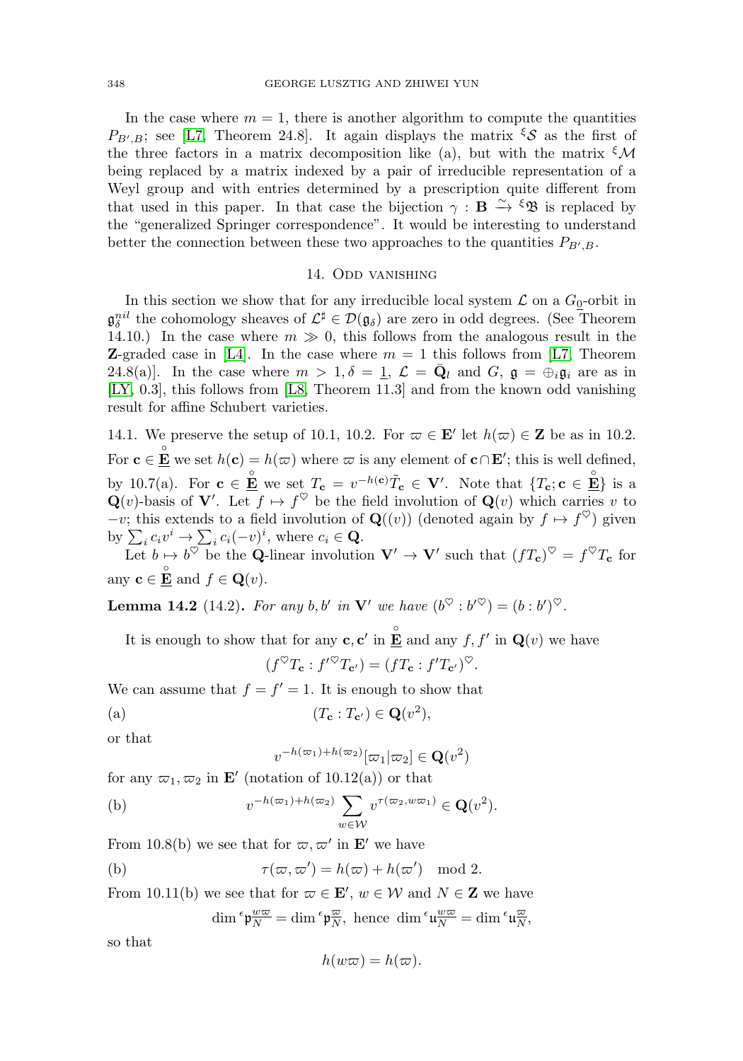In the case where $m = 1$, there is another algorithm to compute the quantities $P_{B',B}$; see [L7, Theorem 24.8]. It again displays the matrix ${}^\xi\mathcal{S}$ as the first of the three factors in a matrix decomposition like (a), but with the matrix ${}^\xi\mathcal{M}$ being replaced by a matrix indexed by a pair of irreducible representation of a Weyl group and with entries determined by a prescription quite different from that used in this paper. In that case the bijection $\gamma : \mathbf{B} \xrightarrow{\sim} {}^\xi\mathfrak{B}$ is replaced by the "generalized Springer correspondence". It would be interesting to understand better the connection between these two approaches to the quantities $P_{B',B}$.

## 14. Odd vanishing

In this section we show that for any irreducible local system $\mathcal{L}$ on a $G_{\underline{0}}$-orbit in $\mathfrak{g}_\delta^{nil}$ the cohomology sheaves of $\mathcal{L}^\sharp \in \mathcal{D}(\mathfrak{g}_\delta)$ are zero in odd degrees. (See Theorem 14.10.) In the case where $m \gg 0$, this follows from the analogous result in the **Z**-graded case in [L4]. In the case where $m = 1$ this follows from [L7, Theorem 24.8(a)]. In the case where $m > 1, \delta = \underline{1}$, $\mathcal{L} = \bar{\mathbf{Q}}_l$ and $G$, $\mathfrak{g} = \oplus_i \mathfrak{g}_i$ are as in [LY, 0.3], this follows from [L8, Theorem 11.3] and from the known odd vanishing result for affine Schubert varieties.

14.1. We preserve the setup of 10.1, 10.2. For $\varpi \in \mathbf{E}'$ let $h(\varpi) \in \mathbf{Z}$ be as in 10.2. For $\mathbf{c} \in \underline{\overset{\circ}{\mathbf{E}}}$ we set $h(\mathbf{c}) = h(\varpi)$ where $\varpi$ is any element of $\mathbf{c} \cap \mathbf{E}'$; this is well defined, by 10.7(a). For $\mathbf{c} \in \underline{\overset{\circ}{\mathbf{E}}}$ we set $T_\mathbf{c} = v^{-h(\mathbf{c})}\tilde{T}_\mathbf{c} \in \mathbf{V}'$. Note that $\{T_\mathbf{c}; \mathbf{c} \in \underline{\overset{\circ}{\mathbf{E}}}\}$ is a $\mathbf{Q}(v)$-basis of $\mathbf{V}'$. Let $f \mapsto f^\heartsuit$ be the field involution of $\mathbf{Q}(v)$ which carries $v$ to $-v$; this extends to a field involution of $\mathbf{Q}((v))$ (denoted again by $f \mapsto f^\heartsuit$) given by $\sum_i c_i v^i \to \sum_i c_i(-v)^i$, where $c_i \in \mathbf{Q}$.

Let $b \mapsto b^\heartsuit$ be the $\mathbf{Q}$-linear involution $\mathbf{V}' \to \mathbf{V}'$ such that $(fT_\mathbf{c})^\heartsuit = f^\heartsuit T_\mathbf{c}$ for any $\mathbf{c} \in \underline{\overset{\circ}{\mathbf{E}}}$ and $f \in \mathbf{Q}(v)$.

**Lemma 14.2** (14.2). *For any $b, b'$ in $\mathbf{V}'$ we have $(b^\heartsuit : b'^\heartsuit) = (b : b')^\heartsuit$.*

It is enough to show that for any $\mathbf{c}, \mathbf{c}'$ in $\underline{\overset{\circ}{\mathbf{E}}}$ and any $f, f'$ in $\mathbf{Q}(v)$ we have

$$(f^\heartsuit T_\mathbf{c} : f'^\heartsuit T_{\mathbf{c}'}) = (fT_\mathbf{c} : f'T_{\mathbf{c}'})^\heartsuit.$$

We can assume that $f = f' = 1$. It is enough to show that

(a) $$(T_\mathbf{c} : T_{\mathbf{c}'}) \in \mathbf{Q}(v^2),$$

or that

$$v^{-h(\varpi_1)+h(\varpi_2)}[\varpi_1|\varpi_2] \in \mathbf{Q}(v^2)$$

for any $\varpi_1, \varpi_2$ in $\mathbf{E}'$ (notation of 10.12(a)) or that

(b) $$v^{-h(\varpi_1)+h(\varpi_2)} \sum_{w \in \mathcal{W}} v^{\tau(\varpi_2, w\varpi_1)} \in \mathbf{Q}(v^2).$$

From 10.8(b) we see that for $\varpi, \varpi'$ in $\mathbf{E}'$ we have

(b) $$\tau(\varpi, \varpi') = h(\varpi) + h(\varpi') \mod 2.$$

From 10.11(b) we see that for $\varpi \in \mathbf{E}'$, $w \in \mathcal{W}$ and $N \in \mathbf{Z}$ we have

$$\dim {}^\epsilon\mathfrak{p}_N^{w\varpi} = \dim {}^\epsilon\mathfrak{p}_N^{\varpi}, \text{ hence } \dim {}^\epsilon\mathfrak{u}_N^{w\varpi} = \dim {}^\epsilon\mathfrak{u}_N^{\varpi},$$

so that

$$h(w\varpi) = h(\varpi).$$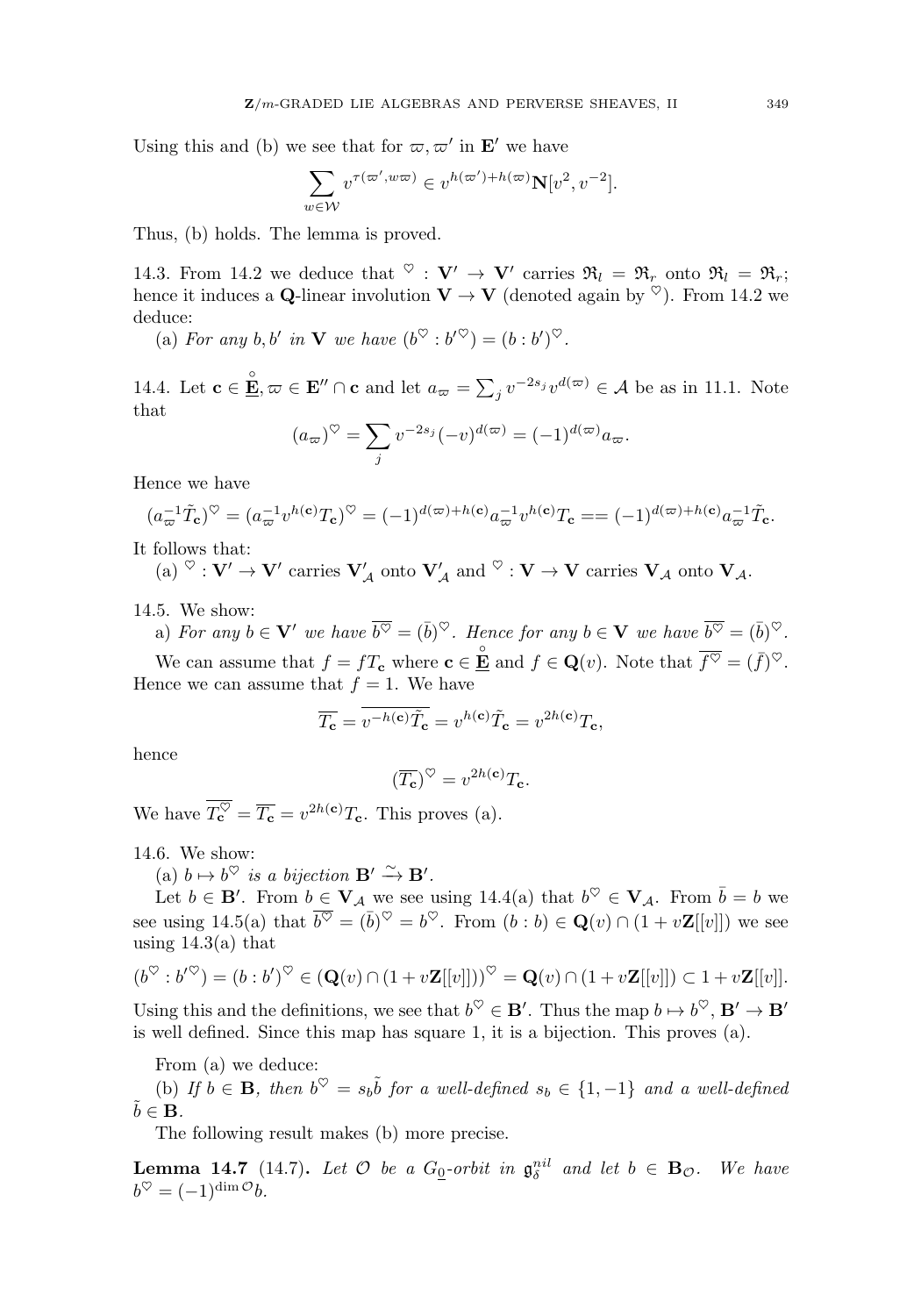Using this and (b) we see that for $\varpi, \varpi'$ in $\mathbf{E}'$ we have

$$\sum_{w \in \mathcal{W}} v^{\tau(\varpi', w\varpi)} \in v^{h(\varpi')+h(\varpi)} \mathbf{N}[v^2, v^{-2}].$$

Thus, (b) holds. The lemma is proved.

14.3. From 14.2 we deduce that ${}^{\heartsuit} : \mathbf{V}' \to \mathbf{V}'$ carries $\mathfrak{R}_l = \mathfrak{R}_r$ onto $\mathfrak{R}_l = \mathfrak{R}_r$; hence it induces a $\mathbf{Q}$-linear involution $\mathbf{V} \to \mathbf{V}$ (denoted again by ${}^{\heartsuit}$). From 14.2 we deduce:

(a) *For any $b, b'$ in $\mathbf{V}$ we have $(b^{\heartsuit} : b'^{\heartsuit}) = (b : b')^{\heartsuit}$.*

14.4. Let $\mathbf{c} \in \underline{\overset{\circ}{\mathbf{E}}}, \varpi \in \mathbf{E}'' \cap \mathbf{c}$ and let $a_\varpi = \sum_j v^{-2s_j} v^{d(\varpi)} \in \mathcal{A}$ be as in 11.1. Note that

$$(a_\varpi)^{\heartsuit} = \sum_j v^{-2s_j} (-v)^{d(\varpi)} = (-1)^{d(\varpi)} a_\varpi.$$

Hence we have

$$(a_\varpi^{-1} \tilde{T}_{\mathbf{c}})^{\heartsuit} = (a_\varpi^{-1} v^{h(\mathbf{c})} T_{\mathbf{c}})^{\heartsuit} = (-1)^{d(\varpi)+h(\mathbf{c})} a_\varpi^{-1} v^{h(\mathbf{c})} T_{\mathbf{c}} == (-1)^{d(\varpi)+h(\mathbf{c})} a_\varpi^{-1} \tilde{T}_{\mathbf{c}}.$$

It follows that:

(a) ${}^{\heartsuit} : \mathbf{V}' \to \mathbf{V}'$ carries $\mathbf{V}'_{\mathcal{A}}$ onto $\mathbf{V}'_{\mathcal{A}}$ and ${}^{\heartsuit} : \mathbf{V} \to \mathbf{V}$ carries $\mathbf{V}_{\mathcal{A}}$ onto $\mathbf{V}_{\mathcal{A}}$.

14.5. We show:

a) *For any $b \in \mathbf{V}'$ we have $\overline{b^{\heartsuit}} = (\bar{b})^{\heartsuit}$. Hence for any $b \in \mathbf{V}$ we have $\overline{b^{\heartsuit}} = (\bar{b})^{\heartsuit}$.*

We can assume that $f = fT_{\mathbf{c}}$ where $\mathbf{c} \in \underline{\overset{\circ}{\mathbf{E}}}$ and $f \in \mathbf{Q}(v)$. Note that $\overline{f^{\heartsuit}} = (\bar{f})^{\heartsuit}$. Hence we can assume that $f = 1$. We have

$$\overline{T_{\mathbf{c}}} = \overline{v^{-h(\mathbf{c})} \tilde{T}_{\mathbf{c}}} = v^{h(\mathbf{c})} \tilde{T}_{\mathbf{c}} = v^{2h(\mathbf{c})} T_{\mathbf{c}},$$

hence

$$(\overline{T_{\mathbf{c}}})^{\heartsuit} = v^{2h(\mathbf{c})} T_{\mathbf{c}}.$$

We have $\overline{T_{\mathbf{c}}^{\heartsuit}} = \overline{T_{\mathbf{c}}} = v^{2h(\mathbf{c})} T_{\mathbf{c}}$. This proves (a).

14.6. We show:

(a) *$b \mapsto b^{\heartsuit}$ is a bijection $\mathbf{B}' \xrightarrow{\sim} \mathbf{B}'$.*

Let $b \in \mathbf{B}'$. From $b \in \mathbf{V}_{\mathcal{A}}$ we see using 14.4(a) that $b^{\heartsuit} \in \mathbf{V}_{\mathcal{A}}$. From $\bar{b} = b$ we see using 14.5(a) that $\overline{b^{\heartsuit}} = (\bar{b})^{\heartsuit} = b^{\heartsuit}$. From $(b : b) \in \mathbf{Q}(v) \cap (1 + v\mathbf{Z}[[v]])$ we see using 14.3(a) that

$$(b^{\heartsuit} : b'^{\heartsuit}) = (b : b')^{\heartsuit} \in (\mathbf{Q}(v) \cap (1 + v\mathbf{Z}[[v]]))^{\heartsuit} = \mathbf{Q}(v) \cap (1 + v\mathbf{Z}[[v]]) \subset 1 + v\mathbf{Z}[[v]].$$

Using this and the definitions, we see that $b^{\heartsuit} \in \mathbf{B}'$. Thus the map $b \mapsto b^{\heartsuit}, \mathbf{B}' \to \mathbf{B}'$ is well defined. Since this map has square 1, it is a bijection. This proves (a).

From (a) we deduce:

(b) *If $b \in \mathbf{B}$, then $b^{\heartsuit} = s_b \tilde{b}$ for a well-defined $s_b \in \{1, -1\}$ and a well-defined $\tilde{b} \in \mathbf{B}$.*

The following result makes (b) more precise.

**Lemma 14.7** (14.7)**.** *Let $\mathcal{O}$ be a $G_{\underline{0}}$-orbit in $\mathfrak{g}_\delta^{nil}$ and let $b \in \mathbf{B}_{\mathcal{O}}$. We have $b^{\heartsuit} = (-1)^{\dim \mathcal{O}} b$.*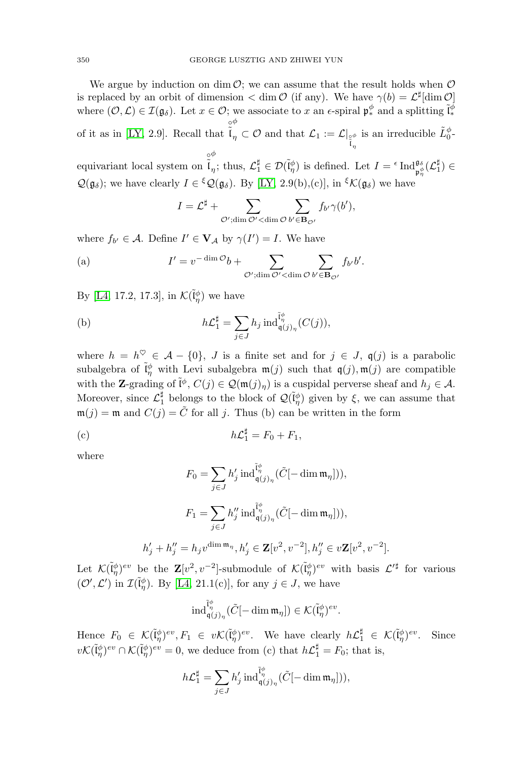We argue by induction on $\dim \mathcal{O}$; we can assume that the result holds when $\mathcal{O}$ is replaced by an orbit of dimension $< \dim \mathcal{O}$ (if any). We have $\gamma(b) = \mathcal{L}^\sharp[\dim \mathcal{O}]$ where $(\mathcal{O}, \mathcal{L}) \in \mathcal{I}(\mathfrak{g}_\delta)$. Let $x \in \mathcal{O}$; we associate to $x$ an $\epsilon$-spiral $\mathfrak{p}_*^\phi$ and a splitting $\tilde{\mathfrak{l}}_*^\phi$ of it as in [LY, 2.9]. Recall that $\overset{\circ}{\tilde{\mathfrak{l}}}{}^\phi_\eta \subset \mathcal{O}$ and that $\mathcal{L}_1 := \mathcal{L}|_{\overset{\circ}{\tilde{\mathfrak{l}}}{}^\phi_\eta}$ is an irreducible $\tilde{L}_0^\phi$-equivariant local system on $\overset{\circ}{\tilde{\mathfrak{l}}}{}^\phi_\eta$; thus, $\mathcal{L}_1^\sharp \in \mathcal{D}(\tilde{\mathfrak{l}}_\eta^\phi)$ is defined. Let $I = {}^\epsilon \mathrm{Ind}_{\mathfrak{p}_\eta^\phi}^{\mathfrak{g}_\delta}(\mathcal{L}_1^\sharp) \in \mathcal{Q}(\mathfrak{g}_\delta)$; we have clearly $I \in {}^\xi\mathcal{Q}(\mathfrak{g}_\delta)$. By [LY, 2.9(b),(c)], in ${}^\xi\mathcal{K}(\mathfrak{g}_\delta)$ we have

$$I = \mathcal{L}^\sharp + \sum_{\mathcal{O}'; \dim \mathcal{O}' < \dim \mathcal{O}} \sum_{b' \in \mathbf{B}_{\mathcal{O}'}} f_{b'} \gamma(b'),$$

where $f_{b'} \in \mathcal{A}$. Define $I' \in \mathbf{V}_\mathcal{A}$ by $\gamma(I') = I$. We have

(a)
$$I' = v^{-\dim \mathcal{O}} b + \sum_{\mathcal{O}'; \dim \mathcal{O}' < \dim \mathcal{O}} \sum_{b' \in \mathbf{B}_{\mathcal{O}'}} f_{b'} b'.$$

By [L4, 17.2, 17.3], in $\mathcal{K}(\tilde{\mathfrak{l}}_\eta^\phi)$ we have

(b)
$$h \mathcal{L}_1^\sharp = \sum_{j \in J} h_j \, \mathrm{ind}_{\mathfrak{q}(j)_\eta}^{\tilde{\mathfrak{l}}_\eta^\phi}(C(j)),$$

where $h = h^\heartsuit \in \mathcal{A} - \{0\}$, $J$ is a finite set and for $j \in J$, $\mathfrak{q}(j)$ is a parabolic subalgebra of $\tilde{\mathfrak{l}}_\eta^\phi$ with Levi subalgebra $\mathfrak{m}(j)$ such that $\mathfrak{q}(j), \mathfrak{m}(j)$ are compatible with the $\mathbf{Z}$-grading of $\tilde{\mathfrak{l}}^\phi$, $C(j) \in \mathcal{Q}(\mathfrak{m}(j)_\eta)$ is a cuspidal perverse sheaf and $h_j \in \mathcal{A}$. Moreover, since $\mathcal{L}_1^\sharp$ belongs to the block of $\mathcal{Q}(\tilde{\mathfrak{l}}_\eta^\phi)$ given by $\xi$, we can assume that $\mathfrak{m}(j) = \mathfrak{m}$ and $C(j) = \tilde{C}$ for all $j$. Thus (b) can be written in the form

(c)
$$h \mathcal{L}_1^\sharp = F_0 + F_1,$$

where

$$F_0 = \sum_{j \in J} h'_j \, \mathrm{ind}_{\mathfrak{q}(j)_\eta}^{\tilde{\mathfrak{l}}_\eta^\phi}(\tilde{C}[-\dim \mathfrak{m}_\eta])),$$

$$F_1 = \sum_{j \in J} h''_j \, \mathrm{ind}_{\mathfrak{q}(j)_\eta}^{\tilde{\mathfrak{l}}_\eta^\phi}(\tilde{C}[-\dim \mathfrak{m}_\eta])),$$

$$h'_j + h''_j = h_j v^{\dim \mathfrak{m}_\eta}, h'_j \in \mathbf{Z}[v^2, v^{-2}], h''_j \in v\mathbf{Z}[v^2, v^{-2}].$$

Let $\mathcal{K}(\tilde{\mathfrak{l}}_\eta^\phi)^{ev}$ be the $\mathbf{Z}[v^2, v^{-2}]$-submodule of $\mathcal{K}(\tilde{\mathfrak{l}}_\eta^\phi)^{ev}$ with basis $\mathcal{L}'^\sharp$ for various $(\mathcal{O}', \mathcal{L}')$ in $\mathcal{I}(\tilde{\mathfrak{l}}_\eta^\phi)$. By [L4, 21.1(c)], for any $j \in J$, we have

$$\mathrm{ind}_{\mathfrak{q}(j)_\eta}^{\tilde{\mathfrak{l}}_\eta^\phi}(\tilde{C}[-\dim \mathfrak{m}_\eta]) \in \mathcal{K}(\tilde{\mathfrak{l}}_\eta^\phi)^{ev}.$$

Hence $F_0 \in \mathcal{K}(\tilde{\mathfrak{l}}_\eta^\phi)^{ev}, F_1 \in v\mathcal{K}(\tilde{\mathfrak{l}}_\eta^\phi)^{ev}$. We have clearly $h\mathcal{L}_1^\sharp \in \mathcal{K}(\tilde{\mathfrak{l}}_\eta^\phi)^{ev}$. Since $v\mathcal{K}(\tilde{\mathfrak{l}}_\eta^\phi)^{ev} \cap \mathcal{K}(\tilde{\mathfrak{l}}_\eta^\phi)^{ev} = 0$, we deduce from (c) that $h\mathcal{L}_1^\sharp = F_0$; that is,

$$h \mathcal{L}_1^\sharp = \sum_{j \in J} h'_j \, \mathrm{ind}_{\mathfrak{q}(j)_\eta}^{\tilde{\mathfrak{l}}_\eta^\phi}(\tilde{C}[-\dim \mathfrak{m}_\eta])),$$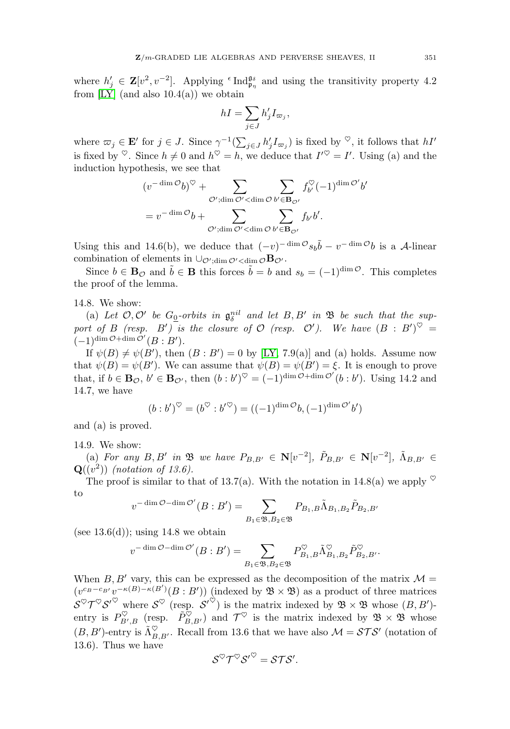where $h'_j \in \mathbf{Z}[v^2, v^{-2}]$. Applying ${}^\epsilon \mathrm{Ind}_{\mathfrak{p}_\eta}^{\mathfrak{g}_\delta}$ and using the transitivity property 4.2 from [LY] (and also 10.4(a)) we obtain

$$hI = \sum_{j \in J} h'_j I_{\varpi_j},$$

where $\varpi_j \in \mathbf{E}'$ for $j \in J$. Since $\gamma^{-1}(\sum_{j \in J} h'_j I_{\varpi_j})$ is fixed by $^\heartsuit$, it follows that $hI'$ is fixed by $^\heartsuit$. Since $h \neq 0$ and $h^\heartsuit = h$, we deduce that $I'^\heartsuit = I'$. Using (a) and the induction hypothesis, we see that

$$\begin{aligned}
&(v^{-\dim \mathcal{O}} b)^\heartsuit + \sum_{\mathcal{O}'; \dim \mathcal{O}' < \dim \mathcal{O}} \sum_{b' \in \mathbf{B}_{\mathcal{O}'}} f_{b'}^\heartsuit (-1)^{\dim \mathcal{O}'} b' \\
&= v^{-\dim \mathcal{O}} b + \sum_{\mathcal{O}'; \dim \mathcal{O}' < \dim \mathcal{O}} \sum_{b' \in \mathbf{B}_{\mathcal{O}'}} f_{b'} b'.
\end{aligned}$$

Using this and 14.6(b), we deduce that $(-v)^{-\dim \mathcal{O}} s_b \tilde{b} - v^{-\dim \mathcal{O}} b$ is a $\mathcal{A}$-linear combination of elements in $\cup_{\mathcal{O}'; \dim \mathcal{O}' < \dim \mathcal{O}} \mathbf{B}_{\mathcal{O}'}$.

Since $b \in \mathbf{B}_{\mathcal{O}}$ and $\tilde{b} \in \mathbf{B}$ this forces $\tilde{b} = b$ and $s_b = (-1)^{\dim \mathcal{O}}$. This completes the proof of the lemma.

14.8. We show:

(a) *Let $\mathcal{O}, \mathcal{O}'$ be $G_{\underline{0}}$-orbits in $\mathfrak{g}_\delta^{nil}$ and let $B, B'$ in $\mathfrak{B}$ be such that the support of $B$ (resp. $B'$) is the closure of $\mathcal{O}$ (resp. $\mathcal{O}'$). We have $(B : B')^\heartsuit = (-1)^{\dim \mathcal{O} + \dim \mathcal{O}'}(B : B')$.*

If $\psi(B) \neq \psi(B')$, then $(B : B') = 0$ by [LY, 7.9(a)] and (a) holds. Assume now that $\psi(B) = \psi(B')$. We can assume that $\psi(B) = \psi(B') = \xi$. It is enough to prove that, if $b \in \mathbf{B}_{\mathcal{O}}$, $b' \in \mathbf{B}_{\mathcal{O}'}$, then $(b : b')^\heartsuit = (-1)^{\dim \mathcal{O} + \dim \mathcal{O}'}(b : b')$. Using 14.2 and 14.7, we have

$$(b : b')^\heartsuit = (b^\heartsuit : b'^\heartsuit) = ((-1)^{\dim \mathcal{O}} b, (-1)^{\dim \mathcal{O}'} b')$$

and (a) is proved.

14.9. We show:

(a) *For any $B, B'$ in $\mathfrak{B}$ we have $P_{B,B'} \in \mathbf{N}[v^{-2}]$, $\tilde{P}_{B,B'} \in \mathbf{N}[v^{-2}]$, $\tilde{\Lambda}_{B,B'} \in \mathbf{Q}((v^2))$ (notation of 13.6).*

The proof is similar to that of 13.7(a). With the notation in 14.8(a) we apply $^\heartsuit$ to

$$v^{-\dim \mathcal{O} - \dim \mathcal{O}'}(B : B') = \sum_{B_1 \in \mathfrak{B}, B_2 \in \mathfrak{B}} P_{B_1, B} \tilde{\Lambda}_{B_1, B_2} \tilde{P}_{B_2, B'}$$

(see 13.6(d)); using 14.8 we obtain

$$v^{-\dim \mathcal{O} - \dim \mathcal{O}'}(B : B') = \sum_{B_1 \in \mathfrak{B}, B_2 \in \mathfrak{B}} P_{B_1, B}^\heartsuit \tilde{\Lambda}_{B_1, B_2}^\heartsuit \tilde{P}_{B_2, B'}^\heartsuit.$$

When $B, B'$ vary, this can be expressed as the decomposition of the matrix $\mathcal{M} = (v^{c_B - c_{B'}} v^{-\kappa(B) - \kappa(B')}(B : B'))$ (indexed by $\mathfrak{B} \times \mathfrak{B}$) as a product of three matrices $\mathcal{S}^\heartsuit \mathcal{T}^\heartsuit \mathcal{S}'^\heartsuit$ where $\mathcal{S}^\heartsuit$ (resp. $\mathcal{S}'^\heartsuit$) is the matrix indexed by $\mathfrak{B} \times \mathfrak{B}$ whose $(B, B')$-entry is $P_{B', B}^\heartsuit$ (resp. $\tilde{P}_{B, B'}^\heartsuit$) and $\mathcal{T}^\heartsuit$ is the matrix indexed by $\mathfrak{B} \times \mathfrak{B}$ whose $(B, B')$-entry is $\tilde{\Lambda}_{B, B'}^\heartsuit$. Recall from 13.6 that we have also $\mathcal{M} = \mathcal{S} \mathcal{T} \mathcal{S}'$ (notation of 13.6). Thus we have

$$\mathcal{S}^\heartsuit \mathcal{T}^\heartsuit \mathcal{S}'^\heartsuit = \mathcal{S} \mathcal{T} \mathcal{S}'.$$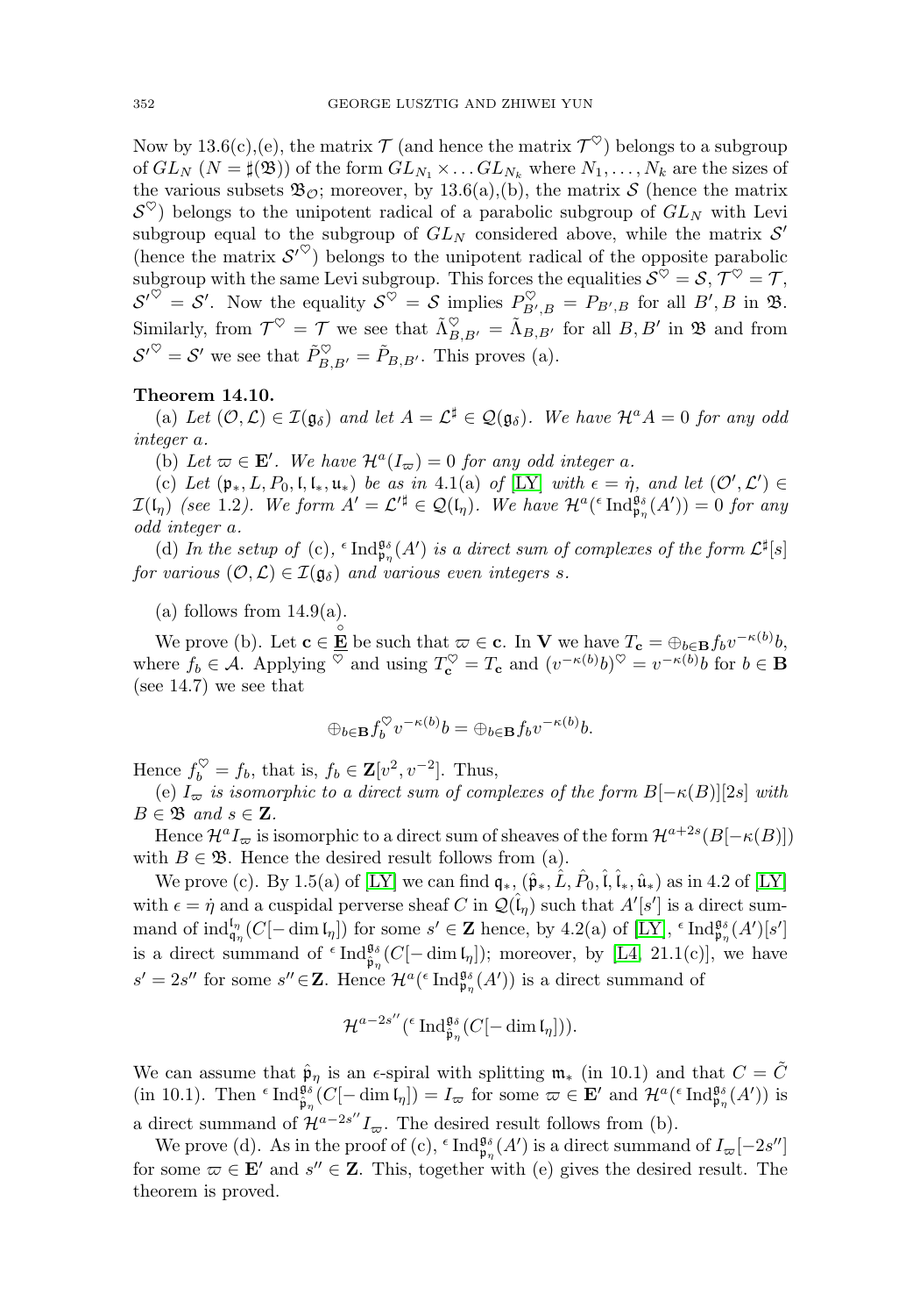Now by 13.6(c),(e), the matrix $\mathcal{T}$ (and hence the matrix $\mathcal{T}^\heartsuit$) belongs to a subgroup of $GL_N$ ($N = \sharp(\mathfrak{B})$) of the form $GL_{N_1} \times \ldots GL_{N_k}$ where $N_1, \ldots, N_k$ are the sizes of the various subsets $\mathfrak{B}_{\mathcal{O}}$; moreover, by 13.6(a),(b), the matrix $\mathcal{S}$ (hence the matrix $\mathcal{S}^\heartsuit$) belongs to the unipotent radical of a parabolic subgroup of $GL_N$ with Levi subgroup equal to the subgroup of $GL_N$ considered above, while the matrix $\mathcal{S}'$ (hence the matrix $\mathcal{S}'^\heartsuit$) belongs to the unipotent radical of the opposite parabolic subgroup with the same Levi subgroup. This forces the equalities $\mathcal{S}^\heartsuit = \mathcal{S}$, $\mathcal{T}^\heartsuit = \mathcal{T}$, $\mathcal{S}'^\heartsuit = \mathcal{S}'$. Now the equality $\mathcal{S}^\heartsuit = \mathcal{S}$ implies $P^\heartsuit_{B',B} = P_{B',B}$ for all $B', B$ in $\mathfrak{B}$. Similarly, from $\mathcal{T}^\heartsuit = \mathcal{T}$ we see that $\tilde{\Lambda}^\heartsuit_{B,B'} = \tilde{\Lambda}_{B,B'}$ for all $B, B'$ in $\mathfrak{B}$ and from $\mathcal{S}'^\heartsuit = \mathcal{S}'$ we see that $\tilde{P}^\heartsuit_{B,B'} = \tilde{P}_{B,B'}$. This proves (a).

**Theorem 14.10.**

(a) *Let $(\mathcal{O}, \mathcal{L}) \in \mathcal{I}(\mathfrak{g}_\delta)$ and let $A = \mathcal{L}^\sharp \in \mathcal{Q}(\mathfrak{g}_\delta)$. We have $\mathcal{H}^a A = 0$ for any odd integer $a$.*

(b) *Let $\varpi \in \mathbf{E}'$. We have $\mathcal{H}^a(I_\varpi) = 0$ for any odd integer $a$.*

(c) *Let $(\mathfrak{p}_*, L, P_0, \mathfrak{l}, \mathfrak{l}_*, \mathfrak{u}_*)$ be as in 4.1(a) of [LY] with $\epsilon = \dot{\eta}$, and let $(\mathcal{O}', \mathcal{L}') \in \mathcal{I}(\mathfrak{l}_\eta)$ (see 1.2). We form $A' = \mathcal{L}'^\sharp \in \mathcal{Q}(\mathfrak{l}_\eta)$. We have $\mathcal{H}^a({}^\epsilon\operatorname{Ind}^{\mathfrak{g}_\delta}_{\mathfrak{p}_\eta}(A')) = 0$ for any odd integer $a$.*

(d) *In the setup of (c), ${}^\epsilon\operatorname{Ind}^{\mathfrak{g}_\delta}_{\mathfrak{p}_\eta}(A')$ is a direct sum of complexes of the form $\mathcal{L}^\sharp[s]$ for various $(\mathcal{O}, \mathcal{L}) \in \mathcal{I}(\mathfrak{g}_\delta)$ and various even integers $s$.*

(a) follows from 14.9(a).

We prove (b). Let $\mathbf{c} \in \overset{\circ}{\underline{\mathbf{E}}}$ be such that $\varpi \in \mathbf{c}$. In $\mathbf{V}$ we have $T_{\mathbf{c}} = \oplus_{b \in \mathbf{B}} f_b v^{-\kappa(b)} b$, where $f_b \in \mathcal{A}$. Applying $^\heartsuit$ and using $T^\heartsuit_{\mathbf{c}} = T_{\mathbf{c}}$ and $(v^{-\kappa(b)} b)^\heartsuit = v^{-\kappa(b)} b$ for $b \in \mathbf{B}$ (see 14.7) we see that

$$\oplus_{b \in \mathbf{B}} f^\heartsuit_b v^{-\kappa(b)} b = \oplus_{b \in \mathbf{B}} f_b v^{-\kappa(b)} b.$$

Hence $f^\heartsuit_b = f_b$, that is, $f_b \in \mathbf{Z}[v^2, v^{-2}]$. Thus,

(e) *$I_\varpi$ is isomorphic to a direct sum of complexes of the form $B[-\kappa(B)][2s]$ with $B \in \mathfrak{B}$ and $s \in \mathbf{Z}$.*

Hence $\mathcal{H}^a I_\varpi$ is isomorphic to a direct sum of sheaves of the form $\mathcal{H}^{a+2s}(B[-\kappa(B)])$ with $B \in \mathfrak{B}$. Hence the desired result follows from (a).

We prove (c). By 1.5(a) of [LY] we can find $\mathfrak{q}_*, (\hat{\mathfrak{p}}_*, \hat{L}, \hat{P}_0, \hat{\mathfrak{l}}, \hat{\mathfrak{l}}_*, \hat{\mathfrak{u}}_*)$ as in 4.2 of [LY] with $\epsilon = \dot{\eta}$ and a cuspidal perverse sheaf $C$ in $\mathcal{Q}(\hat{\mathfrak{l}}_\eta)$ such that $A'[s']$ is a direct summand of $\operatorname{ind}^{\mathfrak{l}_\eta}_{\mathfrak{q}_\eta}(C[-\dim \mathfrak{l}_\eta])$ for some $s' \in \mathbf{Z}$ hence, by 4.2(a) of [LY], ${}^\epsilon\operatorname{Ind}^{\mathfrak{g}_\delta}_{\mathfrak{p}_\eta}(A')[s']$ is a direct summand of ${}^\epsilon\operatorname{Ind}^{\mathfrak{g}_\delta}_{\hat{\mathfrak{p}}_\eta}(C[-\dim \mathfrak{l}_\eta])$; moreover, by [L4, 21.1(c)], we have $s' = 2s''$ for some $s'' \in \mathbf{Z}$. Hence $\mathcal{H}^a({}^\epsilon\operatorname{Ind}^{\mathfrak{g}_\delta}_{\mathfrak{p}_\eta}(A'))$ is a direct summand of

$$\mathcal{H}^{a-2s''}({}^\epsilon\operatorname{Ind}^{\mathfrak{g}_\delta}_{\hat{\mathfrak{p}}_\eta}(C[-\dim \mathfrak{l}_\eta])).$$

We can assume that $\hat{\mathfrak{p}}_\eta$ is an $\epsilon$-spiral with splitting $\mathfrak{m}_*$ (in 10.1) and that $C = \tilde{C}$ (in 10.1). Then ${}^\epsilon\operatorname{Ind}^{\mathfrak{g}_\delta}_{\hat{\mathfrak{p}}_\eta}(C[-\dim \mathfrak{l}_\eta]) = I_\varpi$ for some $\varpi \in \mathbf{E}'$ and $\mathcal{H}^a({}^\epsilon\operatorname{Ind}^{\mathfrak{g}_\delta}_{\mathfrak{p}_\eta}(A'))$ is a direct summand of $\mathcal{H}^{a-2s''} I_\varpi$. The desired result follows from (b).

We prove (d). As in the proof of (c), ${}^\epsilon\operatorname{Ind}^{\mathfrak{g}_\delta}_{\mathfrak{p}_\eta}(A')$ is a direct summand of $I_\varpi[-2s'']$ for some $\varpi \in \mathbf{E}'$ and $s'' \in \mathbf{Z}$. This, together with (e) gives the desired result. The theorem is proved.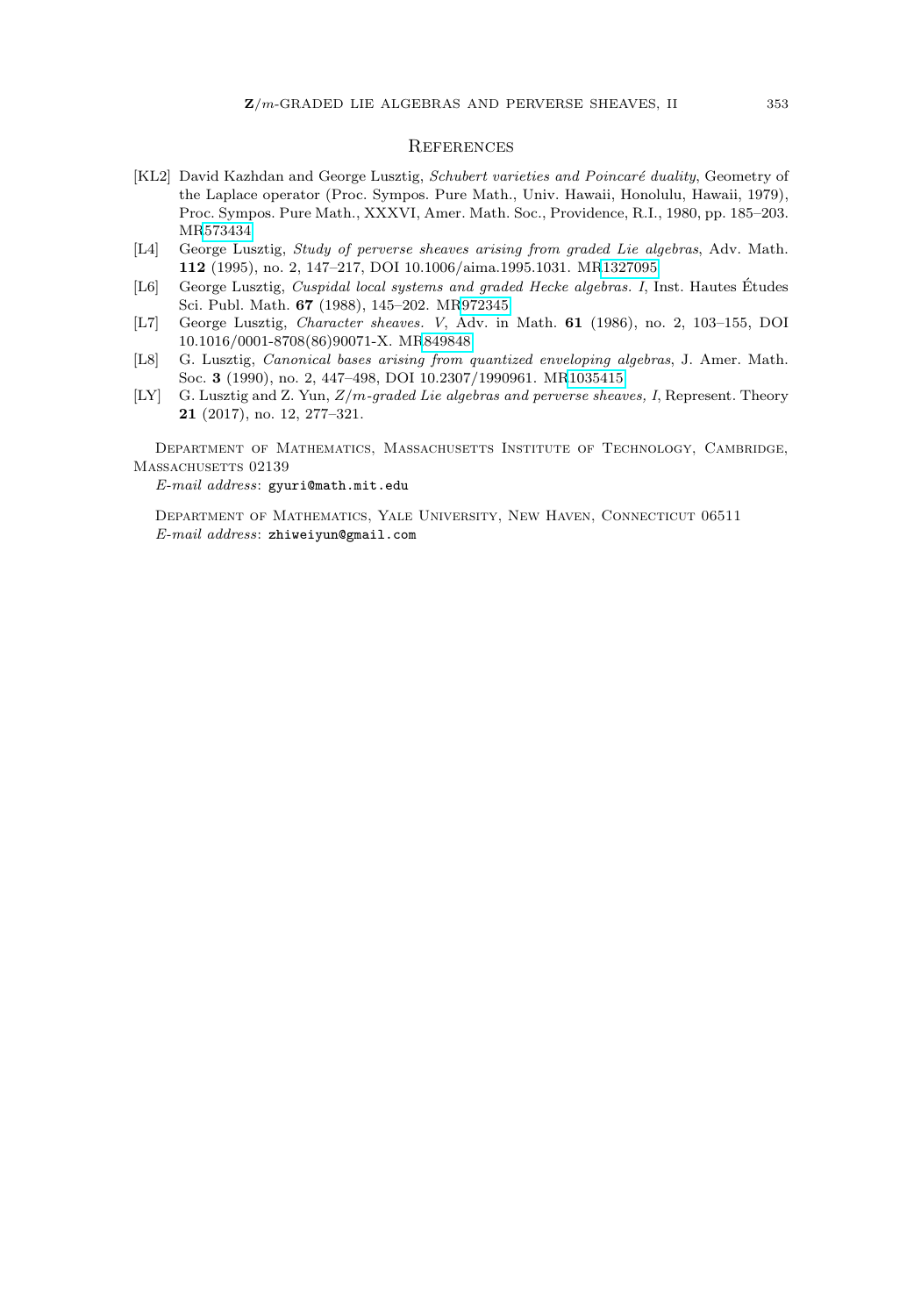## References

[KL2] David Kazhdan and George Lusztig, *Schubert varieties and Poincaré duality*, Geometry of the Laplace operator (Proc. Sympos. Pure Math., Univ. Hawaii, Honolulu, Hawaii, 1979), Proc. Sympos. Pure Math., XXXVI, Amer. Math. Soc., Providence, R.I., 1980, pp. 185–203. MR573434

[L4] George Lusztig, *Study of perverse sheaves arising from graded Lie algebras*, Adv. Math. **112** (1995), no. 2, 147–217, DOI 10.1006/aima.1995.1031. MR1327095

[L6] George Lusztig, *Cuspidal local systems and graded Hecke algebras. I*, Inst. Hautes Études Sci. Publ. Math. **67** (1988), 145–202. MR972345

[L7] George Lusztig, *Character sheaves. V*, Adv. in Math. **61** (1986), no. 2, 103–155, DOI 10.1016/0001-8708(86)90071-X. MR849848

[L8] G. Lusztig, *Canonical bases arising from quantized enveloping algebras*, J. Amer. Math. Soc. **3** (1990), no. 2, 447–498, DOI 10.2307/1990961. MR1035415

[LY] G. Lusztig and Z. Yun, *$Z/m$-graded Lie algebras and perverse sheaves, I*, Represent. Theory **21** (2017), no. 12, 277–321.

Department of Mathematics, Massachusetts Institute of Technology, Cambridge, Massachusetts 02139

*E-mail address*: gyuri@math.mit.edu

Department of Mathematics, Yale University, New Haven, Connecticut 06511

*E-mail address*: zhiweiyun@gmail.com